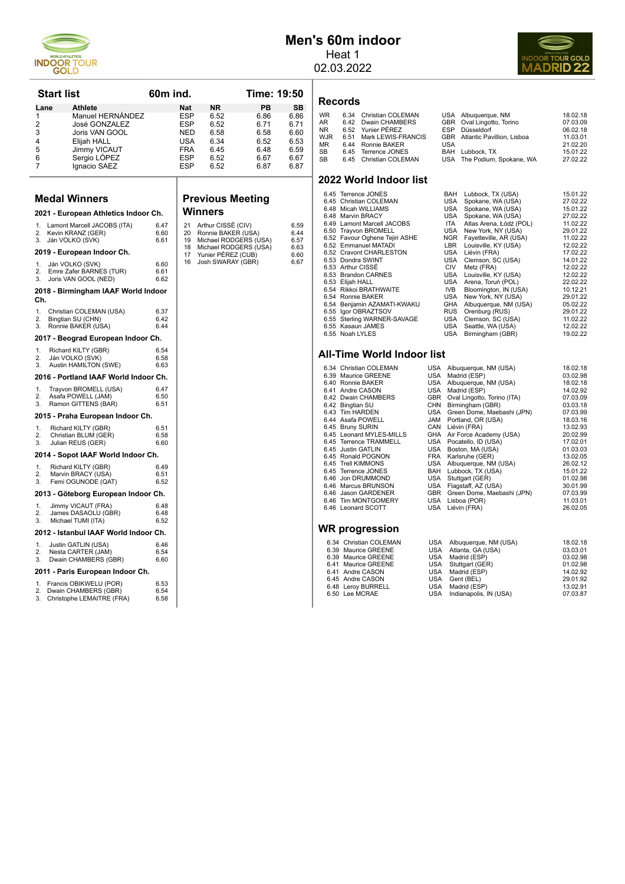# Men's 60m indoor

Heat 1

02.03.2022

## Start list

60m ind. — Time: 19:50

| Lane | Athlete | Nat | NR | PB | SB |
|---|---|---|---|---|---|
| 1 | Manuel HERNÁNDEZ | ESP | 6.52 | 6.86 | 6.86 |
| 2 | José GONZALEZ | ESP | 6.52 | 6.71 | 6.71 |
| 3 | Joris VAN GOOL | NED | 6.58 | 6.58 | 6.60 |
| 4 | Elijah HALL | USA | 6.34 | 6.52 | 6.53 |
| 5 | Jimmy VICAUT | FRA | 6.45 | 6.48 | 6.59 |
| 6 | Sergio LÓPEZ | ESP | 6.52 | 6.67 | 6.67 |
| 7 | Ignacio SAEZ | ESP | 6.52 | 6.87 | 6.87 |

## Medal Winners

### 2021 - European Athletics Indoor Ch.

1. Lamont Marcell JACOBS (ITA) 6.47
2. Kevin KRANZ (GER) 6.60
3. Ján VOLKO (SVK) 6.61

### 2019 - European Indoor Ch.

1. Ján VOLKO (SVK) 6.60
2. Emre Zafer BARNES (TUR) 6.61
3. Joris VAN GOOL (NED) 6.62

### 2018 - Birmingham IAAF World Indoor Ch.

1. Christian COLEMAN (USA) 6.37
2. Bingtian SU (CHN) 6.42
3. Ronnie BAKER (USA) 6.44

### 2017 - Beograd European Indoor Ch.

1. Richard KILTY (GBR) 6.54
2. Ján VOLKO (SVK) 6.58
3. Austin HAMILTON (SWE) 6.63

### 2016 - Portland IAAF World Indoor Ch.

1. Trayvon BROMELL (USA) 6.47
2. Asafa POWELL (JAM) 6.50
3. Ramon GITTENS (BAR) 6.51

### 2015 - Praha European Indoor Ch.

1. Richard KILTY (GBR) 6.51
2. Christian BLUM (GER) 6.58
3. Julian REUS (GER) 6.60

### 2014 - Sopot IAAF World Indoor Ch.

1. Richard KILTY (GBR) 6.49
2. Marvin BRACY (USA) 6.51
3. Femi OGUNODE (QAT) 6.52

### 2013 - Göteborg European Indoor Ch.

1. Jimmy VICAUT (FRA) 6.48
2. James DASAOLU (GBR) 6.48
3. Michael TUMI (ITA) 6.52

### 2012 - Istanbul IAAF World Indoor Ch.

1. Justin GATLIN (USA) 6.46
2. Nesta CARTER (JAM) 6.54
3. Dwain CHAMBERS (GBR) 6.60

### 2011 - Paris European Indoor Ch.

1. Francis OBIKWELU (POR) 6.53
2. Dwain CHAMBERS (GBR) 6.54
3. Christophe LEMAITRE (FRA) 6.58

## Previous Meeting Winners

| Year | Athlete | Result |
|---|---|---|
| 21 | Arthur CISSÉ (CIV) | 6.59 |
| 20 | Ronnie BAKER (USA) | 6.44 |
| 19 | Michael RODGERS (USA) | 6.57 |
| 18 | Michael RODGERS (USA) | 6.63 |
| 17 | Yunier PÉREZ (CUB) | 6.60 |
| 16 | Josh SWARAY (GBR) | 6.67 |

## Records

| | Result | Athlete | Nat | Venue | Date |
|---|---|---|---|---|---|
| WR | 6.34 | Christian COLEMAN | USA | Albuquerque, NM | 18.02.18 |
| AR | 6.42 | Dwain CHAMBERS | GBR | Oval Lingotto, Torino | 07.03.09 |
| NR | 6.52 | Yunier PÉREZ | ESP | Düsseldorf | 06.02.18 |
| WJR | 6.51 | Mark LEWIS-FRANCIS | GBR | Atlantic Pavillion, Lisboa | 11.03.01 |
| MR | 6.44 | Ronnie BAKER | USA | | 21.02.20 |
| SB | 6.45 | Terrence JONES | BAH | Lubbock, TX | 15.01.22 |
| SB | 6.45 | Christian COLEMAN | USA | The Podium, Spokane, WA | 27.02.22 |

## 2022 World Indoor list

| Result | Athlete | Nat | Venue | Date |
|---|---|---|---|---|
| 6.45 | Terrence JONES | BAH | Lubbock, TX (USA) | 15.01.22 |
| 6.45 | Christian COLEMAN | USA | Spokane, WA (USA) | 27.02.22 |
| 6.48 | Micah WILLIAMS | USA | Spokane, WA (USA) | 15.01.22 |
| 6.48 | Marvin BRACY | USA | Spokane, WA (USA) | 27.02.22 |
| 6.49 | Lamont Marcell JACOBS | ITA | Atlas Arena, Łódź (POL) | 11.02.22 |
| 6.50 | Trayvon BROMELL | USA | New York, NY (USA) | 29.01.22 |
| 6.52 | Favour Oghene Tejiri ASHE | NGR | Fayetteville, AR (USA) | 11.02.22 |
| 6.52 | Emmanuel MATADI | LBR | Louisville, KY (USA) | 12.02.22 |
| 6.52 | Cravont CHARLESTON | USA | Liévin (FRA) | 17.02.22 |
| 6.53 | Dondra SWINT | USA | Clemson, SC (USA) | 14.01.22 |
| 6.53 | Arthur CISSÉ | CIV | Metz (FRA) | 12.02.22 |
| 6.53 | Brandon CARNES | USA | Louisville, KY (USA) | 12.02.22 |
| 6.53 | Elijah HALL | USA | Arena, Toruń (POL) | 22.02.22 |
| 6.54 | Rikkoi BRATHWAITE | IVB | Bloomington, IN (USA) | 10.12.21 |
| 6.54 | Ronnie BAKER | USA | New York, NY (USA) | 29.01.22 |
| 6.54 | Benjamin AZAMATI-KWAKU | GHA | Albuquerque, NM (USA) | 05.02.22 |
| 6.55 | Igor OBRAZTSOV | RUS | Orenburg (RUS) | 29.01.22 |
| 6.55 | Sterling WARNER-SAVAGE | USA | Clemson, SC (USA) | 11.02.22 |
| 6.55 | Kasaun JAMES | USA | Seattle, WA (USA) | 12.02.22 |
| 6.55 | Noah LYLES | USA | Birmingham (GBR) | 19.02.22 |

## All-Time World Indoor list

| Result | Athlete | Nat | Venue | Date |
|---|---|---|---|---|
| 6.34 | Christian COLEMAN | USA | Albuquerque, NM (USA) | 18.02.18 |
| 6.39 | Maurice GREENE | USA | Madrid (ESP) | 03.02.98 |
| 6.40 | Ronnie BAKER | USA | Albuquerque, NM (USA) | 18.02.18 |
| 6.41 | Andre CASON | USA | Madrid (ESP) | 14.02.92 |
| 6.42 | Dwain CHAMBERS | GBR | Oval Lingotto, Torino (ITA) | 07.03.09 |
| 6.42 | Bingtian SU | CHN | Birmingham (GBR) | 03.03.18 |
| 6.43 | Tim HARDEN | USA | Green Dome, Maebashi (JPN) | 07.03.99 |
| 6.44 | Asafa POWELL | JAM | Portland, OR (USA) | 18.03.16 |
| 6.45 | Bruny SURIN | CAN | Liévin (FRA) | 13.02.93 |
| 6.45 | Leonard MYLES-MILLS | GHA | Air Force Academy (USA) | 20.02.99 |
| 6.45 | Terrence TRAMMELL | USA | Pocatello, ID (USA) | 17.02.01 |
| 6.45 | Justin GATLIN | USA | Boston, MA (USA) | 01.03.03 |
| 6.45 | Ronald POGNON | FRA | Karlsruhe (GER) | 13.02.05 |
| 6.45 | Trell KIMMONS | USA | Albuquerque, NM (USA) | 26.02.12 |
| 6.45 | Terrence JONES | BAH | Lubbock, TX (USA) | 15.01.22 |
| 6.46 | Jon DRUMMOND | USA | Stuttgart (GER) | 01.02.98 |
| 6.46 | Marcus BRUNSON | USA | Flagstaff, AZ (USA) | 30.01.99 |
| 6.46 | Jason GARDENER | GBR | Green Dome, Maebashi (JPN) | 07.03.99 |
| 6.46 | Tim MONTGOMERY | USA | Lisboa (POR) | 11.03.01 |
| 6.46 | Leonard SCOTT | USA | Liévin (FRA) | 26.02.05 |

## WR progression

| Result | Athlete | Nat | Venue | Date |
|---|---|---|---|---|
| 6.34 | Christian COLEMAN | USA | Albuquerque, NM (USA) | 18.02.18 |
| 6.39 | Maurice GREENE | USA | Atlanta, GA (USA) | 03.03.01 |
| 6.39 | Maurice GREENE | USA | Madrid (ESP) | 03.02.98 |
| 6.41 | Maurice GREENE | USA | Stuttgart (GER) | 01.02.98 |
| 6.41 | Andre CASON | USA | Madrid (ESP) | 14.02.92 |
| 6.45 | Andre CASON | USA | Gent (BEL) | 29.01.92 |
| 6.48 | Leroy BURRELL | USA | Madrid (ESP) | 13.02.91 |
| 6.50 | Lee MCRAE | USA | Indianapolis, IN (USA) | 07.03.87 |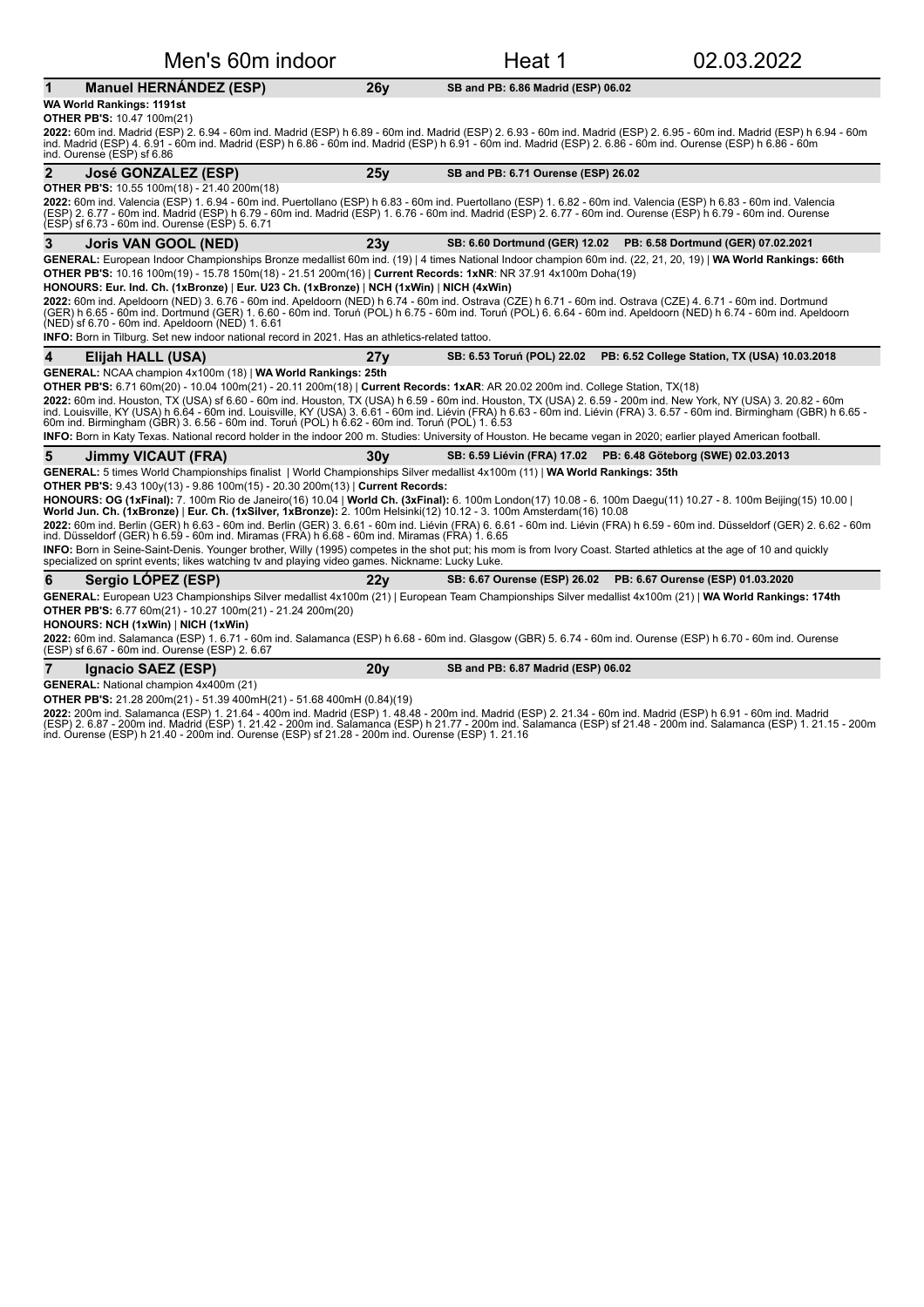# Men's 60m indoor — Heat 1 — 02.03.2022

## 1 Manuel HERNÁNDEZ (ESP) — 26y — SB and PB: 6.86 Madrid (ESP) 06.02

**WA World Rankings: 1191st**

**OTHER PB'S:** 10.47 100m(21)

**2022:** 60m ind. Madrid (ESP) 2. 6.94 - 60m ind. Madrid (ESP) h 6.89 - 60m ind. Madrid (ESP) 2. 6.93 - 60m ind. Madrid (ESP) 2. 6.95 - 60m ind. Madrid (ESP) h 6.94 - 60m ind. Madrid (ESP) 4. 6.91 - 60m ind. Madrid (ESP) h 6.86 - 60m ind. Madrid (ESP) h 6.91 - 60m ind. Madrid (ESP) 2. 6.86 - 60m ind. Ourense (ESP) h 6.86 - 60m ind. Ourense (ESP) sf 6.86

## 2 José GONZALEZ (ESP) — 25y — SB and PB: 6.71 Ourense (ESP) 26.02

**OTHER PB'S:** 10.55 100m(18) - 21.40 200m(18)

**2022:** 60m ind. Valencia (ESP) 1. 6.94 - 60m ind. Puertollano (ESP) h 6.83 - 60m ind. Puertollano (ESP) 1. 6.82 - 60m ind. Valencia (ESP) h 6.83 - 60m ind. Valencia (ESP) 2. 6.77 - 60m ind. Madrid (ESP) h 6.79 - 60m ind. Madrid (ESP) 1. 6.76 - 60m ind. Madrid (ESP) 2. 6.77 - 60m ind. Ourense (ESP) h 6.79 - 60m ind. Ourense (ESP) sf 6.73 - 60m ind. Ourense (ESP) 5. 6.71

## 3 Joris VAN GOOL (NED) — 23y — SB: 6.60 Dortmund (GER) 12.02 — PB: 6.58 Dortmund (GER) 07.02.2021

**GENERAL:** European Indoor Championships Bronze medallist 60m ind. (19) | 4 times National Indoor champion 60m ind. (22, 21, 20, 19) | **WA World Rankings: 66th**

**OTHER PB'S:** 10.16 100m(19) - 15.78 150m(18) - 21.51 200m(16) | **Current Records: 1xNR**: NR 37.91 4x100m Doha(19)

**HONOURS: Eur. Ind. Ch. (1xBronze)** | **Eur. U23 Ch. (1xBronze)** | **NCH (1xWin)** | **NICH (4xWin)**

**2022:** 60m ind. Apeldoorn (NED) 3. 6.76 - 60m ind. Apeldoorn (NED) h 6.74 - 60m ind. Ostrava (CZE) h 6.71 - 60m ind. Ostrava (CZE) 4. 6.71 - 60m ind. Dortmund (GER) h 6.65 - 60m ind. Dortmund (GER) 1. 6.60 - 60m ind. Toruń (POL) h 6.75 - 60m ind. Toruń (POL) 6. 6.64 - 60m ind. Apeldoorn (NED) h 6.74 - 60m ind. Apeldoorn (NED) sf 6.70 - 60m ind. Apeldoorn (NED) 1. 6.61

**INFO:** Born in Tilburg. Set new indoor national record in 2021. Has an athletics-related tattoo.

## 4 Elijah HALL (USA) — 27y — SB: 6.53 Toruń (POL) 22.02 — PB: 6.52 College Station, TX (USA) 10.03.2018

**GENERAL:** NCAA champion 4x100m (18) | **WA World Rankings: 25th**

**OTHER PB'S:** 6.71 60m(20) - 10.04 100m(21) - 20.11 200m(18) | **Current Records: 1xAR**: AR 20.02 200m ind. College Station, TX(18)

**2022:** 60m ind. Houston, TX (USA) sf 6.60 - 60m ind. Houston, TX (USA) h 6.59 - 60m ind. Houston, TX (USA) 2. 6.59 - 200m ind. New York, NY (USA) 3. 20.82 - 60m ind. Louisville, KY (USA) h 6.64 - 60m ind. Louisville, KY (USA) 3. 6.61 - 60m ind. Liévin (FRA) h 6.63 - 60m ind. Liévin (FRA) 3. 6.57 - 60m ind. Birmingham (GBR) h 6.65 - 60m ind. Birmingham (GBR) 3. 6.56 - 60m ind. Toruń (POL) h 6.62 - 60m ind. Toruń (POL) 1. 6.53

**INFO:** Born in Katy Texas. National record holder in the indoor 200 m. Studies: University of Houston. He became vegan in 2020; earlier played American football.

## 5 Jimmy VICAUT (FRA) — 30y — SB: 6.59 Liévin (FRA) 17.02 — PB: 6.48 Göteborg (SWE) 02.03.2013

**GENERAL:** 5 times World Championships finalist | World Championships Silver medallist 4x100m (11) | **WA World Rankings: 35th**

**OTHER PB'S:** 9.43 100y(13) - 9.86 100m(15) - 20.30 200m(13) | **Current Records:**

**HONOURS: OG (1xFinal):** 7. 100m Rio de Janeiro(16) 10.04 | **World Ch. (3xFinal):** 6. 100m London(17) 10.08 - 6. 100m Daegu(11) 10.27 - 8. 100m Beijing(15) 10.00 | **World Jun. Ch. (1xBronze)** | **Eur. Ch. (1xSilver, 1xBronze):** 2. 100m Helsinki(12) 10.12 - 3. 100m Amsterdam(16) 10.08

**2022:** 60m ind. Berlin (GER) h 6.63 - 60m ind. Berlin (GER) 3. 6.61 - 60m ind. Liévin (FRA) 6. 6.61 - 60m ind. Liévin (FRA) h 6.59 - 60m ind. Düsseldorf (GER) 2. 6.62 - 60m ind. Düsseldorf (GER) h 6.59 - 60m ind. Miramas (FRA) h 6.68 - 60m ind. Miramas (FRA) 1. 6.65

**INFO:** Born in Seine-Saint-Denis. Younger brother, Willy (1995) competes in the shot put; his mom is from Ivory Coast. Started athletics at the age of 10 and quickly specialized on sprint events; likes watching tv and playing video games. Nickname: Lucky Luke.

## 6 Sergio LÓPEZ (ESP) — 22y — SB: 6.67 Ourense (ESP) 26.02 — PB: 6.67 Ourense (ESP) 01.03.2020

**GENERAL:** European U23 Championships Silver medallist 4x100m (21) | European Team Championships Silver medallist 4x100m (21) | **WA World Rankings: 174th**

**OTHER PB'S:** 6.77 60m(21) - 10.27 100m(21) - 21.24 200m(20)

**HONOURS: NCH (1xWin)** | **NICH (1xWin)**

**2022:** 60m ind. Salamanca (ESP) 1. 6.71 - 60m ind. Salamanca (ESP) h 6.68 - 60m ind. Glasgow (GBR) 5. 6.74 - 60m ind. Ourense (ESP) h 6.70 - 60m ind. Ourense (ESP) sf 6.67 - 60m ind. Ourense (ESP) 2. 6.67

## 7 Ignacio SAEZ (ESP) — 20y — SB and PB: 6.87 Madrid (ESP) 06.02

**GENERAL:** National champion 4x400m (21)

**OTHER PB'S:** 21.28 200m(21) - 51.39 400mH(21) - 51.68 400mH (0.84)(19)

**2022:** 200m ind. Salamanca (ESP) 1. 21.64 - 400m ind. Madrid (ESP) 1. 48.48 - 200m ind. Madrid (ESP) 2. 21.34 - 60m ind. Madrid (ESP) h 6.91 - 60m ind. Madrid (ESP) 2. 6.87 - 200m ind. Madrid (ESP) 1. 21.42 - 200m ind. Salamanca (ESP) h 21.77 - 200m ind. Salamanca (ESP) sf 21.48 - 200m ind. Salamanca (ESP) 1. 21.15 - 200m ind. Ourense (ESP) h 21.40 - 200m ind. Ourense (ESP) sf 21.28 - 200m ind. Ourense (ESP) 1. 21.16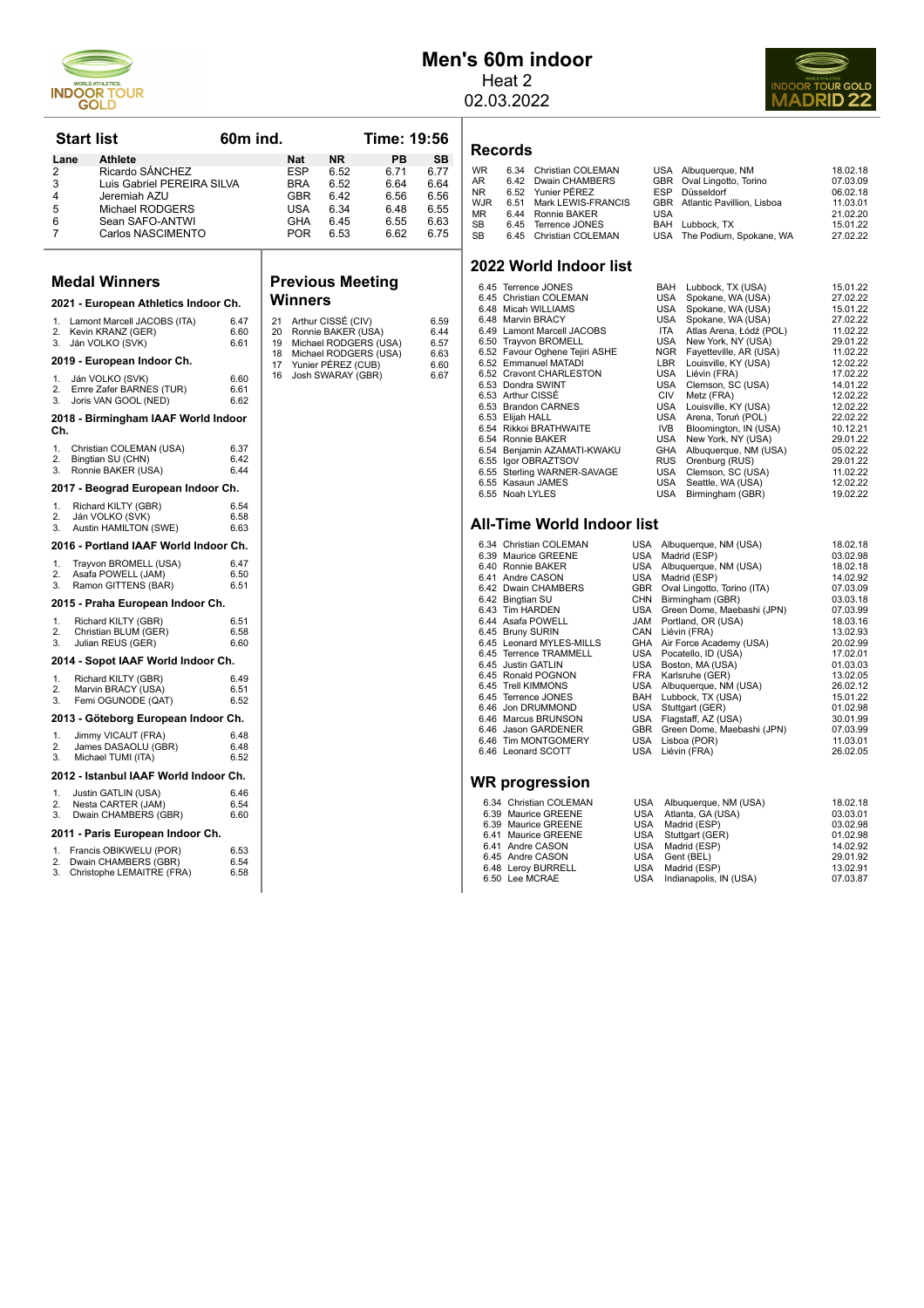# Men's 60m indoor

Heat 2

02.03.2022

## Start list

60m ind. — Time: 19:56

| Lane | Athlete | Nat | NR | PB | SB |
|---|---|---|---|---|---|
| 2 | Ricardo SÁNCHEZ | ESP | 6.52 | 6.71 | 6.77 |
| 3 | Luis Gabriel PEREIRA SILVA | BRA | 6.52 | 6.64 | 6.64 |
| 4 | Jeremiah AZU | GBR | 6.42 | 6.56 | 6.56 |
| 5 | Michael RODGERS | USA | 6.34 | 6.48 | 6.55 |
| 6 | Sean SAFO-ANTWI | GHA | 6.45 | 6.55 | 6.63 |
| 7 | Carlos NASCIMENTO | POR | 6.53 | 6.62 | 6.75 |

## Records

| | | | | | |
|---|---|---|---|---|---|
| WR | 6.34 | Christian COLEMAN | USA | Albuquerque, NM | 18.02.18 |
| AR | 6.42 | Dwain CHAMBERS | GBR | Oval Lingotto, Torino | 07.03.09 |
| NR | 6.52 | Yunier PÉREZ | ESP | Düsseldorf | 06.02.18 |
| WJR | 6.51 | Mark LEWIS-FRANCIS | GBR | Atlantic Pavillion, Lisboa | 11.03.01 |
| MR | 6.44 | Ronnie BAKER | USA | | 21.02.20 |
| SB | 6.45 | Terrence JONES | BAH | Lubbock, TX | 15.01.22 |
| SB | 6.45 | Christian COLEMAN | USA | The Podium, Spokane, WA | 27.02.22 |

## Medal Winners

### 2021 - European Athletics Indoor Ch.

1. Lamont Marcell JACOBS (ITA) 6.47
2. Kevin KRANZ (GER) 6.60
3. Ján VOLKO (SVK) 6.61

### 2019 - European Indoor Ch.

1. Ján VOLKO (SVK) 6.60
2. Emre Zafer BARNES (TUR) 6.61
3. Joris VAN GOOL (NED) 6.62

### 2018 - Birmingham IAAF World Indoor Ch.

1. Christian COLEMAN (USA) 6.37
2. Bingtian SU (CHN) 6.42
3. Ronnie BAKER (USA) 6.44

### 2017 - Beograd European Indoor Ch.

1. Richard KILTY (GBR) 6.54
2. Ján VOLKO (SVK) 6.58
3. Austin HAMILTON (SWE) 6.63

### 2016 - Portland IAAF World Indoor Ch.

1. Trayvon BROMELL (USA) 6.47
2. Asafa POWELL (JAM) 6.50
3. Ramon GITTENS (BAR) 6.51

### 2015 - Praha European Indoor Ch.

1. Richard KILTY (GBR) 6.51
2. Christian BLUM (GER) 6.58
3. Julian REUS (GER) 6.60

### 2014 - Sopot IAAF World Indoor Ch.

1. Richard KILTY (GBR) 6.49
2. Marvin BRACY (USA) 6.51
3. Femi OGUNODE (QAT) 6.52

### 2013 - Göteborg European Indoor Ch.

1. Jimmy VICAUT (FRA) 6.48
2. James DASAOLU (GBR) 6.48
3. Michael TUMI (ITA) 6.52

### 2012 - Istanbul IAAF World Indoor Ch.

1. Justin GATLIN (USA) 6.46
2. Nesta CARTER (JAM) 6.54
3. Dwain CHAMBERS (GBR) 6.60

### 2011 - Paris European Indoor Ch.

1. Francis OBIKWELU (POR) 6.53
2. Dwain CHAMBERS (GBR) 6.54
3. Christophe LEMAITRE (FRA) 6.58

## Previous Meeting Winners

| | | |
|---|---|---|
| 21 | Arthur CISSÉ (CIV) | 6.59 |
| 20 | Ronnie BAKER (USA) | 6.44 |
| 19 | Michael RODGERS (USA) | 6.57 |
| 18 | Michael RODGERS (USA) | 6.63 |
| 17 | Yunier PÉREZ (CUB) | 6.60 |
| 16 | Josh SWARAY (GBR) | 6.67 |

## 2022 World Indoor list

| | | | | |
|---|---|---|---|---|
| 6.45 | Terrence JONES | BAH | Lubbock, TX (USA) | 15.01.22 |
| 6.45 | Christian COLEMAN | USA | Spokane, WA (USA) | 27.02.22 |
| 6.48 | Micah WILLIAMS | USA | Spokane, WA (USA) | 15.01.22 |
| 6.48 | Marvin BRACY | USA | Spokane, WA (USA) | 27.02.22 |
| 6.49 | Lamont Marcell JACOBS | ITA | Atlas Arena, Łódź (POL) | 11.02.22 |
| 6.50 | Trayvon BROMELL | USA | New York, NY (USA) | 29.01.22 |
| 6.52 | Favour Oghene Tejiri ASHE | NGR | Fayetteville, AR (USA) | 11.02.22 |
| 6.52 | Emmanuel MATADI | LBR | Louisville, KY (USA) | 12.02.22 |
| 6.52 | Cravont CHARLESTON | USA | Liévin (FRA) | 17.02.22 |
| 6.53 | Dondra SWINT | USA | Clemson, SC (USA) | 14.01.22 |
| 6.53 | Arthur CISSÉ | CIV | Metz (FRA) | 12.02.22 |
| 6.53 | Brandon CARNES | USA | Louisville, KY (USA) | 12.02.22 |
| 6.53 | Elijah HALL | USA | Arena, Toruń (POL) | 22.02.22 |
| 6.54 | Rikkoi BRATHWAITE | IVB | Bloomington, IN (USA) | 10.12.21 |
| 6.54 | Ronnie BAKER | USA | New York, NY (USA) | 29.01.22 |
| 6.54 | Benjamin AZAMATI-KWAKU | GHA | Albuquerque, NM (USA) | 05.02.22 |
| 6.55 | Igor OBRAZTSOV | RUS | Orenburg (RUS) | 29.01.22 |
| 6.55 | Sterling WARNER-SAVAGE | USA | Clemson, SC (USA) | 11.02.22 |
| 6.55 | Kasaun JAMES | USA | Seattle, WA (USA) | 12.02.22 |
| 6.55 | Noah LYLES | USA | Birmingham (GBR) | 19.02.22 |

## All-Time World Indoor list

| | | | | |
|---|---|---|---|---|
| 6.34 | Christian COLEMAN | USA | Albuquerque, NM (USA) | 18.02.18 |
| 6.39 | Maurice GREENE | USA | Madrid (ESP) | 03.02.98 |
| 6.40 | Ronnie BAKER | USA | Albuquerque, NM (USA) | 18.02.18 |
| 6.41 | Andre CASON | USA | Madrid (ESP) | 14.02.92 |
| 6.42 | Dwain CHAMBERS | GBR | Oval Lingotto, Torino (ITA) | 07.03.09 |
| 6.42 | Bingtian SU | CHN | Birmingham (GBR) | 03.03.18 |
| 6.43 | Tim HARDEN | USA | Green Dome, Maebashi (JPN) | 07.03.99 |
| 6.44 | Asafa POWELL | JAM | Portland, OR (USA) | 18.03.16 |
| 6.45 | Bruny SURIN | CAN | Liévin (FRA) | 13.02.93 |
| 6.45 | Leonard MYLES-MILLS | GHA | Air Force Academy (USA) | 20.02.99 |
| 6.45 | Terrence TRAMMELL | USA | Pocatello, ID (USA) | 17.02.01 |
| 6.45 | Justin GATLIN | USA | Boston, MA (USA) | 01.03.03 |
| 6.45 | Ronald POGNON | FRA | Karlsruhe (GER) | 13.02.05 |
| 6.45 | Trell KIMMONS | USA | Albuquerque, NM (USA) | 26.02.12 |
| 6.45 | Terrence JONES | BAH | Lubbock, TX (USA) | 15.01.22 |
| 6.46 | Jon DRUMMOND | USA | Stuttgart (GER) | 01.02.98 |
| 6.46 | Marcus BRUNSON | USA | Flagstaff, AZ (USA) | 30.01.99 |
| 6.46 | Jason GARDENER | GBR | Green Dome, Maebashi (JPN) | 07.03.99 |
| 6.46 | Tim MONTGOMERY | USA | Lisboa (POR) | 11.03.01 |
| 6.46 | Leonard SCOTT | USA | Liévin (FRA) | 26.02.05 |

## WR progression

| | | | | |
|---|---|---|---|---|
| 6.34 | Christian COLEMAN | USA | Albuquerque, NM (USA) | 18.02.18 |
| 6.39 | Maurice GREENE | USA | Atlanta, GA (USA) | 03.03.01 |
| 6.39 | Maurice GREENE | USA | Madrid (ESP) | 03.02.98 |
| 6.41 | Maurice GREENE | USA | Stuttgart (GER) | 01.02.98 |
| 6.41 | Andre CASON | USA | Madrid (ESP) | 14.02.92 |
| 6.45 | Andre CASON | USA | Gent (BEL) | 29.01.92 |
| 6.48 | Leroy BURRELL | USA | Madrid (ESP) | 13.02.91 |
| 6.50 | Lee MCRAE | USA | Indianapolis, IN (USA) | 07.03.87 |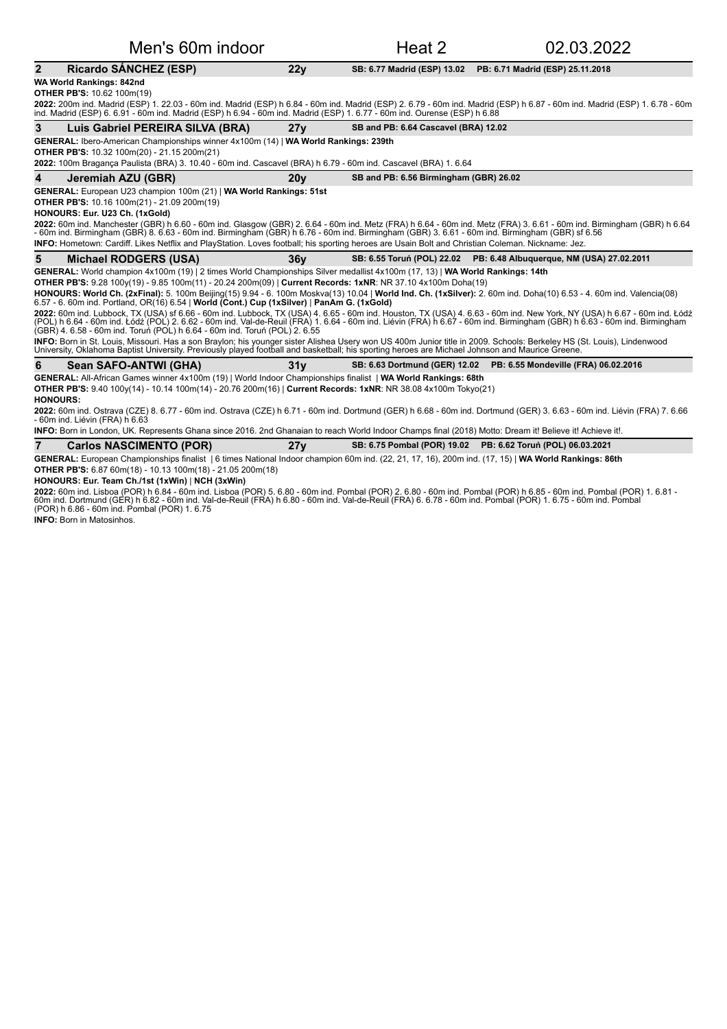# Men's 60m indoor — Heat 2 — 02.03.2022

## 2 Ricardo SÁNCHEZ (ESP) — 22y — SB: 6.77 Madrid (ESP) 13.02 — PB: 6.71 Madrid (ESP) 25.11.2018

**WA World Rankings: 842nd**

**OTHER PB'S:** 10.62 100m(19)

**2022:** 200m ind. Madrid (ESP) 1. 22.03 - 60m ind. Madrid (ESP) h 6.84 - 60m ind. Madrid (ESP) 2. 6.79 - 60m ind. Madrid (ESP) h 6.87 - 60m ind. Madrid (ESP) 1. 6.78 - 60m ind. Madrid (ESP) 6. 6.91 - 60m ind. Madrid (ESP) h 6.94 - 60m ind. Madrid (ESP) 1. 6.77 - 60m ind. Ourense (ESP) h 6.88

## 3 Luis Gabriel PEREIRA SILVA (BRA) — 27y — SB and PB: 6.64 Cascavel (BRA) 12.02

**GENERAL:** Ibero-American Championships winner 4x100m (14) | **WA World Rankings: 239th**

**OTHER PB'S:** 10.32 100m(20) - 21.15 200m(21)

**2022:** 100m Bragança Paulista (BRA) 3. 10.40 - 60m ind. Cascavel (BRA) h 6.79 - 60m ind. Cascavel (BRA) 1. 6.64

## 4 Jeremiah AZU (GBR) — 20y — SB and PB: 6.56 Birmingham (GBR) 26.02

**GENERAL:** European U23 champion 100m (21) | **WA World Rankings: 51st**

**OTHER PB'S:** 10.16 100m(21) - 21.09 200m(19)

**HONOURS: Eur. U23 Ch. (1xGold)**

**2022:** 60m ind. Manchester (GBR) h 6.60 - 60m ind. Glasgow (GBR) 2. 6.64 - 60m ind. Metz (FRA) h 6.64 - 60m ind. Metz (FRA) 3. 6.61 - 60m ind. Birmingham (GBR) h 6.64 - 60m ind. Birmingham (GBR) 8. 6.63 - 60m ind. Birmingham (GBR) h 6.76 - 60m ind. Birmingham (GBR) 3. 6.61 - 60m ind. Birmingham (GBR) sf 6.56

**INFO:** Hometown: Cardiff. Likes Netflix and PlayStation. Loves football; his sporting heroes are Usain Bolt and Christian Coleman. Nickname: Jez.

## 5 Michael RODGERS (USA) — 36y — SB: 6.55 Toruń (POL) 22.02 — PB: 6.48 Albuquerque, NM (USA) 27.02.2011

**GENERAL:** World champion 4x100m (19) | 2 times World Championships Silver medallist 4x100m (17, 13) | **WA World Rankings: 14th**

**OTHER PB'S:** 9.28 100y(19) - 9.85 100m(11) - 20.24 200m(09) | **Current Records: 1xNR**: NR 37.10 4x100m Doha(19)

**HONOURS: World Ch. (2xFinal):** 5. 100m Beijing(15) 9.94 - 6. 100m Moskva(13) 10.04 | **World Ind. Ch. (1xSilver):** 2. 60m ind. Doha(10) 6.53 - 4. 60m ind. Valencia(08) 6.57 - 6. 60m ind. Portland, OR(16) 6.54 | **World (Cont.) Cup (1xSilver)** | **PanAm G. (1xGold)**

**2022:** 60m ind. Lubbock, TX (USA) sf 6.66 - 60m ind. Lubbock, TX (USA) 4. 6.65 - 60m ind. Houston, TX (USA) 4. 6.63 - 60m ind. New York, NY (USA) h 6.67 - 60m ind. Łódź (POL) h 6.64 - 60m ind. Łódź (POL) 2. 6.62 - 60m ind. Val-de-Reuil (FRA) 1. 6.64 - 60m ind. Liévin (FRA) h 6.67 - 60m ind. Birmingham (GBR) h 6.63 - 60m ind. Birmingham (GBR) 4. 6.58 - 60m ind. Toruń (POL) h 6.64 - 60m ind. Toruń (POL) 2. 6.55

**INFO:** Born in St. Louis, Missouri. Has a son Braylon; his younger sister Alishea Usery won US 400m Junior title in 2009. Schools: Berkeley HS (St. Louis), Lindenwood University, Oklahoma Baptist University. Previously played football and basketball; his sporting heroes are Michael Johnson and Maurice Greene.

## 6 Sean SAFO-ANTWI (GHA) — 31y — SB: 6.63 Dortmund (GER) 12.02 — PB: 6.55 Mondeville (FRA) 06.02.2016

**GENERAL:** All-African Games winner 4x100m (19) | World Indoor Championships finalist | **WA World Rankings: 68th**

**OTHER PB'S:** 9.40 100y(14) - 10.14 100m(14) - 20.76 200m(16) | **Current Records: 1xNR**: NR 38.08 4x100m Tokyo(21)

**HONOURS:**

**2022:** 60m ind. Ostrava (CZE) 8. 6.77 - 60m ind. Ostrava (CZE) h 6.71 - 60m ind. Dortmund (GER) h 6.68 - 60m ind. Dortmund (GER) 3. 6.63 - 60m ind. Liévin (FRA) 7. 6.66 - 60m ind. Liévin (FRA) h 6.63

**INFO:** Born in London, UK. Represents Ghana since 2016. 2nd Ghanaian to reach World Indoor Champs final (2018) Motto: Dream it! Believe it! Achieve it!.

## 7 Carlos NASCIMENTO (POR) — 27y — SB: 6.75 Pombal (POR) 19.02 — PB: 6.62 Toruń (POL) 06.03.2021

**GENERAL:** European Championships finalist | 6 times National Indoor champion 60m ind. (22, 21, 17, 16), 200m ind. (17, 15) | **WA World Rankings: 86th**

**OTHER PB'S:** 6.87 60m(18) - 10.13 100m(18) - 21.05 200m(18)

**HONOURS: Eur. Team Ch./1st (1xWin)** | **NCH (3xWin)**

**2022:** 60m ind. Lisboa (POR) h 6.84 - 60m ind. Lisboa (POR) 5. 6.80 - 60m ind. Pombal (POR) 2. 6.80 - 60m ind. Pombal (POR) h 6.85 - 60m ind. Pombal (POR) 1. 6.81 - 60m ind. Dortmund (GER) h 6.82 - 60m ind. Val-de-Reuil (FRA) h 6.80 - 60m ind. Val-de-Reuil (FRA) 6. 6.78 - 60m ind. Pombal (POR) 1. 6.75 - 60m ind. Pombal (POR) h 6.86 - 60m ind. Pombal (POR) 1. 6.75

**INFO:** Born in Matosinhos.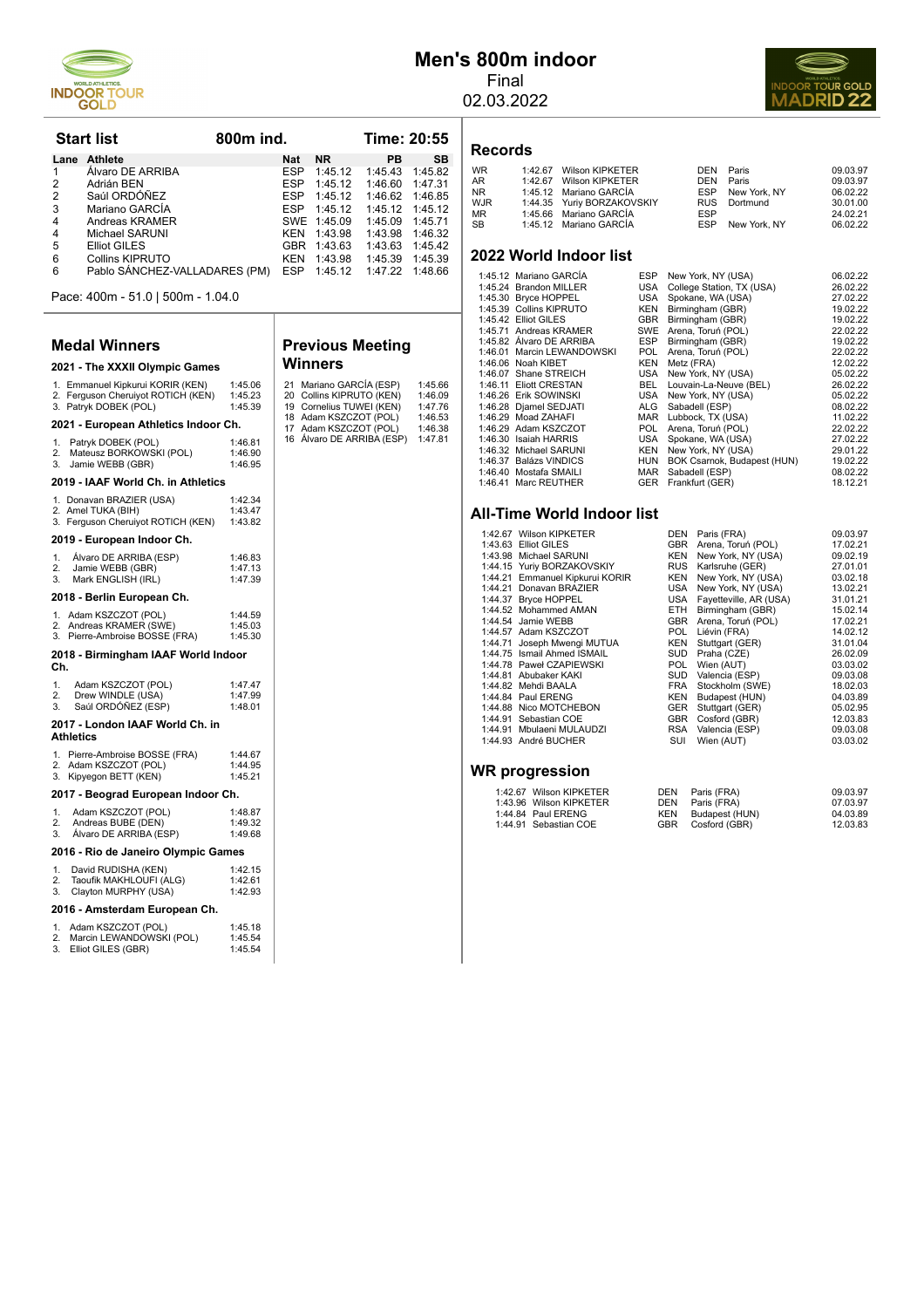# Men's 800m indoor

Final

02.03.2022

## Start list

800m ind. — Time: 20:55

| Lane | Athlete | Nat | NR | PB | SB |
|---|---|---|---|---|---|
| 1 | Álvaro DE ARRIBA | ESP | 1:45.12 | 1:45.43 | 1:45.82 |
| 2 | Adrián BEN | ESP | 1:45.12 | 1:46.60 | 1:47.31 |
| 2 | Saúl ORDÓÑEZ | ESP | 1:45.12 | 1:46.62 | 1:46.85 |
| 3 | Mariano GARCÍA | ESP | 1:45.12 | 1:45.12 | 1:45.12 |
| 4 | Andreas KRAMER | SWE | 1:45.09 | 1:45.09 | 1:45.71 |
| 4 | Michael SARUNI | KEN | 1:43.98 | 1:43.98 | 1:46.32 |
| 5 | Elliot GILES | GBR | 1:43.63 | 1:43.63 | 1:45.42 |
| 6 | Collins KIPRUTO | KEN | 1:43.98 | 1:45.39 | 1:45.39 |
| 6 | Pablo SÁNCHEZ-VALLADARES (PM) | ESP | 1:45.12 | 1:47.22 | 1:48.66 |

Pace: 400m - 51.0 | 500m - 1.04.0

## Medal Winners

### 2021 - The XXXII Olympic Games

1. Emmanuel Kipkurui KORIR (KEN) 1:45.06
2. Ferguson Cheruiyot ROTICH (KEN) 1:45.23
3. Patryk DOBEK (POL) 1:45.39

### 2021 - European Athletics Indoor Ch.

1. Patryk DOBEK (POL) 1:46.81
2. Mateusz BORKOWSKI (POL) 1:46.90
3. Jamie WEBB (GBR) 1:46.95

### 2019 - IAAF World Ch. in Athletics

1. Donavan BRAZIER (USA) 1:42.34
2. Amel TUKA (BIH) 1:43.47
3. Ferguson Cheruiyot ROTICH (KEN) 1:43.82

### 2019 - European Indoor Ch.

1. Álvaro DE ARRIBA (ESP) 1:46.83
2. Jamie WEBB (GBR) 1:47.13
3. Mark ENGLISH (IRL) 1:47.39

### 2018 - Berlin European Ch.

1. Adam KSZCZOT (POL) 1:44.59
2. Andreas KRAMER (SWE) 1:45.03
3. Pierre-Ambroise BOSSE (FRA) 1:45.30

### 2018 - Birmingham IAAF World Indoor Ch.

1. Adam KSZCZOT (POL) 1:47.47
2. Drew WINDLE (USA) 1:47.99
3. Saúl ORDÓÑEZ (ESP) 1:48.01

### 2017 - London IAAF World Ch. in Athletics

1. Pierre-Ambroise BOSSE (FRA) 1:44.67
2. Adam KSZCZOT (POL) 1:44.95
3. Kipyegon BETT (KEN) 1:45.21

### 2017 - Beograd European Indoor Ch.

1. Adam KSZCZOT (POL) 1:48.87
2. Andreas BUBE (DEN) 1:49.32
3. Álvaro DE ARRIBA (ESP) 1:49.68

### 2016 - Rio de Janeiro Olympic Games

1. David RUDISHA (KEN) 1:42.15
2. Taoufik MAKHLOUFI (ALG) 1:42.61
3. Clayton MURPHY (USA) 1:42.93

### 2016 - Amsterdam European Ch.

1. Adam KSZCZOT (POL) 1:45.18
2. Marcin LEWANDOWSKI (POL) 1:45.54
3. Elliot GILES (GBR) 1:45.54

## Previous Meeting Winners

| Year | Athlete | Result |
|---|---|---|
| 21 | Mariano GARCÍA (ESP) | 1:45.66 |
| 20 | Collins KIPRUTO (KEN) | 1:46.09 |
| 19 | Cornelius TUWEI (KEN) | 1:47.76 |
| 18 | Adam KSZCZOT (POL) | 1:46.53 |
| 17 | Adam KSZCZOT (POL) | 1:46.38 |
| 16 | Álvaro DE ARRIBA (ESP) | 1:47.81 |

## Records

| | Result | Athlete | Nat | Venue | Date |
|---|---|---|---|---|---|
| WR | 1:42.67 | Wilson KIPKETER | DEN | Paris | 09.03.97 |
| AR | 1:42.67 | Wilson KIPKETER | DEN | Paris | 09.03.97 |
| NR | 1:45.12 | Mariano GARCÍA | ESP | New York, NY | 06.02.22 |
| WJR | 1:44.35 | Yuriy BORZAKOVSKIY | RUS | Dortmund | 30.01.00 |
| MR | 1:45.66 | Mariano GARCÍA | ESP | | 24.02.21 |
| SB | 1:45.12 | Mariano GARCÍA | ESP | New York, NY | 06.02.22 |

## 2022 World Indoor list

| Result | Athlete | Nat | Venue | Date |
|---|---|---|---|---|
| 1:45.12 | Mariano GARCÍA | ESP | New York, NY (USA) | 06.02.22 |
| 1:45.24 | Brandon MILLER | USA | College Station, TX (USA) | 26.02.22 |
| 1:45.30 | Bryce HOPPEL | USA | Spokane, WA (USA) | 27.02.22 |
| 1:45.39 | Collins KIPRUTO | KEN | Birmingham (GBR) | 19.02.22 |
| 1:45.42 | Elliot GILES | GBR | Birmingham (GBR) | 19.02.22 |
| 1:45.71 | Andreas KRAMER | SWE | Arena, Toruń (POL) | 22.02.22 |
| 1:45.82 | Álvaro DE ARRIBA | ESP | Birmingham (GBR) | 19.02.22 |
| 1:46.01 | Marcin LEWANDOWSKI | POL | Arena, Toruń (POL) | 22.02.22 |
| 1:46.06 | Noah KIBET | KEN | Metz (FRA) | 12.02.22 |
| 1:46.07 | Shane STREICH | USA | New York, NY (USA) | 05.02.22 |
| 1:46.11 | Eliott CRESTAN | BEL | Louvain-la-Neuve (BEL) | 26.02.22 |
| 1:46.26 | Erik SOWINSKI | USA | New York, NY (USA) | 05.02.22 |
| 1:46.28 | Djamel SEDJATI | ALG | Sabadell (ESP) | 08.02.22 |
| 1:46.29 | Moad ZAHAFI | MAR | Lubbock, TX (USA) | 11.02.22 |
| 1:46.29 | Adam KSZCZOT | POL | Arena, Toruń (POL) | 22.02.22 |
| 1:46.30 | Isaiah HARRIS | USA | Spokane, WA (USA) | 27.02.22 |
| 1:46.32 | Michael SARUNI | KEN | New York, NY (USA) | 29.01.22 |
| 1:46.37 | Balázs VINDICS | HUN | BOK Csarnok, Budapest (HUN) | 19.02.22 |
| 1:46.40 | Mostafa SMAILI | MAR | Sabadell (ESP) | 08.02.22 |
| 1:46.41 | Marc REUTHER | GER | Frankfurt (GER) | 18.12.21 |

## All-Time World Indoor list

| Result | Athlete | Nat | Venue | Date |
|---|---|---|---|---|
| 1:42.67 | Wilson KIPKETER | DEN | Paris (FRA) | 09.03.97 |
| 1:43.63 | Elliot GILES | GBR | Arena, Toruń (POL) | 17.02.21 |
| 1:43.98 | Michael SARUNI | KEN | New York, NY (USA) | 09.02.19 |
| 1:44.15 | Yuriy BORZAKOVSKIY | RUS | Karlsruhe (GER) | 27.01.01 |
| 1:44.21 | Emmanuel Kipkurui KORIR | KEN | New York, NY (USA) | 03.02.18 |
| 1:44.21 | Donavan BRAZIER | USA | New York, NY (USA) | 13.02.21 |
| 1:44.37 | Bryce HOPPEL | USA | Fayetteville, AR (USA) | 31.01.21 |
| 1:44.52 | Mohammed AMAN | ETH | Birmingham (GBR) | 15.02.14 |
| 1:44.54 | Jamie WEBB | GBR | Arena, Toruń (POL) | 17.02.21 |
| 1:44.57 | Adam KSZCZOT | POL | Liévin (FRA) | 14.02.12 |
| 1:44.71 | Joseph Mwengi MUTUA | KEN | Stuttgart (GER) | 31.01.04 |
| 1:44.75 | Ismail Ahmed ISMAIL | SUD | Praha (CZE) | 26.02.09 |
| 1:44.78 | Paweł CZAPIEWSKI | POL | Wien (AUT) | 03.03.02 |
| 1:44.81 | Abubaker KAKI | SUD | Valencia (ESP) | 09.03.08 |
| 1:44.82 | Mehdi BAALA | FRA | Stockholm (SWE) | 18.02.03 |
| 1:44.84 | Paul ERENG | KEN | Budapest (HUN) | 04.03.89 |
| 1:44.88 | Nico MOTCHEBON | GER | Stuttgart (GER) | 05.02.95 |
| 1:44.91 | Sebastian COE | GBR | Cosford (GBR) | 12.03.83 |
| 1:44.91 | Mbulaeni MULAUDZI | RSA | Valencia (ESP) | 09.03.08 |
| 1:44.93 | André BUCHER | SUI | Wien (AUT) | 03.03.02 |

## WR progression

| Result | Athlete | Nat | Venue | Date |
|---|---|---|---|---|
| 1:42.67 | Wilson KIPKETER | DEN | Paris (FRA) | 09.03.97 |
| 1:43.96 | Wilson KIPKETER | DEN | Paris (FRA) | 07.03.97 |
| 1:44.84 | Paul ERENG | KEN | Budapest (HUN) | 04.03.89 |
| 1:44.91 | Sebastian COE | GBR | Cosford (GBR) | 12.03.83 |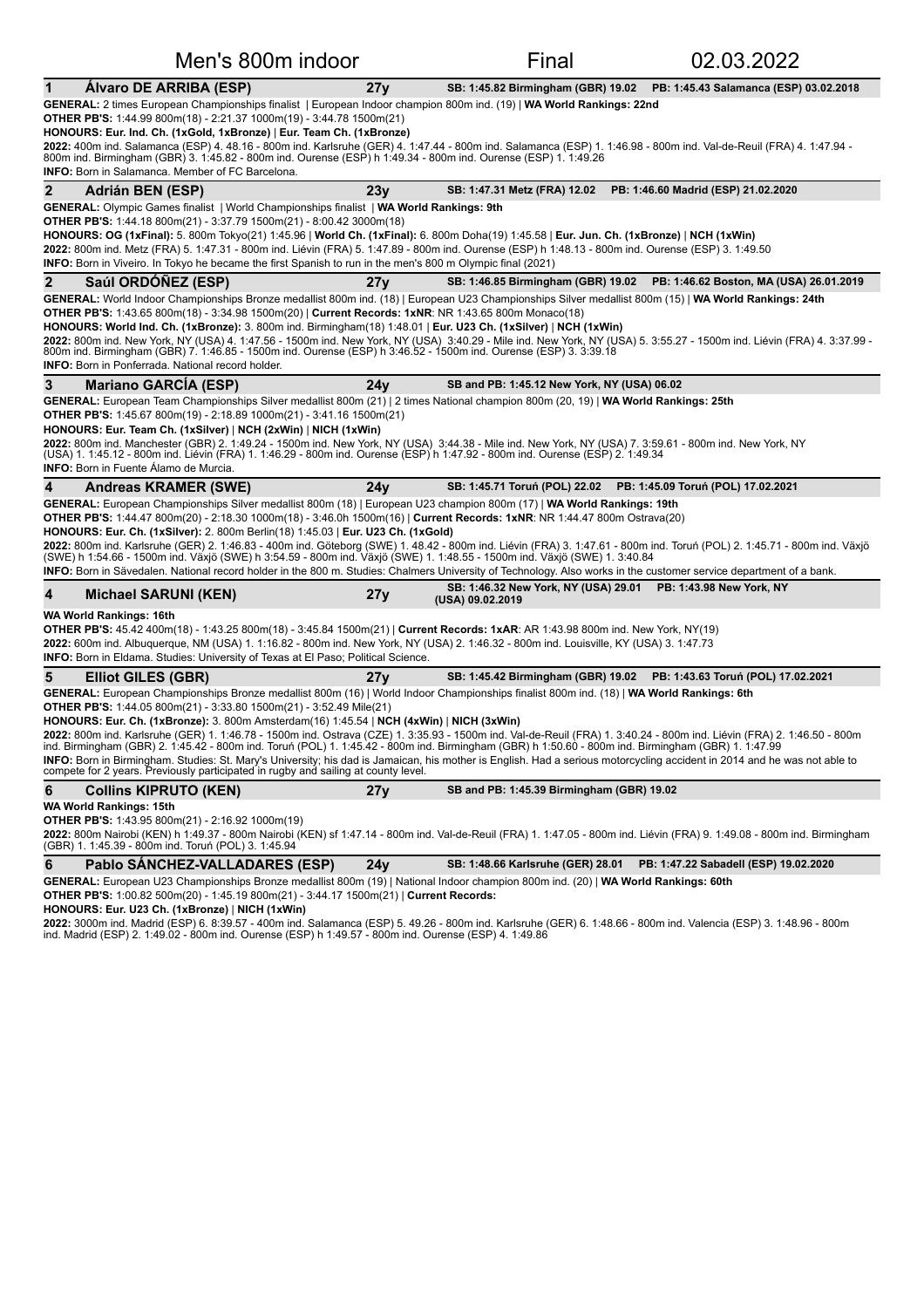# Men's 800m indoor — Final — 02.03.2022

## 1 Álvaro DE ARRIBA (ESP) — 27y — SB: 1:45.82 Birmingham (GBR) 19.02 — PB: 1:45.43 Salamanca (ESP) 03.02.2018

**GENERAL:** 2 times European Championships finalist | European Indoor champion 800m ind. (19) | **WA World Rankings: 22nd**
**OTHER PB'S:** 1:44.99 800m(18) - 2:21.37 1000m(19) - 3:44.78 1500m(21)
**HONOURS: Eur. Ind. Ch. (1xGold, 1xBronze)** | **Eur. Team Ch. (1xBronze)**
**2022:** 400m ind. Salamanca (ESP) 4. 48.16 - 800m ind. Karlsruhe (GER) 4. 1:47.44 - 800m ind. Salamanca (ESP) 1. 1:46.98 - 800m ind. Val-de-Reuil (FRA) 4. 1:47.94 - 800m ind. Birmingham (GBR) 3. 1:45.82 - 800m ind. Ourense (ESP) h 1:49.34 - 800m ind. Ourense (ESP) 1. 1:49.26
**INFO:** Born in Salamanca. Member of FC Barcelona.

## 2 Adrián BEN (ESP) — 23y — SB: 1:47.31 Metz (FRA) 12.02 — PB: 1:46.60 Madrid (ESP) 21.02.2020

**GENERAL:** Olympic Games finalist | World Championships finalist | **WA World Rankings: 9th**
**OTHER PB'S:** 1:44.18 800m(21) - 3:37.79 1500m(21) - 8:00.42 3000m(18)
**HONOURS: OG (1xFinal):** 5. 800m Tokyo(21) 1:45.96 | **World Ch. (1xFinal):** 6. 800m Doha(19) 1:45.58 | **Eur. Jun. Ch. (1xBronze)** | **NCH (1xWin)**
**2022:** 800m ind. Metz (FRA) 5. 1:47.31 - 800m ind. Liévin (FRA) 5. 1:47.89 - 800m ind. Ourense (ESP) h 1:48.13 - 800m ind. Ourense (ESP) 3. 1:49.50
**INFO:** Born in Viveiro. In Tokyo he became the first Spanish to run in the men's 800 m Olympic final (2021)

## 2 Saúl ORDÓÑEZ (ESP) — 27y — SB: 1:46.85 Birmingham (GBR) 19.02 — PB: 1:46.62 Boston, MA (USA) 26.01.2019

**GENERAL:** World Indoor Championships Bronze medallist 800m ind. (18) | European U23 Championships Silver medallist 800m (15) | **WA World Rankings: 24th**
**OTHER PB'S:** 1:43.65 800m(18) - 3:34.98 1500m(20) | **Current Records: 1xNR**: NR 1:43.65 800m Monaco(18)
**HONOURS: World Ind. Ch. (1xBronze):** 3. 800m ind. Birmingham(18) 1:48.01 | **Eur. U23 Ch. (1xSilver)** | **NCH (1xWin)**
**2022:** 800m ind. New York, NY (USA) 4. 1:47.56 - 1500m ind. New York, NY (USA) 3:40.29 - Mile ind. New York, NY (USA) 5. 3:55.27 - 1500m ind. Liévin (FRA) 4. 3:37.99 - 800m ind. Birmingham (GBR) 7. 1:46.85 - 1500m ind. Ourense (ESP) h 3:46.52 - 1500m ind. Ourense (ESP) 3. 3:39.18
**INFO:** Born in Ponferrada. National record holder.

## 3 Mariano GARCÍA (ESP) — 24y — SB and PB: 1:45.12 New York, NY (USA) 06.02

**GENERAL:** European Team Championships Silver medallist 800m (21) | 2 times National champion 800m (20, 19) | **WA World Rankings: 25th**
**OTHER PB'S:** 1:45.67 800m(19) - 2:18.89 1000m(21) - 3:41.16 1500m(21)
**HONOURS: Eur. Team Ch. (1xSilver)** | **NCH (2xWin)** | **NICH (1xWin)**
**2022:** 800m ind. Manchester (GBR) 2. 1:49.24 - 1500m ind. New York, NY (USA) 3:44.38 - Mile ind. New York, NY (USA) 7. 3:59.61 - 800m ind. New York, NY (USA) 1. 1:45.12 - 800m ind. Liévin (FRA) 1. 1:46.29 - 800m ind. Ourense (ESP) h 1:47.92 - 800m ind. Ourense (ESP) 2. 1:49.34
**INFO:** Born in Fuente Álamo de Murcia.

## 4 Andreas KRAMER (SWE) — 24y — SB: 1:45.71 Toruń (POL) 22.02 — PB: 1:45.09 Toruń (POL) 17.02.2021

**GENERAL:** European Championships Silver medallist 800m (18) | European U23 champion 800m (17) | **WA World Rankings: 19th**
**OTHER PB'S:** 1:44.47 800m(20) - 2:18.30 1000m(19) - 3:46.0h 1500m(16) | **Current Records: 1xNR**: NR 1:44.47 800m Ostrava(20)
**HONOURS: Eur. Ch. (1xSilver):** 2. 800m Berlin(18) 1:45.03 | **Eur. U23 Ch. (1xGold)**
**2022:** 800m ind. Karlsruhe (GER) 2. 1:46.83 - 400m ind. Göteborg (SWE) 1. 48.42 - 800m ind. Liévin (FRA) 3. 1:47.61 - 800m ind. Toruń (POL) 2. 1:45.71 - 800m ind. Växjö (SWE) h 1:54.66 - 1500m ind. Växjö (SWE) h 3:54.59 - 800m ind. Växjö (SWE) 1. 1:48.55 - 1500m ind. Växjö (SWE) 1. 3:40.84
**INFO:** Born in Sävedalen. National record holder in the 800 m. Studies: Chalmers University of Technology. Also works in the customer service department of a bank.

## 4 Michael SARUNI (KEN) — 27y — SB: 1:46.32 New York, NY (USA) 29.01 — PB: 1:43.98 New York, NY (USA) 09.02.2019

**WA World Rankings: 16th**
**OTHER PB'S:** 45.42 400m(18) - 1:43.25 800m(18) - 3:45.84 1500m(21) | **Current Records: 1xAR**: AR 1:43.98 800m ind. New York, NY(19)
**2022:** 600m ind. Albuquerque, NM (USA) 1. 1:16.82 - 800m ind. New York, NY (USA) 2. 1:46.32 - 800m ind. Louisville, KY (USA) 3. 1:47.73
**INFO:** Born in Eldama. Studies: University of Texas at El Paso; Political Science.

## 5 Elliot GILES (GBR) — 27y — SB: 1:45.42 Birmingham (GBR) 19.02 — PB: 1:43.63 Toruń (POL) 17.02.2021

**GENERAL:** European Championships Bronze medallist 800m (16) | World Indoor Championships finalist 800m ind. (18) | **WA World Rankings: 6th**
**OTHER PB'S:** 1:44.05 800m(21) - 3:33.80 1500m(21) - 3:52.49 Mile(21)
**HONOURS: Eur. Ch. (1xBronze):** 3. 800m Amsterdam(16) 1:45.54 | **NCH (4xWin)** | **NICH (3xWin)**
**2022:** 800m ind. Karlsruhe (GER) 1. 1:46.78 - 1500m ind. Ostrava (CZE) 1. 3:35.93 - 1500m ind. Val-de-Reuil (FRA) 1. 3:40.24 - 800m ind. Liévin (FRA) 2. 1:46.50 - 800m ind. Birmingham (GBR) 2. 1:45.42 - 800m ind. Toruń (POL) 1. 1:45.42 - 800m ind. Birmingham (GBR) h 1:50.60 - 800m ind. Birmingham (GBR) 1. 1:47.99
**INFO:** Born in Birmingham. Studies: St. Mary's University; his dad is Jamaican, his mother is English. Had a serious motorcycling accident in 2014 and he was not able to compete for 2 years. Previously participated in rugby and sailing at county level.

## 6 Collins KIPRUTO (KEN) — 27y — SB and PB: 1:45.39 Birmingham (GBR) 19.02

**WA World Rankings: 15th**
**OTHER PB'S:** 1:43.95 800m(21) - 2:16.92 1000m(19)
**2022:** 800m Nairobi (KEN) h 1:49.37 - 800m Nairobi (KEN) sf 1:47.14 - 800m ind. Val-de-Reuil (FRA) 1. 1:47.05 - 800m ind. Liévin (FRA) 9. 1:49.08 - 800m ind. Birmingham (GBR) 1. 1:45.39 - 800m ind. Toruń (POL) 3. 1:45.94

## 6 Pablo SÁNCHEZ-VALLADARES (ESP) — 24y — SB: 1:48.66 Karlsruhe (GER) 28.01 — PB: 1:47.22 Sabadell (ESP) 19.02.2020

**GENERAL:** European U23 Championships Bronze medallist 800m (19) | National Indoor champion 800m ind. (20) | **WA World Rankings: 60th**
**OTHER PB'S:** 1:00.82 500m(20) - 1:45.19 800m(21) - 3:44.17 1500m(21) | **Current Records:**
**HONOURS: Eur. U23 Ch. (1xBronze)** | **NICH (1xWin)**
**2022:** 3000m ind. Madrid (ESP) 6. 8:39.57 - 400m ind. Salamanca (ESP) 5. 49.26 - 800m ind. Karlsruhe (GER) 6. 1:48.66 - 800m ind. Valencia (ESP) 3. 1:48.96 - 800m ind. Madrid (ESP) 2. 1:49.02 - 800m ind. Ourense (ESP) h 1:49.57 - 800m ind. Ourense (ESP) 4. 1:49.86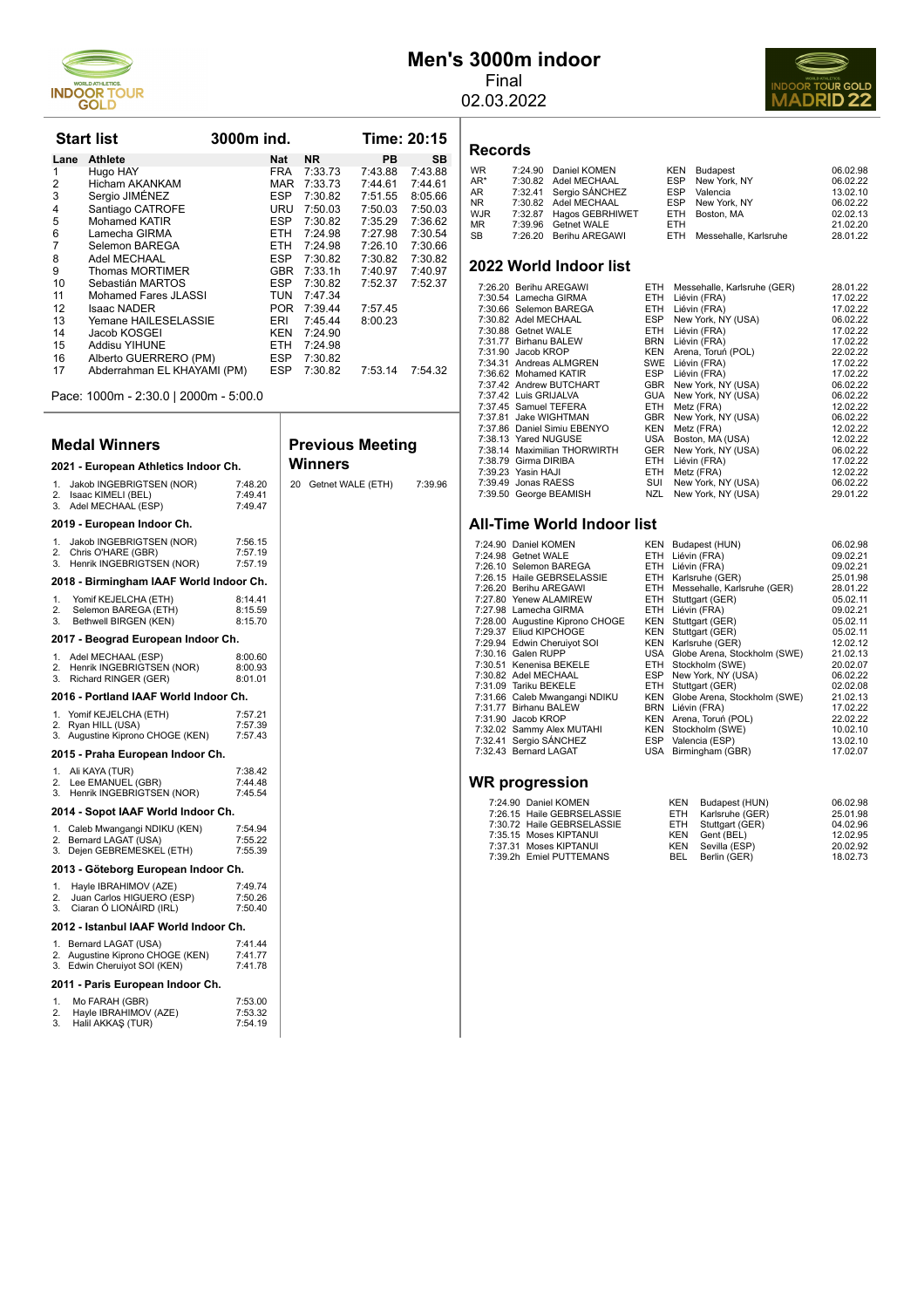# Men's 3000m indoor

Final

02.03.2022

## Start list

**3000m ind.** **Time: 20:15**

| Lane | Athlete | Nat | NR | PB | SB |
|---|---|---|---|---|---|
| 1 | Hugo HAY | FRA | 7:33.73 | 7:43.88 | 7:43.88 |
| 2 | Hicham AKANKAM | MAR | 7:33.73 | 7:44.61 | 7:44.61 |
| 3 | Sergio JIMÉNEZ | ESP | 7:30.82 | 7:51.55 | 8:05.66 |
| 4 | Santiago CATROFE | URU | 7:50.03 | 7:50.03 | 7:50.03 |
| 5 | Mohamed KATIR | ESP | 7:30.82 | 7:35.29 | 7:36.62 |
| 6 | Lamecha GIRMA | ETH | 7:24.98 | 7:27.98 | 7:30.54 |
| 7 | Selemon BAREGA | ETH | 7:24.98 | 7:26.10 | 7:30.66 |
| 8 | Adel MECHAAL | ESP | 7:30.82 | 7:30.82 | 7:30.82 |
| 9 | Thomas MORTIMER | GBR | 7:33.1h | 7:40.97 | 7:40.97 |
| 10 | Sebastián MARTOS | ESP | 7:30.82 | 7:52.37 | 7:52.37 |
| 11 | Mohamed Fares JLASSI | TUN | 7:47.34 | | |
| 12 | Isaac NADER | POR | 7:39.44 | 7:57.45 | |
| 13 | Yemane HAILESELASSIE | ERI | 7:45.44 | 8:00.23 | |
| 14 | Jacob KOSGEI | KEN | 7:24.90 | | |
| 15 | Addisu YIHUNE | ETH | 7:24.98 | | |
| 16 | Alberto GUERRERO (PM) | ESP | 7:30.82 | | |
| 17 | Abderrahman EL KHAYAMI (PM) | ESP | 7:30.82 | 7:53.14 | 7:54.32 |

Pace: 1000m - 2:30.0 | 2000m - 5:00.0

## Medal Winners

### 2021 - European Athletics Indoor Ch.

1. Jakob INGEBRIGTSEN (NOR) 7:48.20
2. Isaac KIMELI (BEL) 7:49.41
3. Adel MECHAAL (ESP) 7:49.47

### 2019 - European Indoor Ch.

1. Jakob INGEBRIGTSEN (NOR) 7:56.15
2. Chris O'HARE (GBR) 7:57.19
3. Henrik INGEBRIGTSEN (NOR) 7:57.19

### 2018 - Birmingham IAAF World Indoor Ch.

1. Yomif KEJELCHA (ETH) 8:14.41
2. Selemon BAREGA (ETH) 8:15.59
3. Bethwell BIRGEN (KEN) 8:15.70

### 2017 - Beograd European Indoor Ch.

1. Adel MECHAAL (ESP) 8:00.60
2. Henrik INGEBRIGTSEN (NOR) 8:00.93
3. Richard RINGER (GER) 8:01.01

### 2016 - Portland IAAF World Indoor Ch.

1. Yomif KEJELCHA (ETH) 7:57.21
2. Ryan HILL (USA) 7:57.39
3. Augustine Kiprono CHOGE (KEN) 7:57.43

### 2015 - Praha European Indoor Ch.

1. Ali KAYA (TUR) 7:38.42
2. Lee EMANUEL (GBR) 7:44.48
3. Henrik INGEBRIGTSEN (NOR) 7:45.54

### 2014 - Sopot IAAF World Indoor Ch.

1. Caleb Mwangangi NDIKU (KEN) 7:54.94
2. Bernard LAGAT (USA) 7:55.22
3. Dejen GEBREMESKEL (ETH) 7:55.39

### 2013 - Göteborg European Indoor Ch.

1. Hayle IBRAHIMOV (AZE) 7:49.74
2. Juan Carlos HIGUERO (ESP) 7:50.26
3. Ciaran Ó LIONÁIRD (IRL) 7:50.40

### 2012 - Istanbul IAAF World Indoor Ch.

1. Bernard LAGAT (USA) 7:41.44
2. Augustine Kiprono CHOGE (KEN) 7:41.77
3. Edwin Cheruiyot SOI (KEN) 7:41.78

### 2011 - Paris European Indoor Ch.

1. Mo FARAH (GBR) 7:53.00
2. Hayle IBRAHIMOV (AZE) 7:53.32
3. Halil AKKAŞ (TUR) 7:54.19

## Previous Meeting Winners

| | | |
|---|---|---|
| 20 | Getnet WALE (ETH) | 7:39.96 |

## Records

| | | | | | |
|---|---|---|---|---|---|
| WR | 7:24.90 | Daniel KOMEN | KEN | Budapest | 06.02.98 |
| AR* | 7:30.82 | Adel MECHAAL | ESP | New York, NY | 06.02.22 |
| AR | 7:32.41 | Sergio SÁNCHEZ | ESP | Valencia | 13.02.10 |
| NR | 7:30.82 | Adel MECHAAL | ESP | New York, NY | 06.02.22 |
| WJR | 7:32.87 | Hagos GEBRHIWET | ETH | Boston, MA | 02.02.13 |
| MR | 7:39.96 | Getnet WALE | ETH | | 21.02.20 |
| SB | 7:26.20 | Berihu AREGAWI | ETH | Messehalle, Karlsruhe | 28.01.22 |

## 2022 World Indoor list

| | | | | |
|---|---|---|---|---|
| 7:26.20 | Berihu AREGAWI | ETH | Messehalle, Karlsruhe (GER) | 28.01.22 |
| 7:30.54 | Lamecha GIRMA | ETH | Liévin (FRA) | 17.02.22 |
| 7:30.66 | Selemon BAREGA | ETH | Liévin (FRA) | 17.02.22 |
| 7:30.82 | Adel MECHAAL | ESP | New York, NY (USA) | 06.02.22 |
| 7:30.88 | Getnet WALE | ETH | Liévin (FRA) | 17.02.22 |
| 7:31.77 | Birhanu BALEW | BRN | Liévin (FRA) | 17.02.22 |
| 7:31.90 | Jacob KROP | KEN | Arena, Toruń (POL) | 22.02.22 |
| 7:34.31 | Andreas ALMGREN | SWE | Liévin (FRA) | 17.02.22 |
| 7:36.62 | Mohamed KATIR | ESP | Liévin (FRA) | 17.02.22 |
| 7:37.42 | Andrew BUTCHART | GBR | New York, NY (USA) | 06.02.22 |
| 7:37.42 | Luis GRIJALVA | GUA | New York, NY (USA) | 06.02.22 |
| 7:37.45 | Samuel TEFERA | ETH | Metz (FRA) | 12.02.22 |
| 7:37.81 | Jake WIGHTMAN | GBR | New York, NY (USA) | 06.02.22 |
| 7:37.86 | Daniel Simiu EBENYO | KEN | Metz (FRA) | 12.02.22 |
| 7:38.13 | Yared NUGUSE | USA | Boston, MA (USA) | 12.02.22 |
| 7:38.14 | Maximilian THORWIRTH | GER | New York, NY (USA) | 06.02.22 |
| 7:38.79 | Girma DIRIBA | ETH | Liévin (FRA) | 17.02.22 |
| 7:39.23 | Yasin HAJI | ETH | Metz (FRA) | 12.02.22 |
| 7:39.49 | Jonas RAESS | SUI | New York, NY (USA) | 06.02.22 |
| 7:39.50 | George BEAMISH | NZL | New York, NY (USA) | 29.01.22 |

## All-Time World Indoor list

| | | | | |
|---|---|---|---|---|
| 7:24.90 | Daniel KOMEN | KEN | Budapest (HUN) | 06.02.98 |
| 7:24.98 | Getnet WALE | ETH | Liévin (FRA) | 09.02.21 |
| 7:26.10 | Selemon BAREGA | ETH | Liévin (FRA) | 09.02.21 |
| 7:26.15 | Haile GEBRSELASSIE | ETH | Karlsruhe (GER) | 25.01.98 |
| 7:26.20 | Berihu AREGAWI | ETH | Messehalle, Karlsruhe (GER) | 28.01.22 |
| 7:27.80 | Yenew ALAMIREW | ETH | Stuttgart (GER) | 05.02.11 |
| 7:27.98 | Lamecha GIRMA | ETH | Liévin (FRA) | 09.02.21 |
| 7:28.00 | Augustine Kiprono CHOGE | KEN | Stuttgart (GER) | 05.02.11 |
| 7:29.37 | Eliud KIPCHOGE | KEN | Stuttgart (GER) | 05.02.11 |
| 7:29.94 | Edwin Cheruiyot SOI | KEN | Karlsruhe (GER) | 12.02.12 |
| 7:30.16 | Galen RUPP | USA | Globe Arena, Stockholm (SWE) | 21.02.13 |
| 7:30.51 | Kenenisa BEKELE | ETH | Stockholm (SWE) | 20.02.07 |
| 7:30.82 | Adel MECHAAL | ESP | New York, NY (USA) | 06.02.22 |
| 7:31.09 | Tariku BEKELE | ETH | Stuttgart (GER) | 02.02.08 |
| 7:31.66 | Caleb Mwangangi NDIKU | KEN | Globe Arena, Stockholm (SWE) | 21.02.13 |
| 7:31.77 | Birhanu BALEW | BRN | Liévin (FRA) | 17.02.22 |
| 7:31.90 | Jacob KROP | KEN | Arena, Toruń (POL) | 22.02.22 |
| 7:32.02 | Sammy Alex MUTAHI | KEN | Stockholm (SWE) | 10.02.10 |
| 7:32.41 | Sergio SÁNCHEZ | ESP | Valencia (ESP) | 13.02.10 |
| 7:32.43 | Bernard LAGAT | USA | Birmingham (GBR) | 17.02.07 |

## WR progression

| | | | | |
|---|---|---|---|---|
| 7:24.90 | Daniel KOMEN | KEN | Budapest (HUN) | 06.02.98 |
| 7:26.15 | Haile GEBRSELASSIE | ETH | Karlsruhe (GER) | 25.01.98 |
| 7:30.72 | Haile GEBRSELASSIE | ETH | Stuttgart (GER) | 04.02.96 |
| 7:35.15 | Moses KIPTANUI | KEN | Gent (BEL) | 12.02.95 |
| 7:37.31 | Moses KIPTANUI | KEN | Sevilla (ESP) | 20.02.92 |
| 7:39.2h | Emiel PUTTEMANS | BEL | Berlin (GER) | 18.02.73 |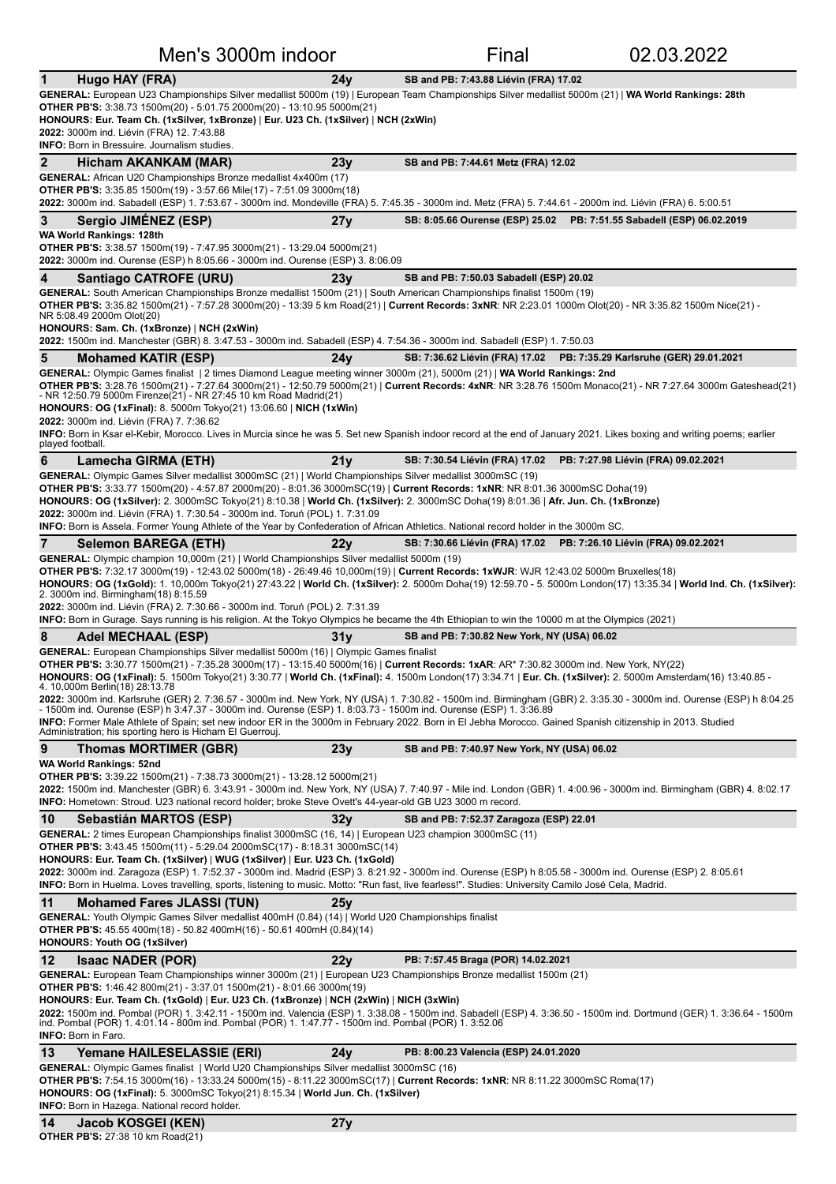# Men's 3000m indoor — Final — 02.03.2022

**1 Hugo HAY (FRA)** — 24y — SB and PB: 7:43.88 Liévin (FRA) 17.02

**GENERAL:** European U23 Championships Silver medallist 5000m (19) | European Team Championships Silver medallist 5000m (21) | **WA World Rankings: 28th**
**OTHER PB'S:** 3:38.73 1500m(20) - 5:01.75 2000m(20) - 13:10.95 5000m(21)
**HONOURS: Eur. Team Ch. (1xSilver, 1xBronze) | Eur. U23 Ch. (1xSilver) | NCH (2xWin)**
**2022:** 3000m ind. Liévin (FRA) 12. 7:43.88
**INFO:** Born in Bressuire. Journalism studies.

**2 Hicham AKANKAM (MAR)** — 23y — SB and PB: 7:44.61 Metz (FRA) 12.02

**GENERAL:** African U20 Championships Bronze medallist 4x400m (17)
**OTHER PB'S:** 3:35.85 1500m(19) - 3:57.66 Mile(17) - 7:51.09 3000m(18)
**2022:** 3000m ind. Sabadell (ESP) 1. 7:53.67 - 3000m ind. Mondeville (FRA) 5. 7:45.35 - 3000m ind. Metz (FRA) 5. 7:44.61 - 2000m ind. Liévin (FRA) 6. 5:00.51

**3 Sergio JIMÉNEZ (ESP)** — 27y — SB: 8:05.66 Ourense (ESP) 25.02 — PB: 7:51.55 Sabadell (ESP) 06.02.2019

**WA World Rankings: 128th**
**OTHER PB'S:** 3:38.57 1500m(19) - 7:47.95 3000m(21) - 13:29.04 5000m(21)
**2022:** 3000m ind. Ourense (ESP) h 8:05.66 - 3000m ind. Ourense (ESP) 3. 8:06.09

**4 Santiago CATROFE (URU)** — 23y — SB and PB: 7:50.03 Sabadell (ESP) 20.02

**GENERAL:** South American Championships Bronze medallist 1500m (21) | South American Championships finalist 1500m (19)
**OTHER PB'S:** 3:35.82 1500m(21) - 7:57.28 3000m(20) - 13:39 5 km Road(21) | **Current Records: 3xNR**: NR 2:23.01 1000m Olot(20) - NR 3:35.82 1500m Nice(21) - NR 5:08.49 2000m Olot(20)
**HONOURS: Sam. Ch. (1xBronze) | NCH (2xWin)**
**2022:** 1500m ind. Manchester (GBR) 8. 3:47.53 - 3000m ind. Sabadell (ESP) 4. 7:54.36 - 3000m ind. Sabadell (ESP) 1. 7:50.03

**5 Mohamed KATIR (ESP)** — 24y — SB: 7:36.62 Liévin (FRA) 17.02 — PB: 7:35.29 Karlsruhe (GER) 29.01.2021

**GENERAL:** Olympic Games finalist | 2 times Diamond League meeting winner 3000m (21), 5000m (21) | **WA World Rankings: 2nd**
**OTHER PB'S:** 3:28.76 1500m(21) - 7:27.64 3000m(21) - 12:50.79 5000m(21) | **Current Records: 4xNR**: NR 3:28.76 1500m Monaco(21) - NR 7:27.64 3000m Gateshead(21) - NR 12:50.79 5000m Firenze(21) - NR 27:45 10 km Road Madrid(21)
**HONOURS: OG (1xFinal):** 8. 5000m Tokyo(21) 13:06.60 | **NICH (1xWin)**
**2022:** 3000m ind. Liévin (FRA) 7. 7:36.62
**INFO:** Born in Ksar el-Kebir, Morocco. Lives in Murcia since he was 5. Set new Spanish indoor record at the end of January 2021. Likes boxing and writing poems; earlier played football.

**6 Lamecha GIRMA (ETH)** — 21y — SB: 7:30.54 Liévin (FRA) 17.02 — PB: 7:27.98 Liévin (FRA) 09.02.2021

**GENERAL:** Olympic Games Silver medallist 3000mSC (21) | World Championships Silver medallist 3000mSC (19)
**OTHER PB'S:** 3:33.77 1500m(20) - 4:57.87 2000m(20) - 8:01.36 3000mSC(19) | **Current Records: 1xNR**: NR 8:01.36 3000mSC Doha(19)
**HONOURS: OG (1xSilver):** 2. 3000mSC Tokyo(21) 8:10.38 | **World Ch. (1xSilver):** 2. 3000mSC Doha(19) 8:01.36 | **Afr. Jun. Ch. (1xBronze)**
**2022:** 3000m ind. Liévin (FRA) 1. 7:30.54 - 3000m ind. Toruń (POL) 1. 7:31.09
**INFO:** Born is Assela. Former Young Athlete of the Year by Confederation of African Athletics. National record holder in the 3000m SC.

**7 Selemon BAREGA (ETH)** — 22y — SB: 7:30.66 Liévin (FRA) 17.02 — PB: 7:26.10 Liévin (FRA) 09.02.2021

**GENERAL:** Olympic champion 10,000m (21) | World Championships Silver medallist 5000m (19)
**OTHER PB'S:** 7:32.17 3000m(19) - 12:43.02 5000m(18) - 26:49.46 10,000m(19) | **Current Records: 1xWJR**: WJR 12:43.02 5000m Bruxelles(18)
**HONOURS: OG (1xGold):** 1. 10,000m Tokyo(21) 27:43.22 | **World Ch. (1xSilver):** 2. 5000m Doha(19) 12:59.70 - 5. 5000m London(17) 13:35.34 | **World Ind. Ch. (1xSilver):** 2. 3000m ind. Birmingham(18) 8:15.59
**2022:** 3000m ind. Liévin (FRA) 2. 7:30.66 - 3000m ind. Toruń (POL) 2. 7:31.39
**INFO:** Born in Gurage. Says running is his religion. At the Tokyo Olympics he became the 4th Ethiopian to win the 10000 m at the Olympics (2021)

**8 Adel MECHAAL (ESP)** — 31y — SB and PB: 7:30.82 New York, NY (USA) 06.02

**GENERAL:** European Championships Silver medallist 5000m (16) | Olympic Games finalist
**OTHER PB'S:** 3:30.77 1500m(21) - 7:35.28 3000m(17) - 13:15.40 5000m(16) | **Current Records: 1xAR**: AR* 7:30.82 3000m ind. New York, NY(22)
**HONOURS: OG (1xFinal):** 5. 1500m Tokyo(21) 3:30.77 | **World Ch. (1xFinal):** 4. 1500m London(17) 3:34.71 | **Eur. Ch. (1xSilver):** 2. 5000m Amsterdam(16) 13:40.85 - 4. 10,000m Berlin(18) 28:13.78
**2022:** 3000m ind. Karlsruhe (GER) 2. 7:36.57 - 3000m ind. New York, NY (USA) 1. 7:30.82 - 1500m ind. Birmingham (GBR) 2. 3:35.30 - 3000m ind. Ourense (ESP) h 8:04.25 - 1500m ind. Ourense (ESP) h 3:47.37 - 3000m ind. Ourense (ESP) 1. 8:03.73 - 1500m ind. Ourense (ESP) 1. 3:36.89
**INFO:** Former Male Athlete of Spain; set new indoor ER in the 3000m in February 2022. Born in El Jebha Morocco. Gained Spanish citizenship in 2013. Studied Administration; his sporting hero is Hicham El Guerrouj.

**9 Thomas MORTIMER (GBR)** — 23y — SB and PB: 7:40.97 New York, NY (USA) 06.02

**WA World Rankings: 52nd**
**OTHER PB'S:** 3:39.22 1500m(21) - 7:38.73 3000m(21) - 13:28.12 5000m(21)
**2022:** 1500m ind. Manchester (GBR) 6. 3:43.91 - 3000m ind. New York, NY (USA) 7. 7:40.97 - Mile ind. London (GBR) 1. 4:00.96 - 3000m ind. Birmingham (GBR) 4. 8:02.17
**INFO:** Hometown: Stroud. U23 national record holder; broke Steve Ovett's 44-year-old GB U23 3000 m record.

**10 Sebastián MARTOS (ESP)** — 32y — SB and PB: 7:52.37 Zaragoza (ESP) 22.01

**GENERAL:** 2 times European Championships finalist 3000mSC (16, 14) | European U23 champion 3000mSC (11)
**OTHER PB'S:** 3:43.45 1500m(11) - 5:29.04 2000mSC(17) - 8:18.31 3000mSC(14)
**HONOURS: Eur. Team Ch. (1xSilver) | WUG (1xSilver) | Eur. U23 Ch. (1xGold)**
**2022:** 3000m ind. Zaragoza (ESP) 1. 7:52.37 - 3000m ind. Madrid (ESP) 3. 8:21.92 - 3000m ind. Ourense (ESP) h 8:05.58 - 3000m ind. Ourense (ESP) 2. 8:05.61
**INFO:** Born in Huelma. Loves travelling, sports, listening to music. Motto: "Run fast, live fearless!". Studies: University Camilo José Cela, Madrid.

**11 Mohamed Fares JLASSI (TUN)** — 25y

**GENERAL:** Youth Olympic Games Silver medallist 400mH (0.84) (14) | World U20 Championships finalist
**OTHER PB'S:** 45.55 400m(18) - 50.82 400mH(16) - 50.61 400mH (0.84)(14)
**HONOURS: Youth OG (1xSilver)**

**12 Isaac NADER (POR)** — 22y — PB: 7:57.45 Braga (POR) 14.02.2021

**GENERAL:** European Team Championships winner 3000m (21) | European U23 Championships Bronze medallist 1500m (21)
**OTHER PB'S:** 1:46.42 800m(21) - 3:37.01 1500m(21) - 8:01.66 3000m(19)
**HONOURS: Eur. Team Ch. (1xGold) | Eur. U23 Ch. (1xBronze) | NCH (2xWin) | NICH (3xWin)**
**2022:** 1500m ind. Pombal (POR) 1. 3:42.11 - 1500m ind. Valencia (ESP) 1. 3:38.08 - 1500m ind. Sabadell (ESP) 4. 3:36.50 - 1500m ind. Dortmund (GER) 1. 3:36.64 - 1500m ind. Pombal (POR) 1. 4:01.14 - 800m ind. Pombal (POR) 1. 1:47.77 - 1500m ind. Pombal (POR) 1. 3:52.06
**INFO:** Born in Faro.

**13 Yemane HAILESELASSIE (ERI)** — 24y — PB: 8:00.23 Valencia (ESP) 24.01.2020

**GENERAL:** Olympic Games finalist | World U20 Championships Silver medallist 3000mSC (16)
**OTHER PB'S:** 7:54.15 3000m(16) - 13:33.24 5000m(15) - 8:11.22 3000mSC(17) | **Current Records: 1xNR**: NR 8:11.22 3000mSC Roma(17)
**HONOURS: OG (1xFinal):** 5. 3000mSC Tokyo(21) 8:15.34 | **World Jun. Ch. (1xSilver)**
**INFO:** Born in Hazega. National record holder.

**14 Jacob KOSGEI (KEN)** — 27y

**OTHER PB'S:** 27:38 10 km Road(21)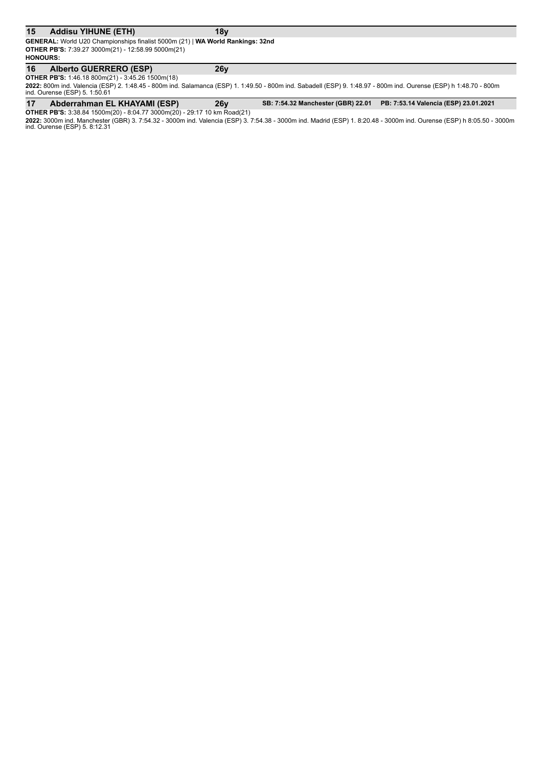## 15 Addisu YIHUNE (ETH) 18y

**GENERAL:** World U20 Championships finalist 5000m (21) | **WA World Rankings: 32nd**
**OTHER PB'S:** 7:39.27 3000m(21) - 12:58.99 5000m(21)
**HONOURS:**

## 16 Alberto GUERRERO (ESP) 26y

**OTHER PB'S:** 1:46.18 800m(21) - 3:45.26 1500m(18)
**2022:** 800m ind. Valencia (ESP) 2. 1:48.45 - 800m ind. Salamanca (ESP) 1. 1:49.50 - 800m ind. Sabadell (ESP) 9. 1:48.97 - 800m ind. Ourense (ESP) h 1:48.70 - 800m ind. Ourense (ESP) 5. 1:50.61

## 17 Abderrahman EL KHAYAMI (ESP) 26y

**SB: 7:54.32 Manchester (GBR) 22.01** **PB: 7:53.14 Valencia (ESP) 23.01.2021**

**OTHER PB'S:** 3:38.84 1500m(20) - 8:04.77 3000m(20) - 29:17 10 km Road(21)
**2022:** 3000m ind. Manchester (GBR) 3. 7:54.32 - 3000m ind. Valencia (ESP) 3. 7:54.38 - 3000m ind. Madrid (ESP) 1. 8:20.48 - 3000m ind. Ourense (ESP) h 8:05.50 - 3000m ind. Ourense (ESP) 5. 8:12.31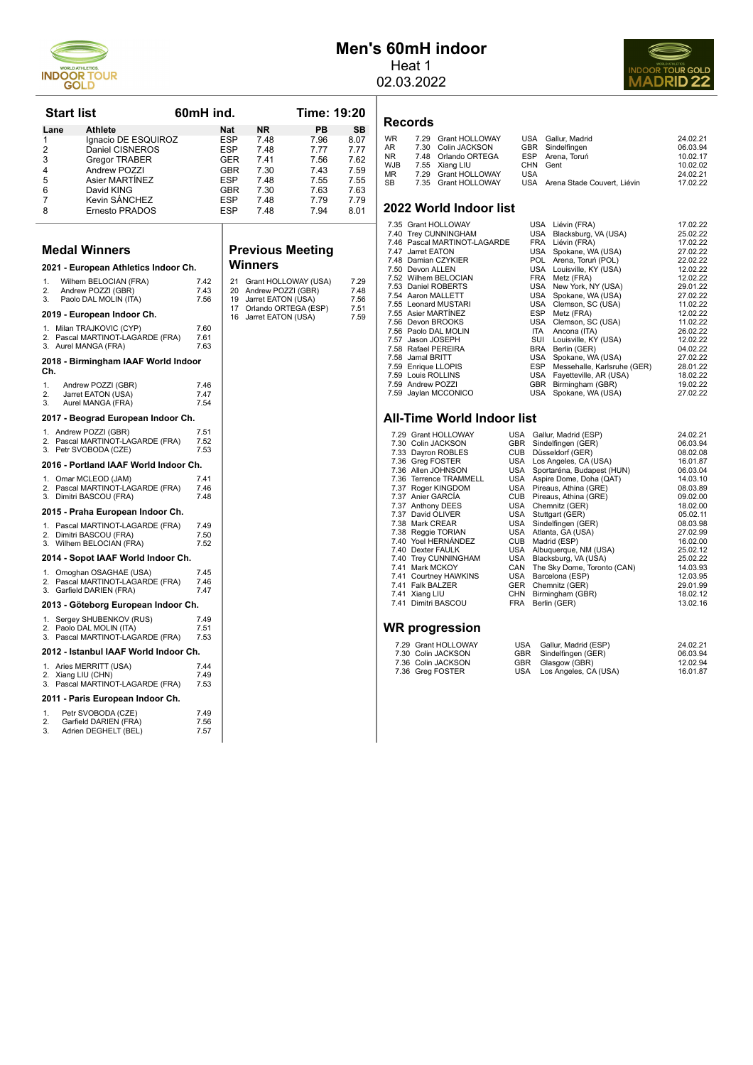# Men's 60mH indoor

Heat 1

02.03.2022

## Start list

60mH ind. — Time: 19:20

| Lane | Athlete | Nat | NR | PB | SB |
|---|---|---|---|---|---|
| 1 | Ignacio DE ESQUIROZ | ESP | 7.48 | 7.96 | 8.07 |
| 2 | Daniel CISNEROS | ESP | 7.48 | 7.77 | 7.77 |
| 3 | Gregor TRABER | GER | 7.41 | 7.56 | 7.62 |
| 4 | Andrew POZZI | GBR | 7.30 | 7.43 | 7.59 |
| 5 | Asier MARTÍNEZ | ESP | 7.48 | 7.55 | 7.55 |
| 6 | David KING | GBR | 7.30 | 7.63 | 7.63 |
| 7 | Kevin SÁNCHEZ | ESP | 7.48 | 7.79 | 7.79 |
| 8 | Ernesto PRADOS | ESP | 7.48 | 7.94 | 8.01 |

## Medal Winners

### 2021 - European Athletics Indoor Ch.

| | | |
|---|---|---|
| 1. | Wilhem BELOCIAN (FRA) | 7.42 |
| 2. | Andrew POZZI (GBR) | 7.43 |
| 3. | Paolo DAL MOLIN (ITA) | 7.56 |

### 2019 - European Indoor Ch.

| | | |
|---|---|---|
| 1. | Milan TRAJKOVIC (CYP) | 7.60 |
| 2. | Pascal MARTINOT-LAGARDE (FRA) | 7.61 |
| 3. | Aurel MANGA (FRA) | 7.63 |

### 2018 - Birmingham IAAF World Indoor Ch.

| | | |
|---|---|---|
| 1. | Andrew POZZI (GBR) | 7.46 |
| 2. | Jarret EATON (USA) | 7.47 |
| 3. | Aurel MANGA (FRA) | 7.54 |

### 2017 - Beograd European Indoor Ch.

| | | |
|---|---|---|
| 1. | Andrew POZZI (GBR) | 7.51 |
| 2. | Pascal MARTINOT-LAGARDE (FRA) | 7.52 |
| 3. | Petr SVOBODA (CZE) | 7.53 |

### 2016 - Portland IAAF World Indoor Ch.

| | | |
|---|---|---|
| 1. | Omar MCLEOD (JAM) | 7.41 |
| 2. | Pascal MARTINOT-LAGARDE (FRA) | 7.46 |
| 3. | Dimitri BASCOU (FRA) | 7.48 |

### 2015 - Praha European Indoor Ch.

| | | |
|---|---|---|
| 1. | Pascal MARTINOT-LAGARDE (FRA) | 7.49 |
| 2. | Dimitri BASCOU (FRA) | 7.50 |
| 3. | Wilhem BELOCIAN (FRA) | 7.52 |

### 2014 - Sopot IAAF World Indoor Ch.

| | | |
|---|---|---|
| 1. | Omoghan OSAGHAE (USA) | 7.45 |
| 2. | Pascal MARTINOT-LAGARDE (FRA) | 7.46 |
| 3. | Garfield DARIEN (FRA) | 7.47 |

### 2013 - Göteborg European Indoor Ch.

| | | |
|---|---|---|
| 1. | Sergey SHUBENKOV (RUS) | 7.49 |
| 2. | Paolo DAL MOLIN (ITA) | 7.51 |
| 3. | Pascal MARTINOT-LAGARDE (FRA) | 7.53 |

### 2012 - Istanbul IAAF World Indoor Ch.

| | | |
|---|---|---|
| 1. | Aries MERRITT (USA) | 7.44 |
| 2. | Xiang LIU (CHN) | 7.49 |
| 3. | Pascal MARTINOT-LAGARDE (FRA) | 7.53 |

### 2011 - Paris European Indoor Ch.

| | | |
|---|---|---|
| 1. | Petr SVOBODA (CZE) | 7.49 |
| 2. | Garfield DARIEN (FRA) | 7.56 |
| 3. | Adrien DEGHELT (BEL) | 7.57 |

## Previous Meeting Winners

| | | |
|---|---|---|
| 21 | Grant HOLLOWAY (USA) | 7.29 |
| 20 | Andrew POZZI (GBR) | 7.48 |
| 19 | Jarret EATON (USA) | 7.56 |
| 17 | Orlando ORTEGA (ESP) | 7.51 |
| 16 | Jarret EATON (USA) | 7.59 |

## Records

| | | | | | |
|---|---|---|---|---|---|
| WR | 7.29 | Grant HOLLOWAY | USA | Gallur, Madrid | 24.02.21 |
| AR | 7.30 | Colin JACKSON | GBR | Sindelfingen | 06.03.94 |
| NR | 7.48 | Orlando ORTEGA | ESP | Arena, Toruń | 10.02.17 |
| WJB | 7.55 | Xiang LIU | CHN | Gent | 10.02.02 |
| MR | 7.29 | Grant HOLLOWAY | USA | | 24.02.21 |
| SB | 7.35 | Grant HOLLOWAY | USA | Arena Stade Couvert, Liévin | 17.02.22 |

## 2022 World Indoor list

| | | | | |
|---|---|---|---|---|
| 7.35 | Grant HOLLOWAY | USA | Liévin (FRA) | 17.02.22 |
| 7.40 | Trey CUNNINGHAM | USA | Blacksburg, VA (USA) | 25.02.22 |
| 7.46 | Pascal MARTINOT-LAGARDE | FRA | Liévin (FRA) | 17.02.22 |
| 7.47 | Jarret EATON | USA | Spokane, WA (USA) | 27.02.22 |
| 7.48 | Damian CZYKIER | POL | Arena, Toruń (POL) | 22.02.22 |
| 7.50 | Devon ALLEN | USA | Louisville, KY (USA) | 12.02.22 |
| 7.52 | Wilhem BELOCIAN | FRA | Metz (FRA) | 12.02.22 |
| 7.53 | Daniel ROBERTS | USA | New York, NY (USA) | 29.01.22 |
| 7.54 | Aaron MALLETT | USA | Spokane, WA (USA) | 27.02.22 |
| 7.55 | Leonard MUSTARI | USA | Clemson, SC (USA) | 11.02.22 |
| 7.55 | Asier MARTÍNEZ | ESP | Metz (FRA) | 12.02.22 |
| 7.56 | Devon BROOKS | USA | Clemson, SC (USA) | 11.02.22 |
| 7.56 | Paolo DAL MOLIN | ITA | Ancona (ITA) | 26.02.22 |
| 7.57 | Jason JOSEPH | SUI | Louisville, KY (USA) | 12.02.22 |
| 7.58 | Rafael PEREIRA | BRA | Berlin (GER) | 04.02.22 |
| 7.58 | Jamal BRITT | USA | Spokane, WA (USA) | 27.02.22 |
| 7.59 | Enrique LLOPIS | ESP | Messehalle, Karlsruhe (GER) | 28.01.22 |
| 7.59 | Louis ROLLINS | USA | Fayetteville, AR (USA) | 18.02.22 |
| 7.59 | Andrew POZZI | GBR | Birmingham (GBR) | 19.02.22 |
| 7.59 | Jaylan MCCONICO | USA | Spokane, WA (USA) | 27.02.22 |

## All-Time World Indoor list

| | | | | |
|---|---|---|---|---|
| 7.29 | Grant HOLLOWAY | USA | Gallur, Madrid (ESP) | 24.02.21 |
| 7.30 | Colin JACKSON | GBR | Sindelfingen (GER) | 06.03.94 |
| 7.33 | Dayron ROBLES | CUB | Düsseldorf (GER) | 08.02.08 |
| 7.36 | Greg FOSTER | USA | Los Angeles, CA (USA) | 16.01.87 |
| 7.36 | Allen JOHNSON | USA | Sportaréna, Budapest (HUN) | 06.03.04 |
| 7.36 | Terrence TRAMMELL | USA | Aspire Dome, Doha (QAT) | 14.03.10 |
| 7.37 | Roger KINGDOM | USA | Pireaus, Athina (GRE) | 08.03.89 |
| 7.37 | Anier GARCÍA | CUB | Pireaus, Athina (GRE) | 09.02.00 |
| 7.37 | Anthony DEES | USA | Chemnitz (GER) | 18.02.00 |
| 7.37 | David OLIVER | USA | Stuttgart (GER) | 05.02.11 |
| 7.38 | Mark CREAR | USA | Sindelfingen (GER) | 08.03.98 |
| 7.38 | Reggie TORIAN | USA | Atlanta, GA (USA) | 27.02.99 |
| 7.40 | Yoel HERNÁNDEZ | CUB | Madrid (ESP) | 16.02.00 |
| 7.40 | Dexter FAULK | USA | Albuquerque, NM (USA) | 25.02.12 |
| 7.40 | Trey CUNNINGHAM | USA | Blacksburg, VA (USA) | 25.02.22 |
| 7.41 | Mark MCKOY | CAN | The Sky Dome, Toronto (CAN) | 14.03.93 |
| 7.41 | Courtney HAWKINS | USA | Barcelona (ESP) | 12.03.95 |
| 7.41 | Falk BALZER | GER | Chemnitz (GER) | 29.01.99 |
| 7.41 | Xiang LIU | CHN | Birmingham (GBR) | 18.02.12 |
| 7.41 | Dimitri BASCOU | FRA | Berlin (GER) | 13.02.16 |

## WR progression

| | | | | |
|---|---|---|---|---|
| 7.29 | Grant HOLLOWAY | USA | Gallur, Madrid (ESP) | 24.02.21 |
| 7.30 | Colin JACKSON | GBR | Sindelfingen (GER) | 06.03.94 |
| 7.36 | Colin JACKSON | GBR | Glasgow (GBR) | 12.02.94 |
| 7.36 | Greg FOSTER | USA | Los Angeles, CA (USA) | 16.01.87 |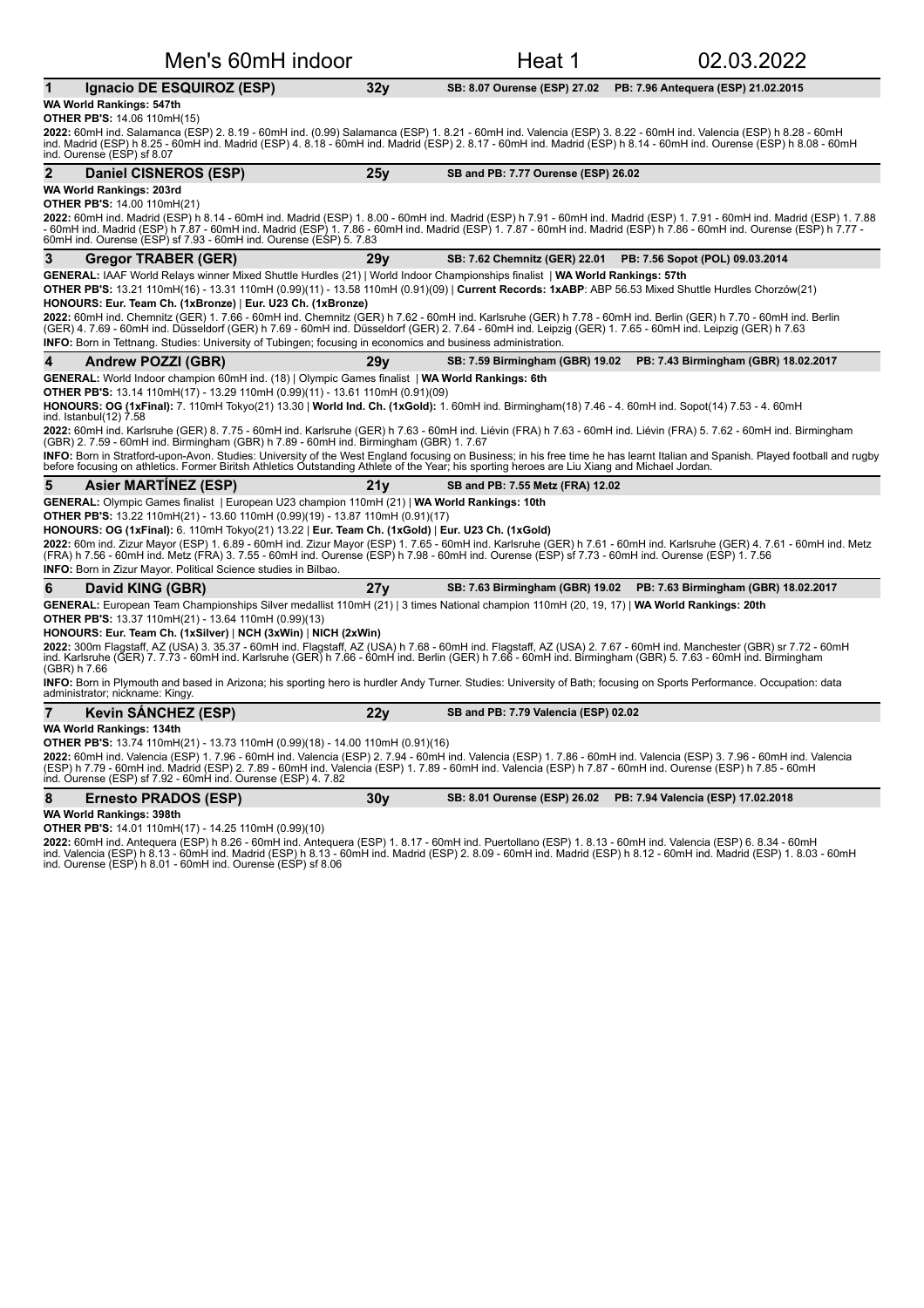# Men's 60mH indoor — Heat 1 — 02.03.2022

## 1 Ignacio DE ESQUIROZ (ESP) — 32y — SB: 8.07 Ourense (ESP) 27.02 — PB: 7.96 Antequera (ESP) 21.02.2015

**WA World Rankings: 547th**

**OTHER PB'S:** 14.06 110mH(15)

**2022:** 60mH ind. Salamanca (ESP) 2. 8.19 - 60mH ind. (0.99) Salamanca (ESP) 1. 8.21 - 60mH ind. Valencia (ESP) 3. 8.22 - 60mH ind. Valencia (ESP) h 8.28 - 60mH ind. Madrid (ESP) h 8.25 - 60mH ind. Madrid (ESP) 4. 8.18 - 60mH ind. Madrid (ESP) 2. 8.17 - 60mH ind. Madrid (ESP) h 8.14 - 60mH ind. Ourense (ESP) h 8.08 - 60mH ind. Ourense (ESP) sf 8.07

## 2 Daniel CISNEROS (ESP) — 25y — SB and PB: 7.77 Ourense (ESP) 26.02

**WA World Rankings: 203rd**

**OTHER PB'S:** 14.00 110mH(21)

**2022:** 60mH ind. Madrid (ESP) h 8.14 - 60mH ind. Madrid (ESP) 1. 8.00 - 60mH ind. Madrid (ESP) h 7.91 - 60mH ind. Madrid (ESP) 1. 7.91 - 60mH ind. Madrid (ESP) 1. 7.88 - 60mH ind. Madrid (ESP) h 7.87 - 60mH ind. Madrid (ESP) 1. 7.86 - 60mH ind. Madrid (ESP) 1. 7.87 - 60mH ind. Madrid (ESP) h 7.86 - 60mH ind. Ourense (ESP) h 7.77 - 60mH ind. Ourense (ESP) sf 7.93 - 60mH ind. Ourense (ESP) 5. 7.83

## 3 Gregor TRABER (GER) — 29y — SB: 7.62 Chemnitz (GER) 22.01 — PB: 7.56 Sopot (POL) 09.03.2014

**GENERAL:** IAAF World Relays winner Mixed Shuttle Hurdles (21) | World Indoor Championships finalist | **WA World Rankings: 57th**

**OTHER PB'S:** 13.21 110mH(16) - 13.31 110mH (0.99)(11) - 13.58 110mH (0.91)(09) | **Current Records: 1xABP**: ABP 56.53 Mixed Shuttle Hurdles Chorzów(21)

**HONOURS: Eur. Team Ch. (1xBronze) | Eur. U23 Ch. (1xBronze)**

**2022:** 60mH ind. Chemnitz (GER) 1. 7.66 - 60mH ind. Chemnitz (GER) h 7.62 - 60mH ind. Karlsruhe (GER) h 7.78 - 60mH ind. Berlin (GER) h 7.70 - 60mH ind. Berlin (GER) 4. 7.69 - 60mH ind. Düsseldorf (GER) h 7.69 - 60mH ind. Düsseldorf (GER) 2. 7.64 - 60mH ind. Leipzig (GER) 1. 7.65 - 60mH ind. Leipzig (GER) h 7.63

**INFO:** Born in Tettnang. Studies: University of Tubingen; focusing in economics and business administration.

## 4 Andrew POZZI (GBR) — 29y — SB: 7.59 Birmingham (GBR) 19.02 — PB: 7.43 Birmingham (GBR) 18.02.2017

**GENERAL:** World Indoor champion 60mH ind. (18) | Olympic Games finalist | **WA World Rankings: 6th**

**OTHER PB'S:** 13.14 110mH(17) - 13.29 110mH (0.99)(11) - 13.61 110mH (0.91)(09)

**HONOURS: OG (1xFinal):** 7. 110mH Tokyo(21) 13.30 | **World Ind. Ch. (1xGold):** 1. 60mH ind. Birmingham(18) 7.46 - 4. 60mH ind. Sopot(14) 7.53 - 4. 60mH ind. Istanbul(12) 7.58

**2022:** 60mH ind. Karlsruhe (GER) 8. 7.75 - 60mH ind. Karlsruhe (GER) h 7.63 - 60mH ind. Liévin (FRA) h 7.63 - 60mH ind. Liévin (FRA) 5. 7.62 - 60mH ind. Birmingham (GBR) 2. 7.59 - 60mH ind. Birmingham (GBR) h 7.89 - 60mH ind. Birmingham (GBR) 1. 7.67

**INFO:** Born in Stratford-upon-Avon. Studies: University of the West England focusing on Business; in his free time he has learnt Italian and Spanish. Played football and rugby before focusing on athletics. Former Biritsh Athletics Outstanding Athlete of the Year; his sporting heroes are Liu Xiang and Michael Jordan.

## 5 Asier MARTÍNEZ (ESP) — 21y — SB and PB: 7.55 Metz (FRA) 12.02

**GENERAL:** Olympic Games finalist | European U23 champion 110mH (21) | **WA World Rankings: 10th**

**OTHER PB'S:** 13.22 110mH(21) - 13.60 110mH (0.99)(19) - 13.87 110mH (0.91)(17)

**HONOURS: OG (1xFinal):** 6. 110mH Tokyo(21) 13.22 | **Eur. Team Ch. (1xGold)** | **Eur. U23 Ch. (1xGold)**

**2022:** 60m ind. Zizur Mayor (ESP) 1. 6.89 - 60mH ind. Zizur Mayor (ESP) 1. 7.65 - 60mH ind. Karlsruhe (GER) h 7.61 - 60mH ind. Karlsruhe (GER) 4. 7.61 - 60mH ind. Metz (FRA) h 7.56 - 60mH ind. Metz (FRA) 3. 7.55 - 60mH ind. Ourense (ESP) h 7.98 - 60mH ind. Ourense (ESP) sf 7.73 - 60mH ind. Ourense (ESP) 1. 7.56

**INFO:** Born in Zizur Mayor. Political Science studies in Bilbao.

## 6 David KING (GBR) — 27y — SB: 7.63 Birmingham (GBR) 19.02 — PB: 7.63 Birmingham (GBR) 18.02.2017

**GENERAL:** European Team Championships Silver medallist 110mH (21) | 3 times National champion 110mH (20, 19, 17) | **WA World Rankings: 20th**

**OTHER PB'S:** 13.37 110mH(21) - 13.64 110mH (0.99)(13)

**HONOURS: Eur. Team Ch. (1xSilver) | NCH (3xWin) | NICH (2xWin)**

**2022:** 300m Flagstaff, AZ (USA) 3. 35.37 - 60mH ind. Flagstaff, AZ (USA) h 7.68 - 60mH ind. Flagstaff, AZ (USA) 2. 7.67 - 60mH ind. Manchester (GBR) sr 7.72 - 60mH ind. Karlsruhe (GER) 7. 7.73 - 60mH ind. Karlsruhe (GER) h 7.66 - 60mH ind. Berlin (GER) h 7.66 - 60mH ind. Birmingham (GBR) 5. 7.63 - 60mH ind. Birmingham (GBR) h 7.66

**INFO:** Born in Plymouth and based in Arizona; his sporting hero is hurdler Andy Turner. Studies: University of Bath; focusing on Sports Performance. Occupation: data administrator; nickname: Kingy.

## 7 Kevin SÁNCHEZ (ESP) — 22y — SB and PB: 7.79 Valencia (ESP) 02.02

**WA World Rankings: 134th**

**OTHER PB'S:** 13.74 110mH(21) - 13.73 110mH (0.99)(18) - 14.00 110mH (0.91)(16)

**2022:** 60mH ind. Valencia (ESP) 1. 7.96 - 60mH ind. Valencia (ESP) 2. 7.94 - 60mH ind. Valencia (ESP) 1. 7.86 - 60mH ind. Valencia (ESP) 3. 7.96 - 60mH ind. Valencia (ESP) h 7.79 - 60mH ind. Madrid (ESP) 2. 7.89 - 60mH ind. Valencia (ESP) 1. 7.89 - 60mH ind. Valencia (ESP) h 7.87 - 60mH ind. Ourense (ESP) h 7.85 - 60mH ind. Ourense (ESP) sf 7.92 - 60mH ind. Ourense (ESP) 4. 7.82

## 8 Ernesto PRADOS (ESP) — 30y — SB: 8.01 Ourense (ESP) 26.02 — PB: 7.94 Valencia (ESP) 17.02.2018

**WA World Rankings: 398th**

**OTHER PB'S:** 14.01 110mH(17) - 14.25 110mH (0.99)(10)

**2022:** 60mH ind. Antequera (ESP) h 8.26 - 60mH ind. Antequera (ESP) 1. 8.17 - 60mH ind. Puertollano (ESP) 1. 8.13 - 60mH ind. Valencia (ESP) 6. 8.34 - 60mH ind. Valencia (ESP) h 8.13 - 60mH ind. Madrid (ESP) h 8.13 - 60mH ind. Madrid (ESP) 2. 8.09 - 60mH ind. Madrid (ESP) h 8.12 - 60mH ind. Madrid (ESP) 1. 8.03 - 60mH ind. Ourense (ESP) h 8.01 - 60mH ind. Ourense (ESP) sf 8.06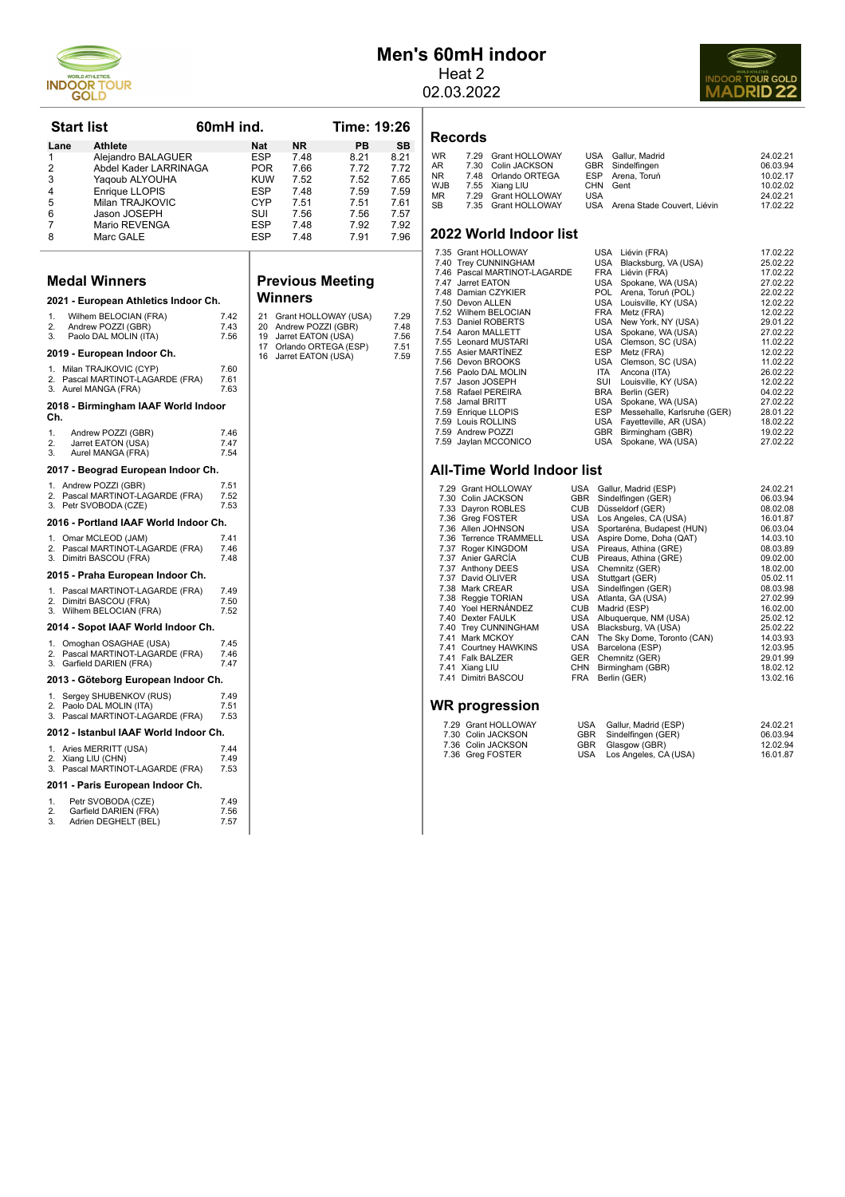# Men's 60mH indoor

Heat 2

02.03.2022

## Start list

60mH ind. **Time: 19:26**

| Lane | Athlete | Nat | NR | PB | SB |
|---|---|---|---|---|---|
| 1 | Alejandro BALAGUER | ESP | 7.48 | 8.21 | 8.21 |
| 2 | Abdel Kader LARRINAGA | POR | 7.66 | 7.72 | 7.72 |
| 3 | Yaqoub ALYOUHA | KUW | 7.52 | 7.52 | 7.65 |
| 4 | Enrique LLOPIS | ESP | 7.48 | 7.59 | 7.59 |
| 5 | Milan TRAJKOVIC | CYP | 7.51 | 7.51 | 7.61 |
| 6 | Jason JOSEPH | SUI | 7.56 | 7.56 | 7.57 |
| 7 | Mario REVENGA | ESP | 7.48 | 7.92 | 7.92 |
| 8 | Marc GALE | ESP | 7.48 | 7.91 | 7.96 |

## Medal Winners

### 2021 - European Athletics Indoor Ch.

1. Wilhem BELOCIAN (FRA) 7.42
2. Andrew POZZI (GBR) 7.43
3. Paolo DAL MOLIN (ITA) 7.56

### 2019 - European Indoor Ch.

1. Milan TRAJKOVIC (CYP) 7.60
2. Pascal MARTINOT-LAGARDE (FRA) 7.61
3. Aurel MANGA (FRA) 7.63

### 2018 - Birmingham IAAF World Indoor Ch.

1. Andrew POZZI (GBR) 7.46
2. Jarret EATON (USA) 7.47
3. Aurel MANGA (FRA) 7.54

### 2017 - Beograd European Indoor Ch.

1. Andrew POZZI (GBR) 7.51
2. Pascal MARTINOT-LAGARDE (FRA) 7.52
3. Petr SVOBODA (CZE) 7.53

### 2016 - Portland IAAF World Indoor Ch.

1. Omar MCLEOD (JAM) 7.41
2. Pascal MARTINOT-LAGARDE (FRA) 7.46
3. Dimitri BASCOU (FRA) 7.48

### 2015 - Praha European Indoor Ch.

1. Pascal MARTINOT-LAGARDE (FRA) 7.49
2. Dimitri BASCOU (FRA) 7.50
3. Wilhem BELOCIAN (FRA) 7.52

### 2014 - Sopot IAAF World Indoor Ch.

1. Omoghan OSAGHAE (USA) 7.45
2. Pascal MARTINOT-LAGARDE (FRA) 7.46
3. Garfield DARIEN (FRA) 7.47

### 2013 - Göteborg European Indoor Ch.

1. Sergey SHUBENKOV (RUS) 7.49
2. Paolo DAL MOLIN (ITA) 7.51
3. Pascal MARTINOT-LAGARDE (FRA) 7.53

### 2012 - Istanbul IAAF World Indoor Ch.

1. Aries MERRITT (USA) 7.44
2. Xiang LIU (CHN) 7.49
3. Pascal MARTINOT-LAGARDE (FRA) 7.53

### 2011 - Paris European Indoor Ch.

1. Petr SVOBODA (CZE) 7.49
2. Garfield DARIEN (FRA) 7.56
3. Adrien DEGHELT (BEL) 7.57

## Previous Meeting Winners

| Year | Athlete | Result |
|---|---|---|
| 21 | Grant HOLLOWAY (USA) | 7.29 |
| 20 | Andrew POZZI (GBR) | 7.48 |
| 19 | Jarret EATON (USA) | 7.56 |
| 17 | Orlando ORTEGA (ESP) | 7.51 |
| 16 | Jarret EATON (USA) | 7.59 |

## Records

| | Result | Athlete | Nat | Venue | Date |
|---|---|---|---|---|---|
| WR | 7.29 | Grant HOLLOWAY | USA | Gallur, Madrid | 24.02.21 |
| AR | 7.30 | Colin JACKSON | GBR | Sindelfingen | 06.03.94 |
| NR | 7.48 | Orlando ORTEGA | ESP | Arena, Toruń | 10.02.17 |
| WJB | 7.55 | Xiang LIU | CHN | Gent | 10.02.02 |
| MR | 7.29 | Grant HOLLOWAY | USA | | 24.02.21 |
| SB | 7.35 | Grant HOLLOWAY | USA | Arena Stade Couvert, Liévin | 17.02.22 |

## 2022 World Indoor list

| Result | Athlete | Nat | Venue | Date |
|---|---|---|---|---|
| 7.35 | Grant HOLLOWAY | USA | Liévin (FRA) | 17.02.22 |
| 7.40 | Trey CUNNINGHAM | USA | Blacksburg, VA (USA) | 25.02.22 |
| 7.46 | Pascal MARTINOT-LAGARDE | FRA | Liévin (FRA) | 17.02.22 |
| 7.47 | Jarret EATON | USA | Spokane, WA (USA) | 27.02.22 |
| 7.48 | Damian CZYKIER | POL | Arena, Toruń (POL) | 22.02.22 |
| 7.50 | Devon ALLEN | USA | Louisville, KY (USA) | 12.02.22 |
| 7.52 | Wilhem BELOCIAN | FRA | Metz (FRA) | 12.02.22 |
| 7.53 | Daniel ROBERTS | USA | New York, NY (USA) | 29.01.22 |
| 7.54 | Aaron MALLETT | USA | Spokane, WA (USA) | 27.02.22 |
| 7.55 | Leonard MUSTARI | USA | Clemson, SC (USA) | 11.02.22 |
| 7.55 | Asier MARTÍNEZ | ESP | Metz (FRA) | 12.02.22 |
| 7.56 | Devon BROOKS | USA | Clemson, SC (USA) | 11.02.22 |
| 7.56 | Paolo DAL MOLIN | ITA | Ancona (ITA) | 26.02.22 |
| 7.57 | Jason JOSEPH | SUI | Louisville, KY (USA) | 12.02.22 |
| 7.58 | Rafael PEREIRA | BRA | Berlin (GER) | 04.02.22 |
| 7.58 | Jamal BRITT | USA | Spokane, WA (USA) | 27.02.22 |
| 7.59 | Enrique LLOPIS | ESP | Messehalle, Karlsruhe (GER) | 28.01.22 |
| 7.59 | Louis ROLLINS | USA | Fayetteville, AR (USA) | 18.02.22 |
| 7.59 | Andrew POZZI | GBR | Birmingham (GBR) | 19.02.22 |
| 7.59 | Jaylan MCCONICO | USA | Spokane, WA (USA) | 27.02.22 |

## All-Time World Indoor list

| Result | Athlete | Nat | Venue | Date |
|---|---|---|---|---|
| 7.29 | Grant HOLLOWAY | USA | Gallur, Madrid (ESP) | 24.02.21 |
| 7.30 | Colin JACKSON | GBR | Sindelfingen (GER) | 06.03.94 |
| 7.33 | Dayron ROBLES | CUB | Düsseldorf (GER) | 08.02.08 |
| 7.36 | Greg FOSTER | USA | Los Angeles, CA (USA) | 16.01.87 |
| 7.36 | Allen JOHNSON | USA | Sportaréna, Budapest (HUN) | 06.03.04 |
| 7.36 | Terrence TRAMMELL | USA | Aspire Dome, Doha (QAT) | 14.03.10 |
| 7.37 | Roger KINGDOM | USA | Pireaus, Athina (GRE) | 08.03.89 |
| 7.37 | Anier GARCÍA | CUB | Pireaus, Athina (GRE) | 09.02.00 |
| 7.37 | Anthony DEES | USA | Chemnitz (GER) | 18.02.00 |
| 7.37 | David OLIVER | USA | Stuttgart (GER) | 05.02.11 |
| 7.38 | Mark CREAR | USA | Sindelfingen (GER) | 08.03.98 |
| 7.38 | Reggie TORIAN | USA | Atlanta, GA (USA) | 27.02.99 |
| 7.40 | Yoel HERNÁNDEZ | CUB | Madrid (ESP) | 16.02.00 |
| 7.40 | Dexter FAULK | USA | Albuquerque, NM (USA) | 25.02.12 |
| 7.40 | Trey CUNNINGHAM | USA | Blacksburg, VA (USA) | 25.02.22 |
| 7.41 | Mark MCKOY | CAN | The Sky Dome, Toronto (CAN) | 14.03.93 |
| 7.41 | Courtney HAWKINS | USA | Barcelona (ESP) | 12.03.95 |
| 7.41 | Falk BALZER | GER | Chemnitz (GER) | 29.01.99 |
| 7.41 | Xiang LIU | CHN | Birmingham (GBR) | 18.02.12 |
| 7.41 | Dimitri BASCOU | FRA | Berlin (GER) | 13.02.16 |

## WR progression

| Result | Athlete | Nat | Venue | Date |
|---|---|---|---|---|
| 7.29 | Grant HOLLOWAY | USA | Gallur, Madrid (ESP) | 24.02.21 |
| 7.30 | Colin JACKSON | GBR | Sindelfingen (GER) | 06.03.94 |
| 7.36 | Colin JACKSON | GBR | Glasgow (GBR) | 12.02.94 |
| 7.36 | Greg FOSTER | USA | Los Angeles, CA (USA) | 16.01.87 |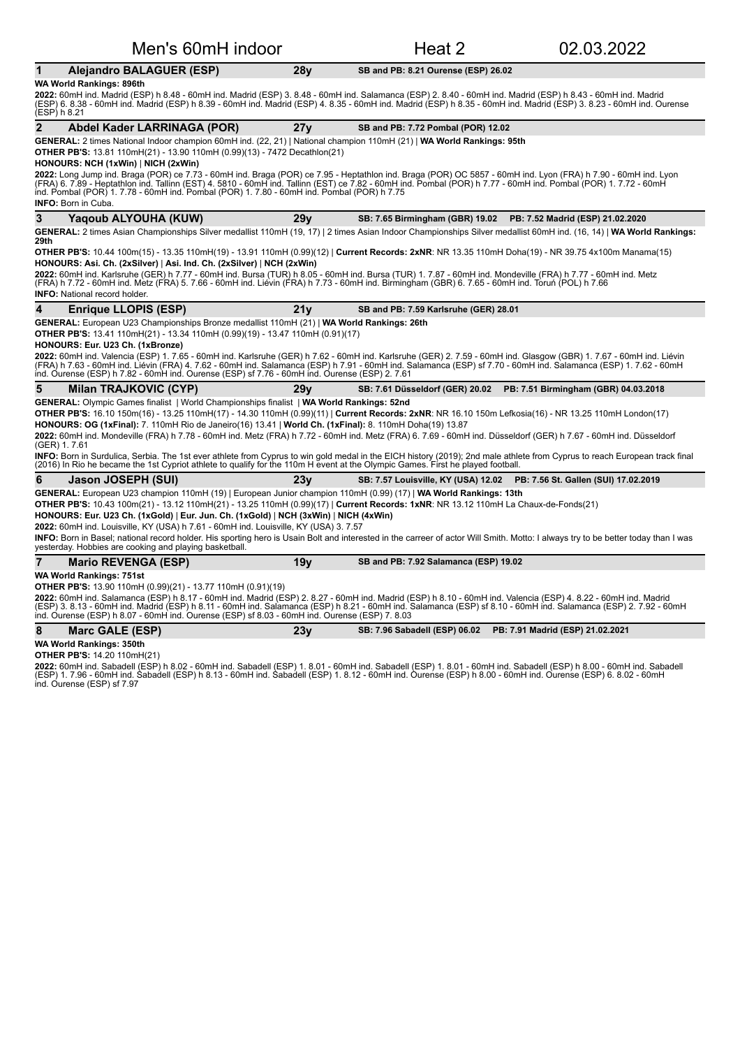# Men's 60mH indoor — Heat 2 — 02.03.2022

## 1 Alejandro BALAGUER (ESP) — 28y — SB and PB: 8.21 Ourense (ESP) 26.02

**WA World Rankings: 896th**

**2022:** 60mH ind. Madrid (ESP) h 8.48 - 60mH ind. Madrid (ESP) 3. 8.48 - 60mH ind. Salamanca (ESP) 2. 8.40 - 60mH ind. Madrid (ESP) h 8.43 - 60mH ind. Madrid (ESP) 6. 8.38 - 60mH ind. Madrid (ESP) h 8.39 - 60mH ind. Madrid (ESP) 4. 8.35 - 60mH ind. Madrid (ESP) h 8.35 - 60mH ind. Madrid (ESP) 3. 8.23 - 60mH ind. Ourense (ESP) h 8.21

## 2 Abdel Kader LARRINAGA (POR) — 27y — SB and PB: 7.72 Pombal (POR) 12.02

**GENERAL:** 2 times National Indoor champion 60mH ind. (22, 21) | National champion 110mH (21) | **WA World Rankings: 95th**

**OTHER PB'S:** 13.81 110mH(21) - 13.90 110mH (0.99)(13) - 7472 Decathlon(21)

**HONOURS: NCH (1xWin)** | **NICH (2xWin)**

**2022:** Long Jump ind. Braga (POR) ce 7.73 - 60mH ind. Braga (POR) ce 7.95 - Heptathlon ind. Braga (POR) OC 5857 - 60mH ind. Lyon (FRA) h 7.90 - 60mH ind. Lyon (FRA) 6. 7.89 - Heptathlon ind. Tallinn (EST) 4. 5810 - 60mH ind. Tallinn (EST) ce 7.82 - 60mH ind. Pombal (POR) h 7.77 - 60mH ind. Pombal (POR) 1. 7.72 - 60mH ind. Pombal (POR) 1. 7.78 - 60mH ind. Pombal (POR) 1. 7.80 - 60mH ind. Pombal (POR) h 7.75

**INFO:** Born in Cuba.

## 3 Yaqoub ALYOUHA (KUW) — 29y — SB: 7.65 Birmingham (GBR) 19.02 — PB: 7.52 Madrid (ESP) 21.02.2020

**GENERAL:** 2 times Asian Championships Silver medallist 110mH (19, 17) | 2 times Asian Indoor Championships Silver medallist 60mH ind. (16, 14) | **WA World Rankings: 29th**

**OTHER PB'S:** 10.44 100m(15) - 13.35 110mH(19) - 13.91 110mH (0.99)(12) | **Current Records: 2xNR**: NR 13.35 110mH Doha(19) - NR 39.75 4x100m Manama(15)

**HONOURS: Asi. Ch. (2xSilver)** | **Asi. Ind. Ch. (2xSilver)** | **NCH (2xWin)**

**2022:** 60mH ind. Karlsruhe (GER) h 7.77 - 60mH ind. Bursa (TUR) h 8.05 - 60mH ind. Bursa (TUR) 1. 7.87 - 60mH ind. Mondeville (FRA) h 7.77 - 60mH ind. Metz (FRA) h 7.72 - 60mH ind. Metz (FRA) 5. 7.66 - 60mH ind. Liévin (FRA) h 7.73 - 60mH ind. Birmingham (GBR) 6. 7.65 - 60mH ind. Toruń (POL) h 7.66

**INFO:** National record holder.

## 4 Enrique LLOPIS (ESP) — 21y — SB and PB: 7.59 Karlsruhe (GER) 28.01

**GENERAL:** European U23 Championships Bronze medallist 110mH (21) | **WA World Rankings: 26th**

**OTHER PB'S:** 13.41 110mH(21) - 13.34 110mH (0.99)(19) - 13.47 110mH (0.91)(17)

**HONOURS: Eur. U23 Ch. (1xBronze)**

**2022:** 60mH ind. Valencia (ESP) 1. 7.65 - 60mH ind. Karlsruhe (GER) h 7.62 - 60mH ind. Karlsruhe (GER) 2. 7.59 - 60mH ind. Glasgow (GBR) 1. 7.67 - 60mH ind. Liévin (FRA) h 7.63 - 60mH ind. Liévin (FRA) 4. 7.62 - 60mH ind. Salamanca (ESP) h 7.91 - 60mH ind. Salamanca (ESP) sf 7.70 - 60mH ind. Salamanca (ESP) 1. 7.62 - 60mH ind. Ourense (ESP) h 7.82 - 60mH ind. Ourense (ESP) sf 7.76 - 60mH ind. Ourense (ESP) 2. 7.61

## 5 Milan TRAJKOVIC (CYP) — 29y — SB: 7.61 Düsseldorf (GER) 20.02 — PB: 7.51 Birmingham (GBR) 04.03.2018

**GENERAL:** Olympic Games finalist | World Championships finalist | **WA World Rankings: 52nd**

**OTHER PB'S:** 16.10 150m(16) - 13.25 110mH(17) - 14.30 110mH (0.99)(11) | **Current Records: 2xNR**: NR 16.10 150m Lefkosia(16) - NR 13.25 110mH London(17)

**HONOURS: OG (1xFinal):** 7. 110mH Rio de Janeiro(16) 13.41 | **World Ch. (1xFinal):** 8. 110mH Doha(19) 13.87

**2022:** 60mH ind. Mondeville (FRA) h 7.78 - 60mH ind. Metz (FRA) h 7.72 - 60mH ind. Metz (FRA) 6. 7.69 - 60mH ind. Düsseldorf (GER) h 7.67 - 60mH ind. Düsseldorf (GER) 1. 7.61

**INFO:** Born in Surdulica, Serbia. The 1st ever athlete from Cyprus to win gold medal in the EICH history (2019); 2nd male athlete from Cyprus to reach European track final (2016) In Rio he became the 1st Cypriot athlete to qualify for the 110m H event at the Olympic Games. First he played football.

## 6 Jason JOSEPH (SUI) — 23y — SB: 7.57 Louisville, KY (USA) 12.02 — PB: 7.56 St. Gallen (SUI) 17.02.2019

**GENERAL:** European U23 champion 110mH (19) | European Junior champion 110mH (0.99) (17) | **WA World Rankings: 13th**

**OTHER PB'S:** 10.43 100m(21) - 13.12 110mH(21) - 13.25 110mH (0.99)(17) | **Current Records: 1xNR**: NR 13.12 110mH La Chaux-de-Fonds(21)

**HONOURS: Eur. U23 Ch. (1xGold)** | **Eur. Jun. Ch. (1xGold)** | **NCH (3xWin)** | **NICH (4xWin)**

**2022:** 60mH ind. Louisville, KY (USA) h 7.61 - 60mH ind. Louisville, KY (USA) 3. 7.57

**INFO:** Born in Basel; national record holder. His sporting hero is Usain Bolt and interested in the carreer of actor Will Smith. Motto: I always try to be better today than I was yesterday. Hobbies are cooking and playing basketball.

## 7 Mario REVENGA (ESP) — 19y — SB and PB: 7.92 Salamanca (ESP) 19.02

**WA World Rankings: 751st**

**OTHER PB'S:** 13.90 110mH (0.99)(21) - 13.77 110mH (0.91)(19)

**2022:** 60mH ind. Salamanca (ESP) h 8.17 - 60mH ind. Madrid (ESP) 2. 8.27 - 60mH ind. Madrid (ESP) h 8.10 - 60mH ind. Valencia (ESP) 4. 8.22 - 60mH ind. Madrid (ESP) 3. 8.13 - 60mH ind. Madrid (ESP) h 8.11 - 60mH ind. Salamanca (ESP) h 8.21 - 60mH ind. Salamanca (ESP) sf 8.10 - 60mH ind. Salamanca (ESP) 2. 7.92 - 60mH ind. Ourense (ESP) h 8.07 - 60mH ind. Ourense (ESP) sf 8.03 - 60mH ind. Ourense (ESP) 7. 8.03

## 8 Marc GALE (ESP) — 23y — SB: 7.96 Sabadell (ESP) 06.02 — PB: 7.91 Madrid (ESP) 21.02.2021

**WA World Rankings: 350th**

**OTHER PB'S:** 14.20 110mH(21)

**2022:** 60mH ind. Sabadell (ESP) h 8.02 - 60mH ind. Sabadell (ESP) 1. 8.01 - 60mH ind. Sabadell (ESP) 1. 8.01 - 60mH ind. Sabadell (ESP) h 8.00 - 60mH ind. Sabadell (ESP) 1. 7.96 - 60mH ind. Sabadell (ESP) h 8.13 - 60mH ind. Sabadell (ESP) 1. 8.12 - 60mH ind. Ourense (ESP) h 8.00 - 60mH ind. Ourense (ESP) 6. 8.02 - 60mH ind. Ourense (ESP) sf 7.97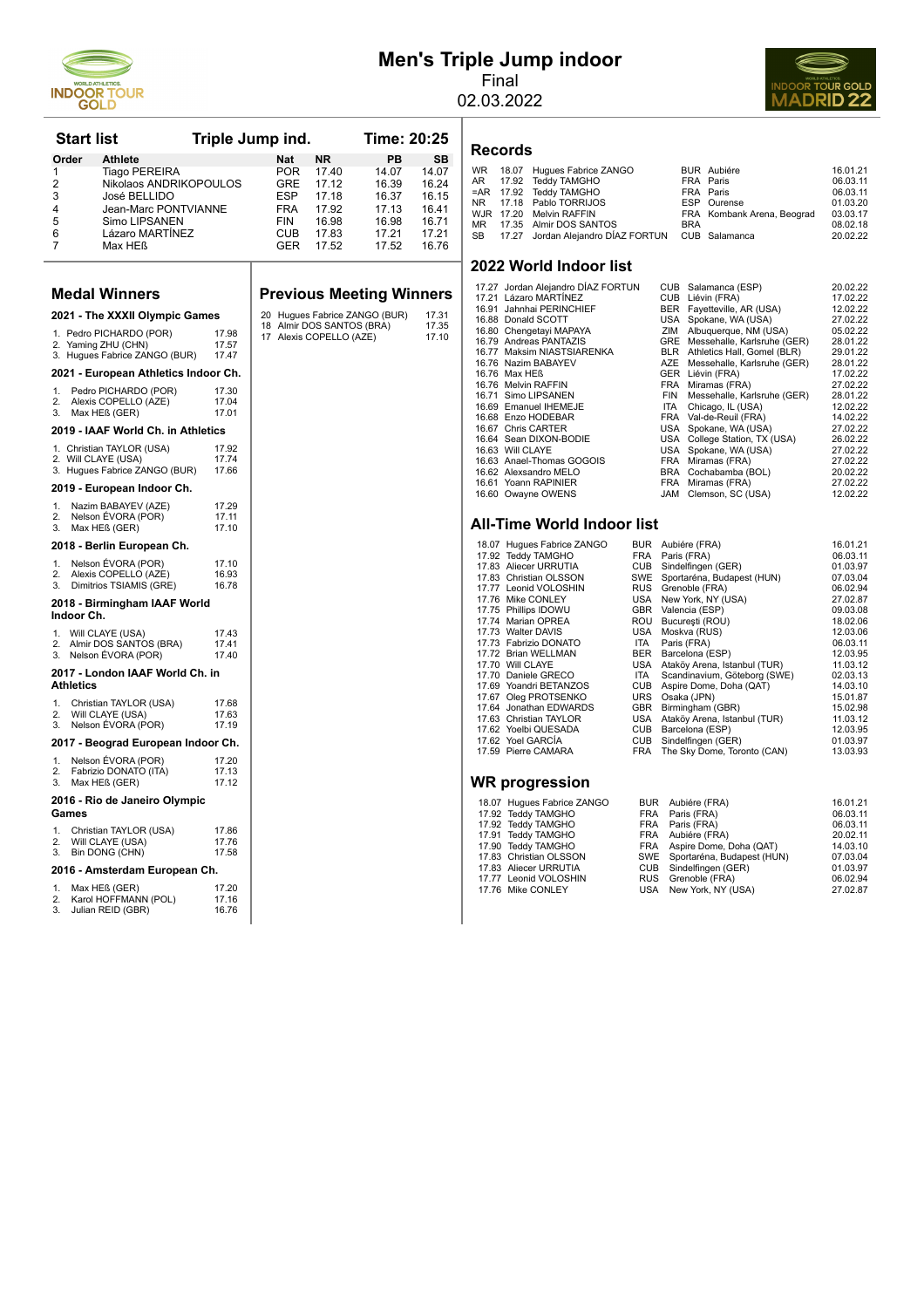# Men's Triple Jump indoor

Final

02.03.2022

## Start list

**Triple Jump ind.** **Time: 20:25**

| Order | Athlete | Nat | NR | PB | SB |
|---|---|---|---|---|---|
| 1 | Tiago PEREIRA | POR | 17.40 | 14.07 | 14.07 |
| 2 | Nikolaos ANDRIKOPOULOS | GRE | 17.12 | 16.39 | 16.24 |
| 3 | José BELLIDO | ESP | 17.18 | 16.37 | 16.15 |
| 4 | Jean-Marc PONTVIANNE | FRA | 17.92 | 17.13 | 16.41 |
| 5 | Simo LIPSANEN | FIN | 16.98 | 16.98 | 16.71 |
| 6 | Lázaro MARTÍNEZ | CUB | 17.83 | 17.21 | 17.21 |
| 7 | Max HEß | GER | 17.52 | 17.52 | 16.76 |

## Medal Winners

### 2021 - The XXXII Olympic Games

1. Pedro PICHARDO (POR) 17.98
2. Yaming ZHU (CHN) 17.57
3. Hugues Fabrice ZANGO (BUR) 17.47

### 2021 - European Athletics Indoor Ch.

1. Pedro PICHARDO (POR) 17.30
2. Alexis COPELLO (AZE) 17.04
3. Max HEß (GER) 17.01

### 2019 - IAAF World Ch. in Athletics

1. Christian TAYLOR (USA) 17.92
2. Will CLAYE (USA) 17.74
3. Hugues Fabrice ZANGO (BUR) 17.66

### 2019 - European Indoor Ch.

1. Nazim BABAYEV (AZE) 17.29
2. Nelson ÉVORA (POR) 17.11
3. Max HEß (GER) 17.10

### 2018 - Berlin European Ch.

1. Nelson ÉVORA (POR) 17.10
2. Alexis COPELLO (AZE) 16.93
3. Dimitrios TSIAMIS (GRE) 16.78

### 2018 - Birmingham IAAF World Indoor Ch.

1. Will CLAYE (USA) 17.43
2. Almir DOS SANTOS (BRA) 17.41
3. Nelson ÉVORA (POR) 17.40

### 2017 - London IAAF World Ch. in Athletics

1. Christian TAYLOR (USA) 17.68
2. Will CLAYE (USA) 17.63
3. Nelson ÉVORA (POR) 17.19

### 2017 - Beograd European Indoor Ch.

1. Nelson ÉVORA (POR) 17.20
2. Fabrizio DONATO (ITA) 17.13
3. Max HEß (GER) 17.12

### 2016 - Rio de Janeiro Olympic Games

1. Christian TAYLOR (USA) 17.86
2. Will CLAYE (USA) 17.76
3. Bin DONG (CHN) 17.58

### 2016 - Amsterdam European Ch.

1. Max HEß (GER) 17.20
2. Karol HOFFMANN (POL) 17.16
3. Julian REID (GBR) 16.76

## Previous Meeting Winners

| Year | Athlete | Mark |
|---|---|---|
| 20 | Hugues Fabrice ZANGO (BUR) | 17.31 |
| 18 | Almir DOS SANTOS (BRA) | 17.35 |
| 17 | Alexis COPELLO (AZE) | 17.10 |

## Records

| | | | | | |
|---|---|---|---|---|---|
| WR | 18.07 | Hugues Fabrice ZANGO | BUR | Aubière | 16.01.21 |
| AR | 17.92 | Teddy TAMGHO | FRA | Paris | 06.03.11 |
| =AR | 17.92 | Teddy TAMGHO | FRA | Paris | 06.03.11 |
| NR | 17.18 | Pablo TORRIJOS | ESP | Ourense | 01.03.20 |
| WJR | 17.20 | Melvin RAFFIN | FRA | Kombank Arena, Beograd | 03.03.17 |
| MR | 17.35 | Almir DOS SANTOS | BRA | | 08.02.18 |
| SB | 17.27 | Jordan Alejandro DÍAZ FORTUN | CUB | Salamanca | 20.02.22 |

## 2022 World Indoor list

| | | | | |
|---|---|---|---|---|
| 17.27 | Jordan Alejandro DÍAZ FORTUN | CUB | Salamanca (ESP) | 20.02.22 |
| 17.21 | Lázaro MARTÍNEZ | CUB | Liévin (FRA) | 17.02.22 |
| 16.91 | Jahnhai PERINCHIEF | BER | Fayetteville, AR (USA) | 12.02.22 |
| 16.88 | Donald SCOTT | USA | Spokane, WA (USA) | 27.02.22 |
| 16.80 | Chengetayi MAPAYA | ZIM | Albuquerque, NM (USA) | 05.02.22 |
| 16.79 | Andreas PANTAZIS | GRE | Messehalle, Karlsruhe (GER) | 28.01.22 |
| 16.77 | Maksim NIASTSIARENKA | BLR | Athletics Hall, Gomel (BLR) | 29.01.22 |
| 16.76 | Nazim BABAYEV | AZE | Messehalle, Karlsruhe (GER) | 28.01.22 |
| 16.76 | Max HEß | GER | Liévin (FRA) | 17.02.22 |
| 16.76 | Melvin RAFFIN | FRA | Miramas (FRA) | 27.02.22 |
| 16.71 | Simo LIPSANEN | FIN | Messehalle, Karlsruhe (GER) | 28.01.22 |
| 16.69 | Emanuel IHEMEJE | ITA | Chicago, IL (USA) | 12.02.22 |
| 16.68 | Enzo HODEBAR | FRA | Val-de-Reuil (FRA) | 14.02.22 |
| 16.67 | Chris CARTER | USA | Spokane, WA (USA) | 27.02.22 |
| 16.64 | Sean DIXON-BODIE | USA | College Station, TX (USA) | 26.02.22 |
| 16.63 | Will CLAYE | USA | Spokane, WA (USA) | 27.02.22 |
| 16.63 | Anael-Thomas GOGOIS | FRA | Miramas (FRA) | 27.02.22 |
| 16.62 | Alexsandro MELO | BRA | Cochabamba (BOL) | 20.02.22 |
| 16.61 | Yoann RAPINIER | FRA | Miramas (FRA) | 27.02.22 |
| 16.60 | Owayne OWENS | JAM | Clemson, SC (USA) | 12.02.22 |

## All-Time World Indoor list

| | | | | |
|---|---|---|---|---|
| 18.07 | Hugues Fabrice ZANGO | BUR | Aubière (FRA) | 16.01.21 |
| 17.92 | Teddy TAMGHO | FRA | Paris (FRA) | 06.03.11 |
| 17.83 | Aliecer URRUTIA | CUB | Sindelfingen (GER) | 01.03.97 |
| 17.83 | Christian OLSSON | SWE | Sportaréna, Budapest (HUN) | 07.03.04 |
| 17.77 | Leonid VOLOSHIN | RUS | Grenoble (FRA) | 06.02.94 |
| 17.76 | Mike CONLEY | USA | New York, NY (USA) | 27.02.87 |
| 17.75 | Phillips IDOWU | GBR | Valencia (ESP) | 09.03.08 |
| 17.74 | Marian OPREA | ROU | Bucureşti (ROU) | 18.02.06 |
| 17.73 | Walter DAVIS | USA | Moskva (RUS) | 12.03.06 |
| 17.73 | Fabrizio DONATO | ITA | Paris (FRA) | 06.03.11 |
| 17.72 | Brian WELLMAN | BER | Barcelona (ESP) | 12.03.95 |
| 17.70 | Will CLAYE | USA | Ataköy Arena, Istanbul (TUR) | 11.03.12 |
| 17.70 | Daniele GRECO | ITA | Scandinavium, Göteborg (SWE) | 02.03.13 |
| 17.69 | Yoandri BETANZOS | CUB | Aspire Dome, Doha (QAT) | 14.03.10 |
| 17.67 | Oleg PROTSENKO | URS | Osaka (JPN) | 15.01.87 |
| 17.64 | Jonathan EDWARDS | GBR | Birmingham (GBR) | 15.02.98 |
| 17.63 | Christian TAYLOR | USA | Ataköy Arena, Istanbul (TUR) | 11.03.12 |
| 17.62 | Yoelbi QUESADA | CUB | Barcelona (ESP) | 12.03.95 |
| 17.62 | Yoel GARCÍA | CUB | Sindelfingen (GER) | 01.03.97 |
| 17.59 | Pierre CAMARA | FRA | The Sky Dome, Toronto (CAN) | 13.03.93 |

## WR progression

| | | | | |
|---|---|---|---|---|
| 18.07 | Hugues Fabrice ZANGO | BUR | Aubière (FRA) | 16.01.21 |
| 17.92 | Teddy TAMGHO | FRA | Paris (FRA) | 06.03.11 |
| 17.92 | Teddy TAMGHO | FRA | Paris (FRA) | 06.03.11 |
| 17.91 | Teddy TAMGHO | FRA | Aubière (FRA) | 20.02.11 |
| 17.90 | Teddy TAMGHO | FRA | Aspire Dome, Doha (QAT) | 14.03.10 |
| 17.83 | Christian OLSSON | SWE | Sportaréna, Budapest (HUN) | 07.03.04 |
| 17.83 | Aliecer URRUTIA | CUB | Sindelfingen (GER) | 01.03.97 |
| 17.77 | Leonid VOLOSHIN | RUS | Grenoble (FRA) | 06.02.94 |
| 17.76 | Mike CONLEY | USA | New York, NY (USA) | 27.02.87 |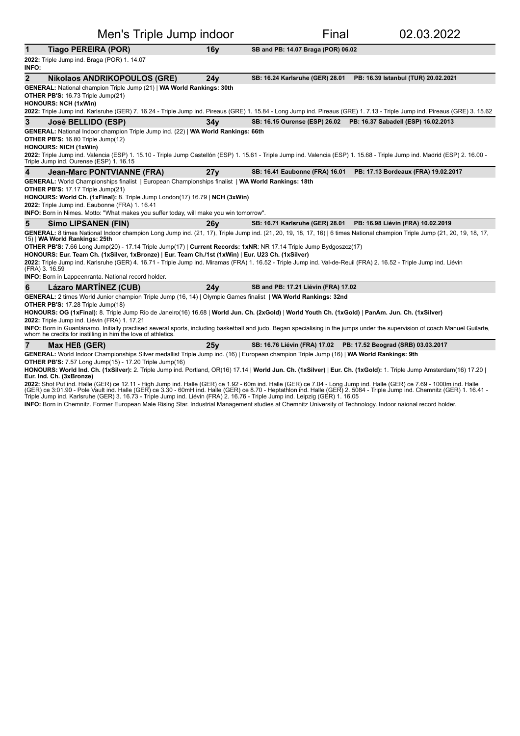# Men's Triple Jump indoor — Final — 02.03.2022

## 1 Tiago PEREIRA (POR) — 16y — SB and PB: 14.07 Braga (POR) 06.02

**2022:** Triple Jump ind. Braga (POR) 1. 14.07
**INFO:**

## 2 Nikolaos ANDRIKOPOULOS (GRE) — 24y — SB: 16.24 Karlsruhe (GER) 28.01 — PB: 16.39 Istanbul (TUR) 20.02.2021

**GENERAL:** National champion Triple Jump (21) | **WA World Rankings: 30th**
**OTHER PB'S:** 16.73 Triple Jump(21)
**HONOURS: NCH (1xWin)**
**2022:** Triple Jump ind. Karlsruhe (GER) 7. 16.24 - Triple Jump ind. Pireaus (GRE) 1. 15.84 - Long Jump ind. Pireaus (GRE) 1. 7.13 - Triple Jump ind. Pireaus (GRE) 3. 15.62

## 3 José BELLIDO (ESP) — 34y — SB: 16.15 Ourense (ESP) 26.02 — PB: 16.37 Sabadell (ESP) 16.02.2013

**GENERAL:** National Indoor champion Triple Jump ind. (22) | **WA World Rankings: 66th**
**OTHER PB'S:** 16.80 Triple Jump(12)
**HONOURS: NICH (1xWin)**
**2022:** Triple Jump ind. Valencia (ESP) 1. 15.10 - Triple Jump Castellón (ESP) 1. 15.61 - Triple Jump ind. Valencia (ESP) 1. 15.68 - Triple Jump ind. Madrid (ESP) 2. 16.00 - Triple Jump ind. Ourense (ESP) 1. 16.15

## 4 Jean-Marc PONTVIANNE (FRA) — 27y — SB: 16.41 Eaubonne (FRA) 16.01 — PB: 17.13 Bordeaux (FRA) 19.02.2017

**GENERAL:** World Championships finalist | European Championships finalist | **WA World Rankings: 18th**
**OTHER PB'S:** 17.17 Triple Jump(21)
**HONOURS: World Ch. (1xFinal):** 8. Triple Jump London(17) 16.79 | **NCH (3xWin)**
**2022:** Triple Jump ind. Eaubonne (FRA) 1. 16.41
**INFO:** Born in Nimes. Motto: "What makes you suffer today, will make you win tomorrow".

## 5 Simo LIPSANEN (FIN) — 26y — SB: 16.71 Karlsruhe (GER) 28.01 — PB: 16.98 Liévin (FRA) 10.02.2019

**GENERAL:** 8 times National Indoor champion Long Jump ind. (21, 17), Triple Jump ind. (21, 20, 19, 18, 17, 16) | 6 times National champion Triple Jump (21, 20, 19, 18, 17, 15) | **WA World Rankings: 25th**
**OTHER PB'S:** 7.66 Long Jump(20) - 17.14 Triple Jump(17) | **Current Records: 1xNR**: NR 17.14 Triple Jump Bydgoszcz(17)
**HONOURS: Eur. Team Ch. (1xSilver, 1xBronze)** | **Eur. Team Ch./1st (1xWin)** | **Eur. U23 Ch. (1xSilver)**
**2022:** Triple Jump ind. Karlsruhe (GER) 4. 16.71 - Triple Jump ind. Miramas (FRA) 1. 16.52 - Triple Jump ind. Val-de-Reuil (FRA) 2. 16.52 - Triple Jump ind. Liévin (FRA) 3. 16.59
**INFO:** Born in Lappeenranta. National record holder.

## 6 Lázaro MARTÍNEZ (CUB) — 24y — SB and PB: 17.21 Liévin (FRA) 17.02

**GENERAL:** 2 times World Junior champion Triple Jump (16, 14) | Olympic Games finalist | **WA World Rankings: 32nd**
**OTHER PB'S:** 17.28 Triple Jump(18)
**HONOURS: OG (1xFinal):** 8. Triple Jump Rio de Janeiro(16) 16.68 | **World Jun. Ch. (2xGold)** | **World Youth Ch. (1xGold)** | **PanAm. Jun. Ch. (1xSilver)**
**2022:** Triple Jump ind. Liévin (FRA) 1. 17.21
**INFO:** Born in Guantánamo. Initially practised several sports, including basketball and judo. Began specialising in the jumps under the supervision of coach Manuel Guilarte, whom he credits for instilling in him the love of athletics.

## 7 Max HEß (GER) — 25y — SB: 16.76 Liévin (FRA) 17.02 — PB: 17.52 Beograd (SRB) 03.03.2017

**GENERAL:** World Indoor Championships Silver medallist Triple Jump ind. (16) | European champion Triple Jump (16) | **WA World Rankings: 9th**
**OTHER PB'S:** 7.57 Long Jump(15) - 17.20 Triple Jump(16)
**HONOURS: World Ind. Ch. (1xSilver):** 2. Triple Jump ind. Portland, OR(16) 17.14 | **World Jun. Ch. (1xSilver)** | **Eur. Ch. (1xGold):** 1. Triple Jump Amsterdam(16) 17.20 | **Eur. Ind. Ch. (3xBronze)**
**2022:** Shot Put ind. Halle (GER) ce 12.11 - High Jump ind. Halle (GER) ce 1.92 - 60m ind. Halle (GER) ce 7.04 - Long Jump ind. Halle (GER) ce 7.69 - 1000m ind. Halle (GER) ce 3:01.90 - Pole Vault ind. Halle (GER) ce 3.30 - 60mH ind. Halle (GER) ce 8.70 - Heptathlon ind. Halle (GER) 2. 5084 - Triple Jump ind. Chemnitz (GER) 1. 16.41 - Triple Jump ind. Karlsruhe (GER) 3. 16.73 - Triple Jump ind. Liévin (FRA) 2. 16.76 - Triple Jump ind. Leipzig (GER) 1. 16.05
**INFO:** Born in Chemnitz. Former European Male Rising Star. Industrial Management studies at Chemnitz University of Technology. Indoor naional record holder.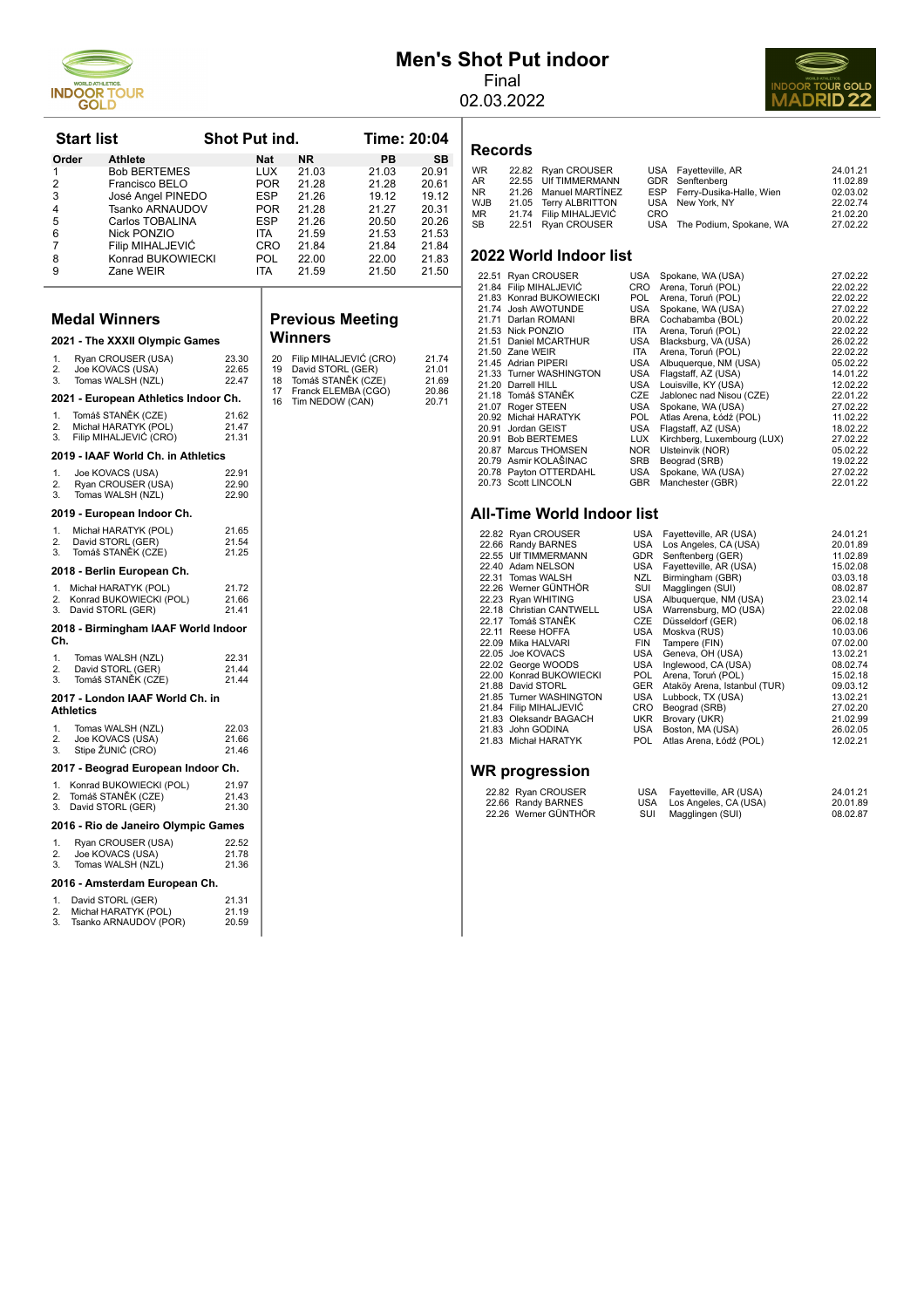# Men's Shot Put indoor

Final

02.03.2022

## Start list

**Shot Put ind.** — **Time: 20:04**

| Order | Athlete | Nat | NR | PB | SB |
|---|---|---|---|---|---|
| 1 | Bob BERTEMES | LUX | 21.03 | 21.03 | 20.91 |
| 2 | Francisco BELO | POR | 21.28 | 21.28 | 20.61 |
| 3 | José Angel PINEDO | ESP | 21.26 | 19.12 | 19.12 |
| 4 | Tsanko ARNAUDOV | POR | 21.28 | 21.27 | 20.31 |
| 5 | Carlos TOBALINA | ESP | 21.26 | 20.50 | 20.26 |
| 6 | Nick PONZIO | ITA | 21.59 | 21.53 | 21.53 |
| 7 | Filip MIHALJEVIĆ | CRO | 21.84 | 21.84 | 21.84 |
| 8 | Konrad BUKOWIECKI | POL | 22.00 | 22.00 | 21.83 |
| 9 | Zane WEIR | ITA | 21.59 | 21.50 | 21.50 |

## Medal Winners

### 2021 - The XXXII Olympic Games

1. Ryan CROUSER (USA) 23.30
2. Joe KOVACS (USA) 22.65
3. Tomas WALSH (NZL) 22.47

### 2021 - European Athletics Indoor Ch.

1. Tomáš STANĚK (CZE) 21.62
2. Michał HARATYK (POL) 21.47
3. Filip MIHALJEVIĆ (CRO) 21.31

### 2019 - IAAF World Ch. in Athletics

1. Joe KOVACS (USA) 22.91
2. Ryan CROUSER (USA) 22.90
3. Tomas WALSH (NZL) 22.90

### 2019 - European Indoor Ch.

1. Michał HARATYK (POL) 21.65
2. David STORL (GER) 21.54
3. Tomáš STANĚK (CZE) 21.25

### 2018 - Berlin European Ch.

1. Michał HARATYK (POL) 21.72
2. Konrad BUKOWIECKI (POL) 21.66
3. David STORL (GER) 21.41

### 2018 - Birmingham IAAF World Indoor Ch.

1. Tomas WALSH (NZL) 22.31
2. David STORL (GER) 21.44
3. Tomáš STANĚK (CZE) 21.44

### 2017 - London IAAF World Ch. in Athletics

1. Tomas WALSH (NZL) 22.03
2. Joe KOVACS (USA) 21.66
3. Stipe ŽUNIĆ (CRO) 21.46

### 2017 - Beograd European Indoor Ch.

1. Konrad BUKOWIECKI (POL) 21.97
2. Tomáš STANĚK (CZE) 21.43
3. David STORL (GER) 21.30

### 2016 - Rio de Janeiro Olympic Games

1. Ryan CROUSER (USA) 22.52
2. Joe KOVACS (USA) 21.78
3. Tomas WALSH (NZL) 21.36

### 2016 - Amsterdam European Ch.

1. David STORL (GER) 21.31
2. Michał HARATYK (POL) 21.19
3. Tsanko ARNAUDOV (POR) 20.59

## Previous Meeting Winners

| Year | Athlete | Result |
|---|---|---|
| 20 | Filip MIHALJEVIĆ (CRO) | 21.74 |
| 19 | David STORL (GER) | 21.01 |
| 18 | Tomáš STANĚK (CZE) | 21.69 |
| 17 | Franck ELEMBA (CGO) | 20.86 |
| 16 | Tim NEDOW (CAN) | 20.71 |

## Records

| | Result | Athlete | Nat | Venue | Date |
|---|---|---|---|---|---|
| WR | 22.82 | Ryan CROUSER | USA | Fayetteville, AR | 24.01.21 |
| AR | 22.55 | Ulf TIMMERMANN | GDR | Senftenberg | 11.02.89 |
| NR | 21.26 | Manuel MARTÍNEZ | ESP | Ferry-Dusika-Halle, Wien | 02.03.02 |
| WJB | 21.05 | Terry ALBRITTON | USA | New York, NY | 22.02.74 |
| MR | 21.74 | Filip MIHALJEVIĆ | CRO | | 21.02.20 |
| SB | 22.51 | Ryan CROUSER | USA | The Podium, Spokane, WA | 27.02.22 |

## 2022 World Indoor list

| Result | Athlete | Nat | Venue | Date |
|---|---|---|---|---|
| 22.51 | Ryan CROUSER | USA | Spokane, WA (USA) | 27.02.22 |
| 21.84 | Filip MIHALJEVIĆ | CRO | Arena, Toruń (POL) | 22.02.22 |
| 21.83 | Konrad BUKOWIECKI | POL | Arena, Toruń (POL) | 22.02.22 |
| 21.74 | Josh AWOTUNDE | USA | Spokane, WA (USA) | 27.02.22 |
| 21.71 | Darlan ROMANI | BRA | Cochabamba (BOL) | 20.02.22 |
| 21.53 | Nick PONZIO | ITA | Arena, Toruń (POL) | 22.02.22 |
| 21.51 | Daniel MCARTHUR | USA | Blacksburg, VA (USA) | 26.02.22 |
| 21.50 | Zane WEIR | ITA | Arena, Toruń (POL) | 22.02.22 |
| 21.45 | Adrian PIPERI | USA | Albuquerque, NM (USA) | 05.02.22 |
| 21.33 | Turner WASHINGTON | USA | Flagstaff, AZ (USA) | 14.01.22 |
| 21.20 | Darrell HILL | USA | Louisville, KY (USA) | 12.02.22 |
| 21.18 | Tomáš STANĚK | CZE | Jablonec nad Nisou (CZE) | 22.01.22 |
| 21.07 | Roger STEEN | USA | Spokane, WA (USA) | 27.02.22 |
| 20.92 | Michał HARATYK | POL | Atlas Arena, Łódź (POL) | 11.02.22 |
| 20.91 | Jordan GEIST | USA | Flagstaff, AZ (USA) | 18.02.22 |
| 20.91 | Bob BERTEMES | LUX | Kirchberg, Luxembourg (LUX) | 27.02.22 |
| 20.87 | Marcus THOMSEN | NOR | Ulsteinvik (NOR) | 05.02.22 |
| 20.79 | Asmir KOLAŠINAC | SRB | Beograd (SRB) | 19.02.22 |
| 20.78 | Payton OTTERDAHL | USA | Spokane, WA (USA) | 27.02.22 |
| 20.73 | Scott LINCOLN | GBR | Manchester (GBR) | 22.01.22 |

## All-Time World Indoor list

| Result | Athlete | Nat | Venue | Date |
|---|---|---|---|---|
| 22.82 | Ryan CROUSER | USA | Fayetteville, AR (USA) | 24.01.21 |
| 22.66 | Randy BARNES | USA | Los Angeles, CA (USA) | 20.01.89 |
| 22.55 | Ulf TIMMERMANN | GDR | Senftenberg (GER) | 11.02.89 |
| 22.40 | Adam NELSON | USA | Fayetteville, AR (USA) | 15.02.08 |
| 22.31 | Tomas WALSH | NZL | Birmingham (GBR) | 03.03.18 |
| 22.26 | Werner GÜNTHÖR | SUI | Magglingen (SUI) | 08.02.87 |
| 22.23 | Ryan WHITING | USA | Albuquerque, NM (USA) | 23.02.14 |
| 22.18 | Christian CANTWELL | USA | Warrensburg, MO (USA) | 22.02.08 |
| 22.17 | Tomáš STANĚK | CZE | Düsseldorf (GER) | 06.02.18 |
| 22.11 | Reese HOFFA | USA | Moskva (RUS) | 10.03.06 |
| 22.09 | Mika HALVARI | FIN | Tampere (FIN) | 07.02.00 |
| 22.05 | Joe KOVACS | USA | Geneva, OH (USA) | 13.02.21 |
| 22.02 | George WOODS | USA | Inglewood, CA (USA) | 08.02.74 |
| 22.00 | Konrad BUKOWIECKI | POL | Arena, Toruń (POL) | 15.02.18 |
| 21.88 | David STORL | GER | Ataköy Arena, Istanbul (TUR) | 09.03.12 |
| 21.85 | Turner WASHINGTON | USA | Lubbock, TX (USA) | 13.02.21 |
| 21.84 | Filip MIHALJEVIĆ | CRO | Beograd (SRB) | 27.02.20 |
| 21.83 | Oleksandr BAGACH | UKR | Brovary (UKR) | 21.02.99 |
| 21.83 | John GODINA | USA | Boston, MA (USA) | 26.02.05 |
| 21.83 | Michał HARATYK | POL | Atlas Arena, Łódź (POL) | 12.02.21 |

## WR progression

| Result | Athlete | Nat | Venue | Date |
|---|---|---|---|---|
| 22.82 | Ryan CROUSER | USA | Fayetteville, AR (USA) | 24.01.21 |
| 22.66 | Randy BARNES | USA | Los Angeles, CA (USA) | 20.01.89 |
| 22.26 | Werner GÜNTHÖR | SUI | Magglingen (SUI) | 08.02.87 |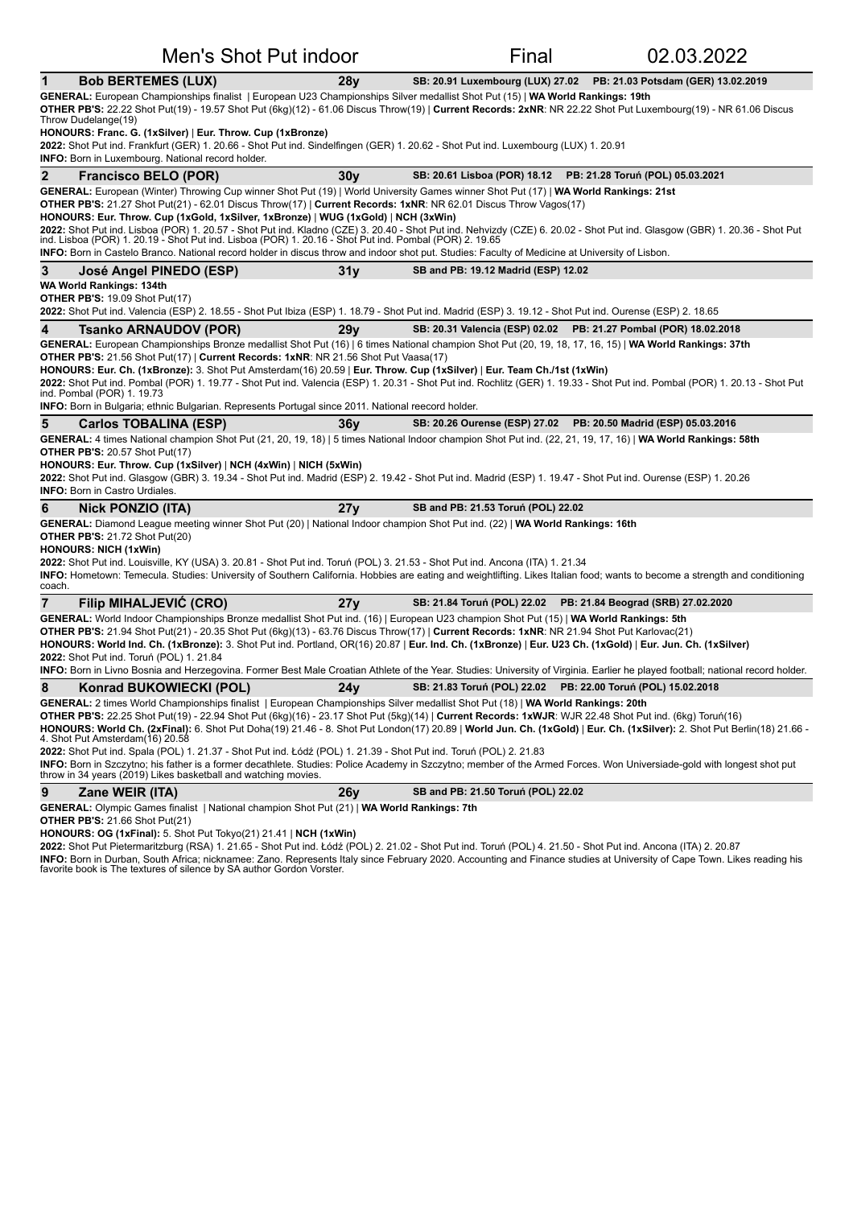# Men's Shot Put indoor — Final — 02.03.2022

## 1 Bob BERTEMES (LUX) — 28y — SB: 20.91 Luxembourg (LUX) 27.02 — PB: 21.03 Potsdam (GER) 13.02.2019

**GENERAL:** European Championships finalist | European U23 Championships Silver medallist Shot Put (15) | **WA World Rankings: 19th**
**OTHER PB'S:** 22.22 Shot Put(19) - 19.57 Shot Put (6kg)(12) - 61.06 Discus Throw(19) | **Current Records: 2xNR**: NR 22.22 Shot Put Luxembourg(19) - NR 61.06 Discus Throw Dudelange(19)
**HONOURS: Franc. G. (1xSilver) | Eur. Throw. Cup (1xBronze)**
**2022:** Shot Put ind. Frankfurt (GER) 1. 20.66 - Shot Put ind. Sindelfingen (GER) 1. 20.62 - Shot Put ind. Luxembourg (LUX) 1. 20.91
**INFO:** Born in Luxembourg. National record holder.

## 2 Francisco BELO (POR) — 30y — SB: 20.61 Lisboa (POR) 18.12 — PB: 21.28 Toruń (POL) 05.03.2021

**GENERAL:** European (Winter) Throwing Cup winner Shot Put (19) | World University Games winner Shot Put (17) | **WA World Rankings: 21st**
**OTHER PB'S:** 21.27 Shot Put(21) - 62.01 Discus Throw(17) | **Current Records: 1xNR**: NR 62.01 Discus Throw Vagos(17)
**HONOURS: Eur. Throw. Cup (1xGold, 1xSilver, 1xBronze) | WUG (1xGold) | NCH (3xWin)**
**2022:** Shot Put ind. Lisboa (POR) 1. 20.57 - Shot Put ind. Kladno (CZE) 3. 20.40 - Shot Put ind. Nehvizdy (CZE) 6. 20.02 - Shot Put ind. Glasgow (GBR) 1. 20.36 - Shot Put ind. Lisboa (POR) 1. 20.19 - Shot Put ind. Lisboa (POR) 1. 20.16 - Shot Put ind. Pombal (POR) 2. 19.65
**INFO:** Born in Castelo Branco. National record holder in discus throw and indoor shot put. Studies: Faculty of Medicine at University of Lisbon.

## 3 José Angel PINEDO (ESP) — 31y — SB and PB: 19.12 Madrid (ESP) 12.02

**WA World Rankings: 134th**
**OTHER PB'S:** 19.09 Shot Put(17)
**2022:** Shot Put ind. Valencia (ESP) 2. 18.55 - Shot Put Ibiza (ESP) 1. 18.79 - Shot Put ind. Madrid (ESP) 3. 19.12 - Shot Put ind. Ourense (ESP) 2. 18.65

## 4 Tsanko ARNAUDOV (POR) — 29y — SB: 20.31 Valencia (ESP) 02.02 — PB: 21.27 Pombal (POR) 18.02.2018

**GENERAL:** European Championships Bronze medallist Shot Put (16) | 6 times National champion Shot Put (20, 19, 18, 17, 16, 15) | **WA World Rankings: 37th**
**OTHER PB'S:** 21.56 Shot Put(17) | **Current Records: 1xNR**: NR 21.56 Shot Put Vaasa(17)
**HONOURS: Eur. Ch. (1xBronze):** 3. Shot Put Amsterdam(16) 20.59 | **Eur. Throw. Cup (1xSilver) | Eur. Team Ch./1st (1xWin)**
**2022:** Shot Put ind. Pombal (POR) 1. 19.77 - Shot Put ind. Valencia (ESP) 1. 20.31 - Shot Put ind. Rochlitz (GER) 1. 19.33 - Shot Put ind. Pombal (POR) 1. 20.13 - Shot Put ind. Pombal (POR) 1. 19.73
**INFO:** Born in Bulgaria; ethnic Bulgarian. Represents Portugal since 2011. National reecord holder.

## 5 Carlos TOBALINA (ESP) — 36y — SB: 20.26 Ourense (ESP) 27.02 — PB: 20.50 Madrid (ESP) 05.03.2016

**GENERAL:** 4 times National champion Shot Put (21, 20, 19, 18) | 5 times National Indoor champion Shot Put ind. (22, 21, 19, 17, 16) | **WA World Rankings: 58th**
**OTHER PB'S:** 20.57 Shot Put(17)
**HONOURS: Eur. Throw. Cup (1xSilver) | NCH (4xWin) | NICH (5xWin)**
**2022:** Shot Put ind. Glasgow (GBR) 3. 19.34 - Shot Put ind. Madrid (ESP) 2. 19.42 - Shot Put ind. Madrid (ESP) 1. 19.47 - Shot Put ind. Ourense (ESP) 1. 20.26
**INFO:** Born in Castro Urdiales.

## 6 Nick PONZIO (ITA) — 27y — SB and PB: 21.53 Toruń (POL) 22.02

**GENERAL:** Diamond League meeting winner Shot Put (20) | National Indoor champion Shot Put ind. (22) | **WA World Rankings: 16th**
**OTHER PB'S:** 21.72 Shot Put(20)
**HONOURS: NICH (1xWin)**
**2022:** Shot Put ind. Louisville, KY (USA) 3. 20.81 - Shot Put ind. Toruń (POL) 3. 21.53 - Shot Put ind. Ancona (ITA) 1. 21.34
**INFO:** Hometown: Temecula. Studies: University of Southern California. Hobbies are eating and weightlifting. Likes Italian food; wants to become a strength and conditioning coach.

## 7 Filip MIHALJEVIĆ (CRO) — 27y — SB: 21.84 Toruń (POL) 22.02 — PB: 21.84 Beograd (SRB) 27.02.2020

**GENERAL:** World Indoor Championships Bronze medallist Shot Put ind. (16) | European U23 champion Shot Put (15) | **WA World Rankings: 5th**
**OTHER PB'S:** 21.94 Shot Put(21) - 20.35 Shot Put (6kg)(13) - 63.76 Discus Throw(17) | **Current Records: 1xNR**: NR 21.94 Shot Put Karlovac(21)
**HONOURS: World Ind. Ch. (1xBronze):** 3. Shot Put ind. Portland, OR(16) 20.87 | **Eur. Ind. Ch. (1xBronze) | Eur. U23 Ch. (1xGold) | Eur. Jun. Ch. (1xSilver)**
**2022:** Shot Put ind. Toruń (POL) 1. 21.84
**INFO:** Born in Livno Bosnia and Herzegovina. Former Best Male Croatian Athlete of the Year. Studies: University of Virginia. Earlier he played football; national record holder.

## 8 Konrad BUKOWIECKI (POL) — 24y — SB: 21.83 Toruń (POL) 22.02 — PB: 22.00 Toruń (POL) 15.02.2018

**GENERAL:** 2 times World Championships finalist | European Championships Silver medallist Shot Put (18) | **WA World Rankings: 20th**
**OTHER PB'S:** 22.25 Shot Put(19) - 22.94 Shot Put (6kg)(16) - 23.17 Shot Put (5kg)(14) | **Current Records: 1xWJR**: WJR 22.48 Shot Put ind. (6kg) Toruń(16)
**HONOURS: World Ch. (2xFinal):** 6. Shot Put Doha(19) 21.46 - 8. Shot Put London(17) 20.89 | **World Jun. Ch. (1xGold) | Eur. Ch. (1xSilver):** 2. Shot Put Berlin(18) 21.66 - 4. Shot Put Amsterdam(16) 20.58
**2022:** Shot Put ind. Spala (POL) 1. 21.37 - Shot Put ind. Łódź (POL) 1. 21.39 - Shot Put ind. Toruń (POL) 2. 21.83
**INFO:** Born in Szczytno; his father is a former decathlete. Studies: Police Academy in Szczytno; member of the Armed Forces. Won Universiade-gold with longest shot put throw in 34 years (2019) Likes basketball and watching movies.

## 9 Zane WEIR (ITA) — 26y — SB and PB: 21.50 Toruń (POL) 22.02

**GENERAL:** Olympic Games finalist | National champion Shot Put (21) | **WA World Rankings: 7th**
**OTHER PB'S:** 21.66 Shot Put(21)
**HONOURS: OG (1xFinal):** 5. Shot Put Tokyo(21) 21.41 | **NCH (1xWin)**
**2022:** Shot Put Pietermaritzburg (RSA) 1. 21.65 - Shot Put ind. Łódź (POL) 2. 21.02 - Shot Put ind. Toruń (POL) 4. 21.50 - Shot Put ind. Ancona (ITA) 2. 20.87
**INFO:** Born in Durban, South Africa; nickname: Zano. Represents Italy since February 2020. Accounting and Finance studies at University of Cape Town. Likes reading his favorite book is The textures of silence by SA author Gordon Vorster.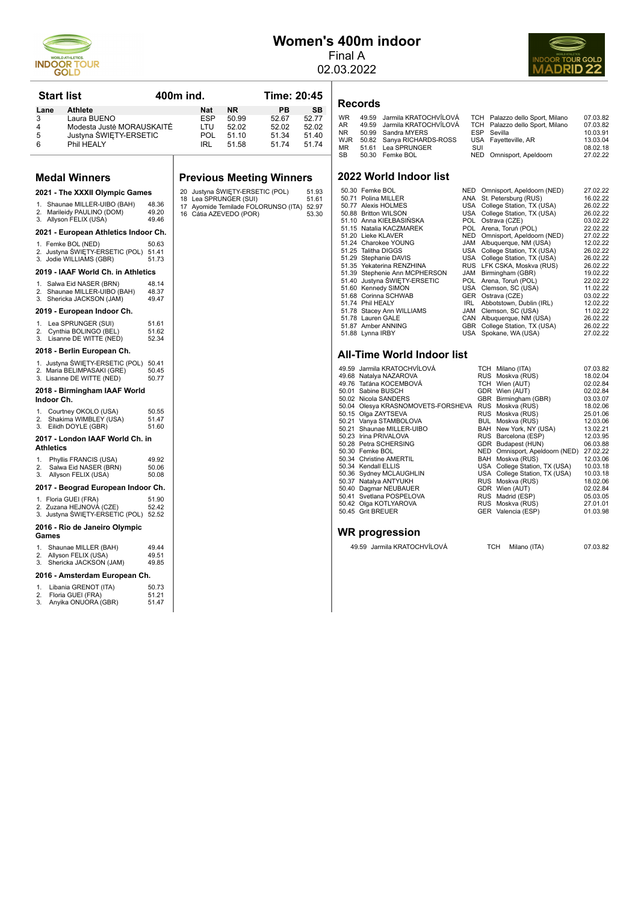# Women's 400m indoor

Final A

02.03.2022

## Start list

400m ind. Time: 20:45

| Lane | Athlete | Nat | NR | PB | SB |
|---|---|---|---|---|---|
| 3 | Laura BUENO | ESP | 50.99 | 52.67 | 52.77 |
| 4 | Modesta Justė MORAUSKAITĖ | LTU | 52.02 | 52.02 | 52.02 |
| 5 | Justyna ŚWIĘTY-ERSETIC | POL | 51.10 | 51.34 | 51.40 |
| 6 | Phil HEALY | IRL | 51.58 | 51.74 | 51.74 |

## Records

| | | | | | |
|---|---|---|---|---|---|
| WR | 49.59 | Jarmila KRATOCHVÍLOVÁ | TCH | Palazzo dello Sport, Milano | 07.03.82 |
| AR | 49.59 | Jarmila KRATOCHVÍLOVÁ | TCH | Palazzo dello Sport, Milano | 07.03.82 |
| NR | 50.99 | Sandra MYERS | ESP | Sevilla | 10.03.91 |
| WJR | 50.82 | Sanya RICHARDS-ROSS | USA | Fayetteville, AR | 13.03.04 |
| MR | 51.61 | Lea SPRUNGER | SUI | | 08.02.18 |
| SB | 50.30 | Femke BOL | NED | Omnisport, Apeldoorn | 27.02.22 |

## Medal Winners

### 2021 - The XXXII Olympic Games

1. Shaunae MILLER-UIBO (BAH) 48.36
2. Marileidy PAULINO (DOM) 49.20
3. Allyson FELIX (USA) 49.46

### 2021 - European Athletics Indoor Ch.

1. Femke BOL (NED) 50.63
2. Justyna ŚWIĘTY-ERSETIC (POL) 51.41
3. Jodie WILLIAMS (GBR) 51.73

### 2019 - IAAF World Ch. in Athletics

1. Salwa Eid NASER (BRN) 48.14
2. Shaunae MILLER-UIBO (BAH) 48.37
3. Shericka JACKSON (JAM) 49.47

### 2019 - European Indoor Ch.

1. Lea SPRUNGER (SUI) 51.61
2. Cynthia BOLINGO (BEL) 51.62
3. Lisanne DE WITTE (NED) 52.34

### 2018 - Berlin European Ch.

1. Justyna ŚWIĘTY-ERSETIC (POL) 50.41
2. Maria BELIMPASAKI (GRE) 50.45
3. Lisanne DE WITTE (NED) 50.77

### 2018 - Birmingham IAAF World Indoor Ch.

1. Courtney OKOLO (USA) 50.55
2. Shakima WIMBLEY (USA) 51.47
3. Eilidh DOYLE (GBR) 51.60

### 2017 - London IAAF World Ch. in Athletics

1. Phyllis FRANCIS (USA) 49.92
2. Salwa Eid NASER (BRN) 50.06
3. Allyson FELIX (USA) 50.08

### 2017 - Beograd European Indoor Ch.

1. Floria GUEI (FRA) 51.90
2. Zuzana HEJNOVÁ (CZE) 52.42
3. Justyna ŚWIĘTY-ERSETIC (POL) 52.52

### 2016 - Rio de Janeiro Olympic Games

1. Shaunae MILLER (BAH) 49.44
2. Allyson FELIX (USA) 49.51
3. Shericka JACKSON (JAM) 49.85

### 2016 - Amsterdam European Ch.

1. Libania GRENOT (ITA) 50.73
2. Floria GUEI (FRA) 51.21
3. Anyika ONUORA (GBR) 51.47

## Previous Meeting Winners

| | | |
|---|---|---|
| 20 | Justyna ŚWIĘTY-ERSETIC (POL) | 51.93 |
| 18 | Lea SPRUNGER (SUI) | 51.61 |
| 17 | Ayomide Temilade FOLORUNSO (ITA) | 52.97 |
| 16 | Cátia AZEVEDO (POR) | 53.30 |

## 2022 World Indoor list

| | | | | |
|---|---|---|---|---|
| 50.30 | Femke BOL | NED | Omnisport, Apeldoorn (NED) | 27.02.22 |
| 50.71 | Polina MILLER | ANA | St. Petersburg (RUS) | 16.02.22 |
| 50.77 | Alexis HOLMES | USA | College Station, TX (USA) | 26.02.22 |
| 50.88 | Britton WILSON | USA | College Station, TX (USA) | 26.02.22 |
| 51.10 | Anna KIEŁBASIŃSKA | POL | Ostrava (CZE) | 03.02.22 |
| 51.15 | Natalia KACZMAREK | POL | Arena, Toruń (POL) | 22.02.22 |
| 51.20 | Lieke KLAVER | NED | Omnisport, Apeldoorn (NED) | 27.02.22 |
| 51.24 | Charokee YOUNG | JAM | Albuquerque, NM (USA) | 12.02.22 |
| 51.25 | Talitha DIGGS | USA | College Station, TX (USA) | 26.02.22 |
| 51.29 | Stephanie DAVIS | USA | College Station, TX (USA) | 26.02.22 |
| 51.35 | Yekaterina RENZHINA | RUS | LFK CSKA, Moskva (RUS) | 26.02.22 |
| 51.39 | Stephenie Ann MCPHERSON | JAM | Birmingham (GBR) | 19.02.22 |
| 51.40 | Justyna ŚWIĘTY-ERSETIC | POL | Arena, Toruń (POL) | 22.02.22 |
| 51.60 | Kennedy SIMON | USA | Clemson, SC (USA) | 11.02.22 |
| 51.68 | Corinna SCHWAB | GER | Ostrava (CZE) | 03.02.22 |
| 51.74 | Phil HEALY | IRL | Abbotstown, Dublin (IRL) | 12.02.22 |
| 51.78 | Stacey Ann WILLIAMS | JAM | Clemson, SC (USA) | 11.02.22 |
| 51.78 | Lauren GALE | CAN | Albuquerque, NM (USA) | 26.02.22 |
| 51.87 | Amber ANNING | GBR | College Station, TX (USA) | 26.02.22 |
| 51.88 | Lynna IRBY | USA | Spokane, WA (USA) | 27.02.22 |

## All-Time World Indoor list

| | | | | |
|---|---|---|---|---|
| 49.59 | Jarmila KRATOCHVÍLOVÁ | TCH | Milano (ITA) | 07.03.82 |
| 49.68 | Natalya NAZAROVA | RUS | Moskva (RUS) | 18.02.04 |
| 49.76 | Taťána KOCEMBOVÁ | TCH | Wien (AUT) | 02.02.84 |
| 50.01 | Sabine BUSCH | GDR | Wien (AUT) | 02.02.84 |
| 50.02 | Nicola SANDERS | GBR | Birmingham (GBR) | 03.03.07 |
| 50.04 | Olesya KRASNOMOVETS-FORSHEVA | RUS | Moskva (RUS) | 18.02.06 |
| 50.15 | Olga ZAYTSEVA | RUS | Moskva (RUS) | 25.01.06 |
| 50.21 | Vanya STAMBOLOVA | BUL | Moskva (RUS) | 12.03.06 |
| 50.21 | Shaunae MILLER-UIBO | BAH | New York, NY (USA) | 13.02.21 |
| 50.23 | Irina PRIVALOVA | RUS | Barcelona (ESP) | 12.03.95 |
| 50.28 | Petra SCHERSING | GDR | Budapest (HUN) | 06.03.88 |
| 50.30 | Femke BOL | NED | Omnisport, Apeldoorn (NED) | 27.02.22 |
| 50.34 | Christine AMERTIL | BAH | Moskva (RUS) | 12.03.06 |
| 50.34 | Kendall ELLIS | USA | College Station, TX (USA) | 10.03.18 |
| 50.36 | Sydney MCLAUGHLIN | USA | College Station, TX (USA) | 10.03.18 |
| 50.37 | Natalya ANTYUKH | RUS | Moskva (RUS) | 18.02.06 |
| 50.40 | Dagmar NEUBAUER | GDR | Wien (AUT) | 02.02.84 |
| 50.41 | Svetlana POSPELOVA | RUS | Madrid (ESP) | 05.03.05 |
| 50.42 | Olga KOTLYAROVA | RUS | Moskva (RUS) | 27.01.01 |
| 50.45 | Grit BREUER | GER | Valencia (ESP) | 01.03.98 |

## WR progression

| | | | | |
|---|---|---|---|---|
| 49.59 | Jarmila KRATOCHVÍLOVÁ | TCH | Milano (ITA) | 07.03.82 |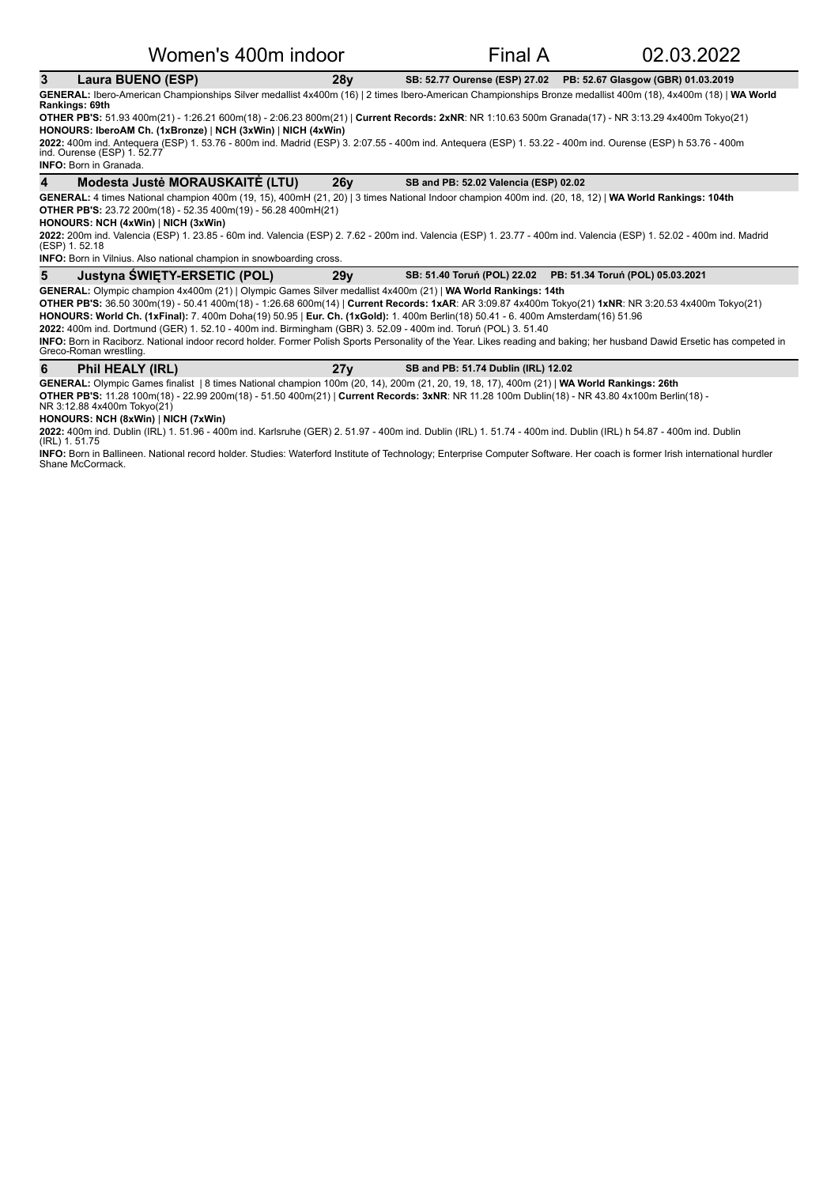# Women's 400m indoor — Final A — 02.03.2022

## 3 Laura BUENO (ESP) — 28y

**SB: 52.77 Ourense (ESP) 27.02 — PB: 52.67 Glasgow (GBR) 01.03.2019**

**GENERAL:** Ibero-American Championships Silver medallist 4x400m (16) | 2 times Ibero-American Championships Bronze medallist 400m (18), 4x400m (18) | **WA World Rankings: 69th**

**OTHER PB'S:** 51.93 400m(21) - 1:26.21 600m(18) - 2:06.23 800m(21) | **Current Records: 2xNR**: NR 1:10.63 500m Granada(17) - NR 3:13.29 4x400m Tokyo(21)

**HONOURS: IberoAM Ch. (1xBronze)** | **NCH (3xWin)** | **NICH (4xWin)**

**2022:** 400m ind. Antequera (ESP) 1. 53.76 - 800m ind. Madrid (ESP) 3. 2:07.55 - 400m ind. Antequera (ESP) 1. 53.22 - 400m ind. Ourense (ESP) h 53.76 - 400m ind. Ourense (ESP) 1. 52.77

**INFO:** Born in Granada.

## 4 Modesta Justė MORAUSKAITĖ (LTU) — 26y

**SB and PB: 52.02 Valencia (ESP) 02.02**

**GENERAL:** 4 times National champion 400m (19, 15), 400mH (21, 20) | 3 times National Indoor champion 400m ind. (20, 18, 12) | **WA World Rankings: 104th**

**OTHER PB'S:** 23.72 200m(18) - 52.35 400m(19) - 56.28 400mH(21)

**HONOURS: NCH (4xWin)** | **NICH (3xWin)**

**2022:** 200m ind. Valencia (ESP) 1. 23.85 - 60m ind. Valencia (ESP) 2. 7.62 - 200m ind. Valencia (ESP) 1. 23.77 - 400m ind. Valencia (ESP) 1. 52.02 - 400m ind. Madrid (ESP) 1. 52.18

**INFO:** Born in Vilnius. Also national champion in snowboarding cross.

## 5 Justyna ŚWIĘTY-ERSETIC (POL) — 29y

**SB: 51.40 Toruń (POL) 22.02 — PB: 51.34 Toruń (POL) 05.03.2021**

**GENERAL:** Olympic champion 4x400m (21) | Olympic Games Silver medallist 4x400m (21) | **WA World Rankings: 14th**

**OTHER PB'S:** 36.50 300m(19) - 50.41 400m(18) - 1:26.68 600m(14) | **Current Records: 1xAR**: AR 3:09.87 4x400m Tokyo(21) **1xNR**: NR 3:20.53 4x400m Tokyo(21)

**HONOURS: World Ch. (1xFinal):** 7. 400m Doha(19) 50.95 | **Eur. Ch. (1xGold):** 1. 400m Berlin(18) 50.41 - 6. 400m Amsterdam(16) 51.96

**2022:** 400m ind. Dortmund (GER) 1. 52.10 - 400m ind. Birmingham (GBR) 3. 52.09 - 400m ind. Toruń (POL) 3. 51.40

**INFO:** Born in Raciborz. National indoor record holder. Former Polish Sports Personality of the Year. Likes reading and baking; her husband Dawid Ersetic has competed in Greco-Roman wrestling.

## 6 Phil HEALY (IRL) — 27y

**SB and PB: 51.74 Dublin (IRL) 12.02**

**GENERAL:** Olympic Games finalist | 8 times National champion 100m (20, 14), 200m (21, 20, 19, 18, 17), 400m (21) | **WA World Rankings: 26th**

**OTHER PB'S:** 11.28 100m(18) - 22.99 200m(18) - 51.50 400m(21) | **Current Records: 3xNR**: NR 11.28 100m Dublin(18) - NR 43.80 4x100m Berlin(18) - NR 3:12.88 4x400m Tokyo(21)

**HONOURS: NCH (8xWin)** | **NICH (7xWin)**

**2022:** 400m ind. Dublin (IRL) 1. 51.96 - 400m ind. Karlsruhe (GER) 2. 51.97 - 400m ind. Dublin (IRL) 1. 51.74 - 400m ind. Dublin (IRL) h 54.87 - 400m ind. Dublin (IRL) 1. 51.75

**INFO:** Born in Ballineen. National record holder. Studies: Waterford Institute of Technology; Enterprise Computer Software. Her coach is former Irish international hurdler Shane McCormack.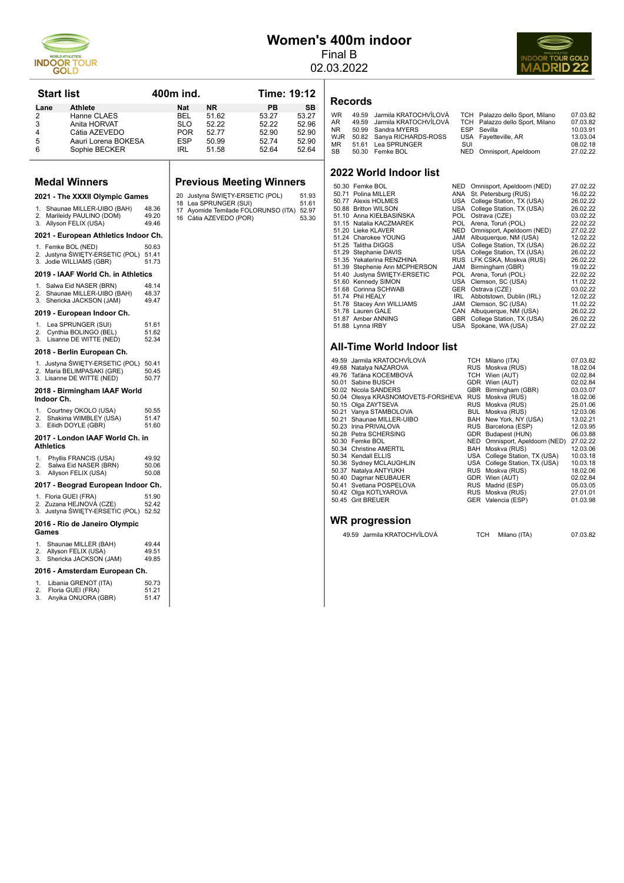# Women's 400m indoor

Final B

02.03.2022

## Start list

400m ind. Time: 19:12

| Lane | Athlete | Nat | NR | PB | SB |
|---|---|---|---|---|---|
| 2 | Hanne CLAES | BEL | 51.62 | 53.27 | 53.27 |
| 3 | Anita HORVAT | SLO | 52.22 | 52.22 | 52.96 |
| 4 | Cátia AZEVEDO | POR | 52.77 | 52.90 | 52.90 |
| 5 | Aauri Lorena BOKESA | ESP | 50.99 | 52.74 | 52.90 |
| 6 | Sophie BECKER | IRL | 51.58 | 52.64 | 52.64 |

## Records

| | | | | | |
|---|---|---|---|---|---|
| WR | 49.59 | Jarmila KRATOCHVÍLOVÁ | TCH | Palazzo dello Sport, Milano | 07.03.82 |
| AR | 49.59 | Jarmila KRATOCHVÍLOVÁ | TCH | Palazzo dello Sport, Milano | 07.03.82 |
| NR | 50.99 | Sandra MYERS | ESP | Sevilla | 10.03.91 |
| WJR | 50.82 | Sanya RICHARDS-ROSS | USA | Fayetteville, AR | 13.03.04 |
| MR | 51.61 | Lea SPRUNGER | SUI | | 08.02.18 |
| SB | 50.30 | Femke BOL | NED | Omnisport, Apeldoorn | 27.02.22 |

## Medal Winners

### 2021 - The XXXII Olympic Games

1. Shaunae MILLER-UIBO (BAH) 48.36
2. Marileidy PAULINO (DOM) 49.20
3. Allyson FELIX (USA) 49.46

### 2021 - European Athletics Indoor Ch.

1. Femke BOL (NED) 50.63
2. Justyna ŚWIĘTY-ERSETIC (POL) 51.41
3. Jodie WILLIAMS (GBR) 51.73

### 2019 - IAAF World Ch. in Athletics

1. Salwa Eid NASER (BRN) 48.14
2. Shaunae MILLER-UIBO (BAH) 48.37
3. Shericka JACKSON (JAM) 49.47

### 2019 - European Indoor Ch.

1. Lea SPRUNGER (SUI) 51.61
2. Cynthia BOLINGO (BEL) 51.62
3. Lisanne DE WITTE (NED) 52.34

### 2018 - Berlin European Ch.

1. Justyna ŚWIĘTY-ERSETIC (POL) 50.41
2. Maria BELIMPASAKI (GRE) 50.45
3. Lisanne DE WITTE (NED) 50.77

### 2018 - Birmingham IAAF World Indoor Ch.

1. Courtney OKOLO (USA) 50.55
2. Shakima WIMBLEY (USA) 51.47
3. Eilidh DOYLE (GBR) 51.60

### 2017 - London IAAF World Ch. in Athletics

1. Phyllis FRANCIS (USA) 49.92
2. Salwa Eid NASER (BRN) 50.06
3. Allyson FELIX (USA) 50.08

### 2017 - Beograd European Indoor Ch.

1. Floria GUEI (FRA) 51.90
2. Zuzana HEJNOVÁ (CZE) 52.42
3. Justyna ŚWIĘTY-ERSETIC (POL) 52.52

### 2016 - Rio de Janeiro Olympic Games

1. Shaunae MILLER (BAH) 49.44
2. Allyson FELIX (USA) 49.51
3. Shericka JACKSON (JAM) 49.85

### 2016 - Amsterdam European Ch.

1. Libania GRENOT (ITA) 50.73
2. Floria GUEI (FRA) 51.21
3. Anyika ONUORA (GBR) 51.47

## Previous Meeting Winners

| | | |
|---|---|---|
| 20 | Justyna ŚWIĘTY-ERSETIC (POL) | 51.93 |
| 18 | Lea SPRUNGER (SUI) | 51.61 |
| 17 | Ayomide Temilade FOLORUNSO (ITA) | 52.97 |
| 16 | Cátia AZEVEDO (POR) | 53.30 |

## 2022 World Indoor list

| | | | | |
|---|---|---|---|---|
| 50.30 | Femke BOL | NED | Omnisport, Apeldoorn (NED) | 27.02.22 |
| 50.71 | Polina MILLER | ANA | St. Petersburg (RUS) | 16.02.22 |
| 50.77 | Alexis HOLMES | USA | College Station, TX (USA) | 26.02.22 |
| 50.88 | Britton WILSON | USA | College Station, TX (USA) | 26.02.22 |
| 51.10 | Anna KIEŁBASIŃSKA | POL | Ostrava (CZE) | 03.02.22 |
| 51.15 | Natalia KACZMAREK | POL | Arena, Toruń (POL) | 22.02.22 |
| 51.20 | Lieke KLAVER | NED | Omnisport, Apeldoorn (NED) | 27.02.22 |
| 51.24 | Charokee YOUNG | JAM | Albuquerque, NM (USA) | 12.02.22 |
| 51.25 | Talitha DIGGS | USA | College Station, TX (USA) | 26.02.22 |
| 51.29 | Stephanie DAVIS | USA | College Station, TX (USA) | 26.02.22 |
| 51.35 | Yekaterina RENZHINA | RUS | LFK CSKA, Moskva (RUS) | 26.02.22 |
| 51.39 | Stephenie Ann MCPHERSON | JAM | Birmingham (GBR) | 19.02.22 |
| 51.40 | Justyna ŚWIĘTY-ERSETIC | POL | Arena, Toruń (POL) | 22.02.22 |
| 51.60 | Kennedy SIMON | USA | Clemson, SC (USA) | 11.02.22 |
| 51.68 | Corinna SCHWAB | GER | Ostrava (CZE) | 03.02.22 |
| 51.74 | Phil HEALY | IRL | Abbotstown, Dublin (IRL) | 12.02.22 |
| 51.78 | Stacey Ann WILLIAMS | JAM | Clemson, SC (USA) | 11.02.22 |
| 51.78 | Lauren GALE | CAN | Albuquerque, NM (USA) | 26.02.22 |
| 51.87 | Amber ANNING | GBR | College Station, TX (USA) | 26.02.22 |
| 51.88 | Lynna IRBY | USA | Spokane, WA (USA) | 27.02.22 |

## All-Time World Indoor list

| | | | | |
|---|---|---|---|---|
| 49.59 | Jarmila KRATOCHVÍLOVÁ | TCH | Milano (ITA) | 07.03.82 |
| 49.68 | Natalya NAZAROVA | RUS | Moskva (RUS) | 18.02.04 |
| 49.76 | Taťána KOCEMBOVÁ | TCH | Wien (AUT) | 02.02.84 |
| 50.01 | Sabine BUSCH | GDR | Wien (AUT) | 02.02.84 |
| 50.02 | Nicola SANDERS | GBR | Birmingham (GBR) | 03.03.07 |
| 50.04 | Olesya KRASNOMOVETS-FORSHEVA | RUS | Moskva (RUS) | 18.02.06 |
| 50.15 | Olga ZAYTSEVA | RUS | Moskva (RUS) | 25.01.06 |
| 50.21 | Vanya STAMBOLOVA | BUL | Moskva (RUS) | 12.03.06 |
| 50.21 | Shaunae MILLER-UIBO | BAH | New York, NY (USA) | 13.02.21 |
| 50.23 | Irina PRIVALOVA | RUS | Barcelona (ESP) | 12.03.95 |
| 50.28 | Petra SCHERSING | GDR | Budapest (HUN) | 06.03.88 |
| 50.30 | Femke BOL | NED | Omnisport, Apeldoorn (NED) | 27.02.22 |
| 50.34 | Christine AMERTIL | BAH | Moskva (RUS) | 12.03.06 |
| 50.34 | Kendall ELLIS | USA | College Station, TX (USA) | 10.03.18 |
| 50.36 | Sydney MCLAUGHLIN | USA | College Station, TX (USA) | 10.03.18 |
| 50.37 | Natalya ANTYUKH | RUS | Moskva (RUS) | 18.02.06 |
| 50.40 | Dagmar NEUBAUER | GDR | Wien (AUT) | 02.02.84 |
| 50.41 | Svetlana POSPELOVA | RUS | Madrid (ESP) | 05.03.05 |
| 50.42 | Olga KOTLYAROVA | RUS | Moskva (RUS) | 27.01.01 |
| 50.45 | Grit BREUER | GER | Valencia (ESP) | 01.03.98 |

## WR progression

| | | | | |
|---|---|---|---|---|
| 49.59 | Jarmila KRATOCHVÍLOVÁ | TCH | Milano (ITA) | 07.03.82 |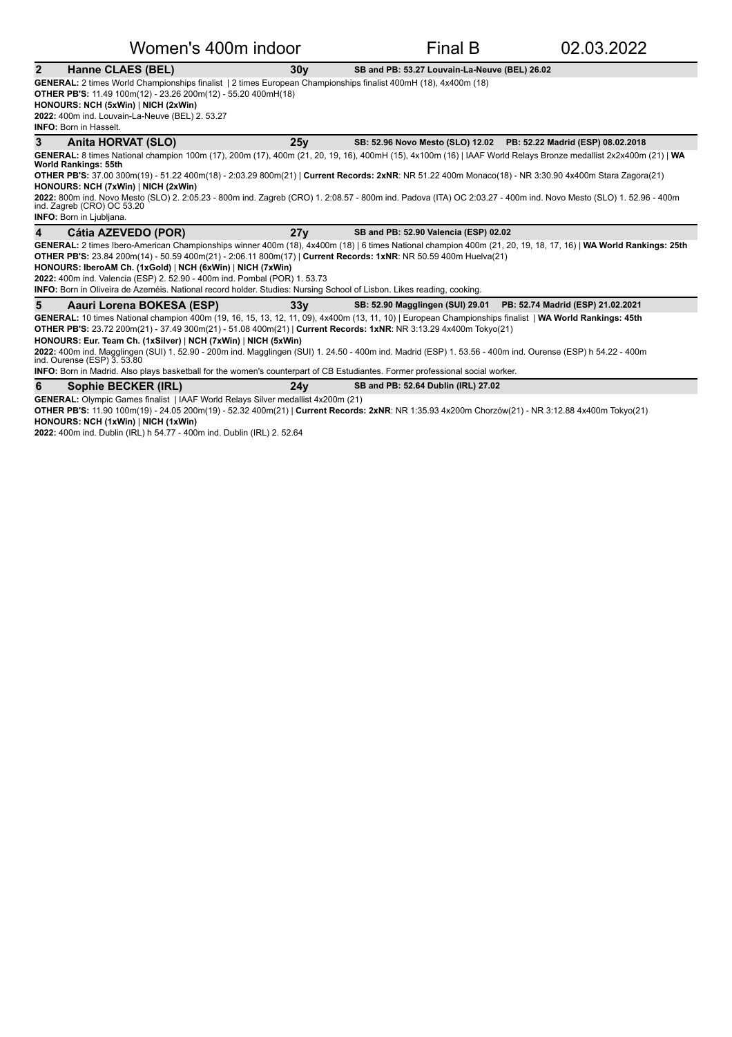# Women's 400m indoor — Final B — 02.03.2022

## 2 Hanne CLAES (BEL) — 30y — SB and PB: 53.27 Louvain-La-Neuve (BEL) 26.02

**GENERAL:** 2 times World Championships finalist | 2 times European Championships finalist 400mH (18), 4x400m (18)
**OTHER PB'S:** 11.49 100m(12) - 23.26 200m(12) - 55.20 400mH(18)
**HONOURS: NCH (5xWin)** | **NICH (2xWin)**
**2022:** 400m ind. Louvain-La-Neuve (BEL) 2. 53.27
**INFO:** Born in Hasselt.

## 3 Anita HORVAT (SLO) — 25y — SB: 52.96 Novo Mesto (SLO) 12.02 — PB: 52.22 Madrid (ESP) 08.02.2018

**GENERAL:** 8 times National champion 100m (17), 200m (17), 400m (21, 20, 19, 16), 400mH (15), 4x100m (16) | IAAF World Relays Bronze medallist 2x2x400m (21) | **WA World Rankings: 55th**
**OTHER PB'S:** 37.00 300m(19) - 51.22 400m(18) - 2:03.29 800m(21) | **Current Records: 2xNR**: NR 51.22 400m Monaco(18) - NR 3:30.90 4x400m Stara Zagora(21)
**HONOURS: NCH (7xWin)** | **NICH (2xWin)**
**2022:** 800m ind. Novo Mesto (SLO) 2. 2:05.23 - 800m ind. Zagreb (CRO) 1. 2:08.57 - 800m ind. Padova (ITA) OC 2:03.27 - 400m ind. Novo Mesto (SLO) 1. 52.96 - 400m ind. Zagreb (CRO) OC 53.20
**INFO:** Born in Ljubljana.

## 4 Cátia AZEVEDO (POR) — 27y — SB and PB: 52.90 Valencia (ESP) 02.02

**GENERAL:** 2 times Ibero-American Championships winner 400m (18), 4x400m (18) | 6 times National champion 400m (21, 20, 19, 18, 17, 16) | **WA World Rankings: 25th**
**OTHER PB'S:** 23.84 200m(14) - 50.59 400m(21) - 2:06.11 800m(17) | **Current Records: 1xNR**: NR 50.59 400m Huelva(21)
**HONOURS: IberoAM Ch. (1xGold)** | **NCH (6xWin)** | **NICH (7xWin)**
**2022:** 400m ind. Valencia (ESP) 2. 52.90 - 400m ind. Pombal (POR) 1. 53.73
**INFO:** Born in Oliveira de Azeméis. National record holder. Studies: Nursing School of Lisbon. Likes reading, cooking.

## 5 Aauri Lorena BOKESA (ESP) — 33y — SB: 52.90 Magglingen (SUI) 29.01 — PB: 52.74 Madrid (ESP) 21.02.2021

**GENERAL:** 10 times National champion 400m (19, 16, 15, 13, 12, 11, 09), 4x400m (13, 11, 10) | European Championships finalist | **WA World Rankings: 45th**
**OTHER PB'S:** 23.72 200m(21) - 37.49 300m(21) - 51.08 400m(21) | **Current Records: 1xNR**: NR 3:13.29 4x400m Tokyo(21)
**HONOURS: Eur. Team Ch. (1xSilver)** | **NCH (7xWin)** | **NICH (5xWin)**
**2022:** 400m ind. Magglingen (SUI) 1. 52.90 - 200m ind. Magglingen (SUI) 1. 24.50 - 400m ind. Madrid (ESP) 1. 53.56 - 400m ind. Ourense (ESP) h 54.22 - 400m ind. Ourense (ESP) 3. 53.80
**INFO:** Born in Madrid. Also plays basketball for the women's counterpart of CB Estudiantes. Former professional social worker.

## 6 Sophie BECKER (IRL) — 24y — SB and PB: 52.64 Dublin (IRL) 27.02

**GENERAL:** Olympic Games finalist | IAAF World Relays Silver medallist 4x200m (21)
**OTHER PB'S:** 11.90 100m(19) - 24.05 200m(19) - 52.32 400m(21) | **Current Records: 2xNR**: NR 1:35.93 4x200m Chorzów(21) - NR 3:12.88 4x400m Tokyo(21)
**HONOURS: NCH (1xWin)** | **NICH (1xWin)**
**2022:** 400m ind. Dublin (IRL) h 54.77 - 400m ind. Dublin (IRL) 2. 52.64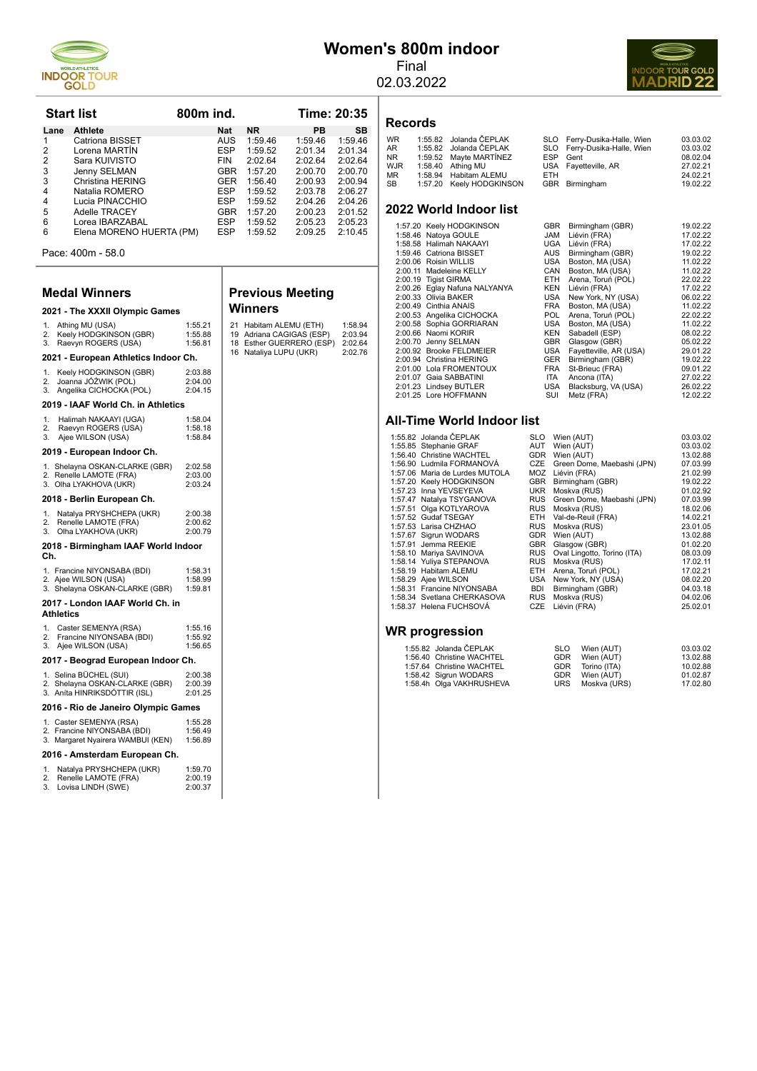# Women's 800m indoor

Final

02.03.2022

## Start list

800m ind. Time: 20:35

| Lane | Athlete | Nat | NR | PB | SB |
|---|---|---|---|---|---|
| 1 | Catriona BISSET | AUS | 1:59.46 | 1:59.46 | 1:59.46 |
| 2 | Lorena MARTÍN | ESP | 1:59.52 | 2:01.34 | 2:01.34 |
| 2 | Sara KUIVISTO | FIN | 2:02.64 | 2:02.64 | 2:02.64 |
| 3 | Jenny SELMAN | GBR | 1:57.20 | 2:00.70 | 2:00.70 |
| 3 | Christina HERING | GER | 1:56.40 | 2:00.93 | 2:00.94 |
| 4 | Natalia ROMERO | ESP | 1:59.52 | 2:03.78 | 2:06.27 |
| 4 | Lucia PINACCHIO | ESP | 1:59.52 | 2:04.26 | 2:04.26 |
| 5 | Adelle TRACEY | GBR | 1:57.20 | 2:00.23 | 2:01.52 |
| 6 | Lorea IBARZABAL | ESP | 1:59.52 | 2:05.23 | 2:05.23 |
| 6 | Elena MORENO HUERTA (PM) | ESP | 1:59.52 | 2:09.25 | 2:10.45 |

Pace: 400m - 58.0

## Medal Winners

### 2021 - The XXXII Olympic Games

1. Athing MU (USA) 1:55.21
2. Keely HODGKINSON (GBR) 1:55.88
3. Raevyn ROGERS (USA) 1:56.81

### 2021 - European Athletics Indoor Ch.

1. Keely HODGKINSON (GBR) 2:03.88
2. Joanna JÓŹWIK (POL) 2:04.00
3. Angelika CICHOCKA (POL) 2:04.15

### 2019 - IAAF World Ch. in Athletics

1. Halimah NAKAAYI (UGA) 1:58.04
2. Raevyn ROGERS (USA) 1:58.18
3. Ajee WILSON (USA) 1:58.84

### 2019 - European Indoor Ch.

1. Shelayna OSKAN-CLARKE (GBR) 2:02.58
2. Renelle LAMOTE (FRA) 2:03.00
3. Olha LYAKHOVA (UKR) 2:03.24

### 2018 - Berlin European Ch.

1. Natalya PRYSHCHEPA (UKR) 2:00.38
2. Renelle LAMOTE (FRA) 2:00.62
3. Olha LYAKHOVA (UKR) 2:00.79

### 2018 - Birmingham IAAF World Indoor Ch.

1. Francine NIYONSABA (BDI) 1:58.31
2. Ajee WILSON (USA) 1:58.99
3. Shelayna OSKAN-CLARKE (GBR) 1:59.81

### 2017 - London IAAF World Ch. in Athletics

1. Caster SEMENYA (RSA) 1:55.16
2. Francine NIYONSABA (BDI) 1:55.92
3. Ajee WILSON (USA) 1:56.65

### 2017 - Beograd European Indoor Ch.

1. Selina BÜCHEL (SUI) 2:00.38
2. Shelayna OSKAN-CLARKE (GBR) 2:00.39
3. Aníta HINRIKSDÓTTIR (ISL) 2:01.25

### 2016 - Rio de Janeiro Olympic Games

1. Caster SEMENYA (RSA) 1:55.28
2. Francine NIYONSABA (BDI) 1:56.49
3. Margaret Nyairera WAMBUI (KEN) 1:56.89

### 2016 - Amsterdam European Ch.

1. Natalya PRYSHCHEPA (UKR) 1:59.70
2. Renelle LAMOTE (FRA) 2:00.19
3. Lovisa LINDH (SWE) 2:00.37

## Previous Meeting Winners

| Year | Athlete | Time |
|---|---|---|
| 21 | Habitam ALEMU (ETH) | 1:58.94 |
| 19 | Adriana CAGIGAS (ESP) | 2:03.94 |
| 18 | Esther GUERRERO (ESP) | 2:02.64 |
| 16 | Nataliya LUPU (UKR) | 2:02.76 |

## Records

| | Time | Athlete | Nat | Venue | Date |
|---|---|---|---|---|---|
| WR | 1:55.82 | Jolanda ČEPLAK | SLO | Ferry-Dusika-Halle, Wien | 03.03.02 |
| AR | 1:55.82 | Jolanda ČEPLAK | SLO | Ferry-Dusika-Halle, Wien | 03.03.02 |
| NR | 1:59.52 | Mayte MARTÍNEZ | ESP | Gent | 08.02.04 |
| WJR | 1:58.40 | Athing MU | USA | Fayetteville, AR | 27.02.21 |
| MR | 1:58.94 | Habitam ALEMU | ETH | | 24.02.21 |
| SB | 1:57.20 | Keely HODGKINSON | GBR | Birmingham | 19.02.22 |

## 2022 World Indoor list

| Time | Athlete | Nat | Venue | Date |
|---|---|---|---|---|
| 1:57.20 | Keely HODGKINSON | GBR | Birmingham (GBR) | 19.02.22 |
| 1:58.46 | Natoya GOULE | JAM | Liévin (FRA) | 17.02.22 |
| 1:58.58 | Halimah NAKAAYI | UGA | Liévin (FRA) | 17.02.22 |
| 1:59.46 | Catriona BISSET | AUS | Birmingham (GBR) | 19.02.22 |
| 2:00.06 | Roisin WILLIS | USA | Boston, MA (USA) | 11.02.22 |
| 2:00.11 | Madeleine KELLY | CAN | Boston, MA (USA) | 11.02.22 |
| 2:00.19 | Tigist GIRMA | ETH | Arena, Toruń (POL) | 22.02.22 |
| 2:00.26 | Eglay Nafuna NALYANYA | KEN | Liévin (FRA) | 17.02.22 |
| 2:00.33 | Olivia BAKER | USA | New York, NY (USA) | 06.02.22 |
| 2:00.49 | Cinthia ANAIS | FRA | Boston, MA (USA) | 11.02.22 |
| 2:00.53 | Angelika CICHOCKA | POL | Arena, Toruń (POL) | 22.02.22 |
| 2:00.58 | Sophia GORRIARAN | USA | Boston, MA (USA) | 11.02.22 |
| 2:00.66 | Naomi KORIR | KEN | Sabadell (ESP) | 08.02.22 |
| 2:00.70 | Jenny SELMAN | GBR | Glasgow (GBR) | 05.02.22 |
| 2:00.92 | Brooke FELDMEIER | USA | Fayetteville, AR (USA) | 29.01.22 |
| 2:00.94 | Christina HERING | GER | Birmingham (GBR) | 19.02.22 |
| 2:01.00 | Lola FROMENTOUX | FRA | St-Brieuc (FRA) | 09.01.22 |
| 2:01.07 | Gaia SABBATINI | ITA | Ancona (ITA) | 27.02.22 |
| 2:01.23 | Lindsey BUTLER | USA | Blacksburg, VA (USA) | 26.02.22 |
| 2:01.25 | Lore HOFFMANN | SUI | Metz (FRA) | 12.02.22 |

## All-Time World Indoor list

| Time | Athlete | Nat | Venue | Date |
|---|---|---|---|---|
| 1:55.82 | Jolanda ČEPLAK | SLO | Wien (AUT) | 03.03.02 |
| 1:55.85 | Stephanie GRAF | AUT | Wien (AUT) | 03.03.02 |
| 1:56.40 | Christine WACHTEL | GDR | Wien (AUT) | 13.02.88 |
| 1:56.90 | Ludmila FORMANOVÁ | CZE | Green Dome, Maebashi (JPN) | 07.03.99 |
| 1:57.06 | Maria de Lurdes MUTOLA | MOZ | Liévin (FRA) | 21.02.99 |
| 1:57.20 | Keely HODGKINSON | GBR | Birmingham (GBR) | 19.02.22 |
| 1:57.23 | Inna YEVSEYEVA | UKR | Moskva (RUS) | 01.02.92 |
| 1:57.47 | Natalya TSYGANOVA | RUS | Green Dome, Maebashi (JPN) | 07.03.99 |
| 1:57.51 | Olga KOTLYAROVA | RUS | Moskva (RUS) | 18.02.06 |
| 1:57.52 | Gudaf TSEGAY | ETH | Val-de-Reuil (FRA) | 14.02.21 |
| 1:57.53 | Larisa CHZHAO | RUS | Moskva (RUS) | 23.01.05 |
| 1:57.67 | Sigrun WODARS | GDR | Wien (AUT) | 13.02.88 |
| 1:57.91 | Jemma REEKIE | GBR | Glasgow (GBR) | 01.02.20 |
| 1:58.10 | Mariya SAVINOVA | RUS | Oval Lingotto, Torino (ITA) | 08.03.09 |
| 1:58.14 | Yuliya STEPANOVA | RUS | Moskva (RUS) | 17.02.11 |
| 1:58.19 | Habitam ALEMU | ETH | Arena, Toruń (POL) | 17.02.21 |
| 1:58.29 | Ajee WILSON | USA | New York, NY (USA) | 08.02.20 |
| 1:58.31 | Francine NIYONSABA | BDI | Birmingham (GBR) | 04.03.18 |
| 1:58.34 | Svetlana CHERKASOVA | RUS | Moskva (RUS) | 04.02.06 |
| 1:58.37 | Helena FUCHSOVÁ | CZE | Liévin (FRA) | 25.02.01 |

## WR progression

| Time | Athlete | Nat | Venue | Date |
|---|---|---|---|---|
| 1:55.82 | Jolanda ČEPLAK | SLO | Wien (AUT) | 03.03.02 |
| 1:56.40 | Christine WACHTEL | GDR | Wien (AUT) | 13.02.88 |
| 1:57.64 | Christine WACHTEL | GDR | Torino (ITA) | 10.02.88 |
| 1:58.42 | Sigrun WODARS | GDR | Wien (AUT) | 01.02.87 |
| 1:58.4h | Olga VAKHRUSHEVA | URS | Moskva (URS) | 17.02.80 |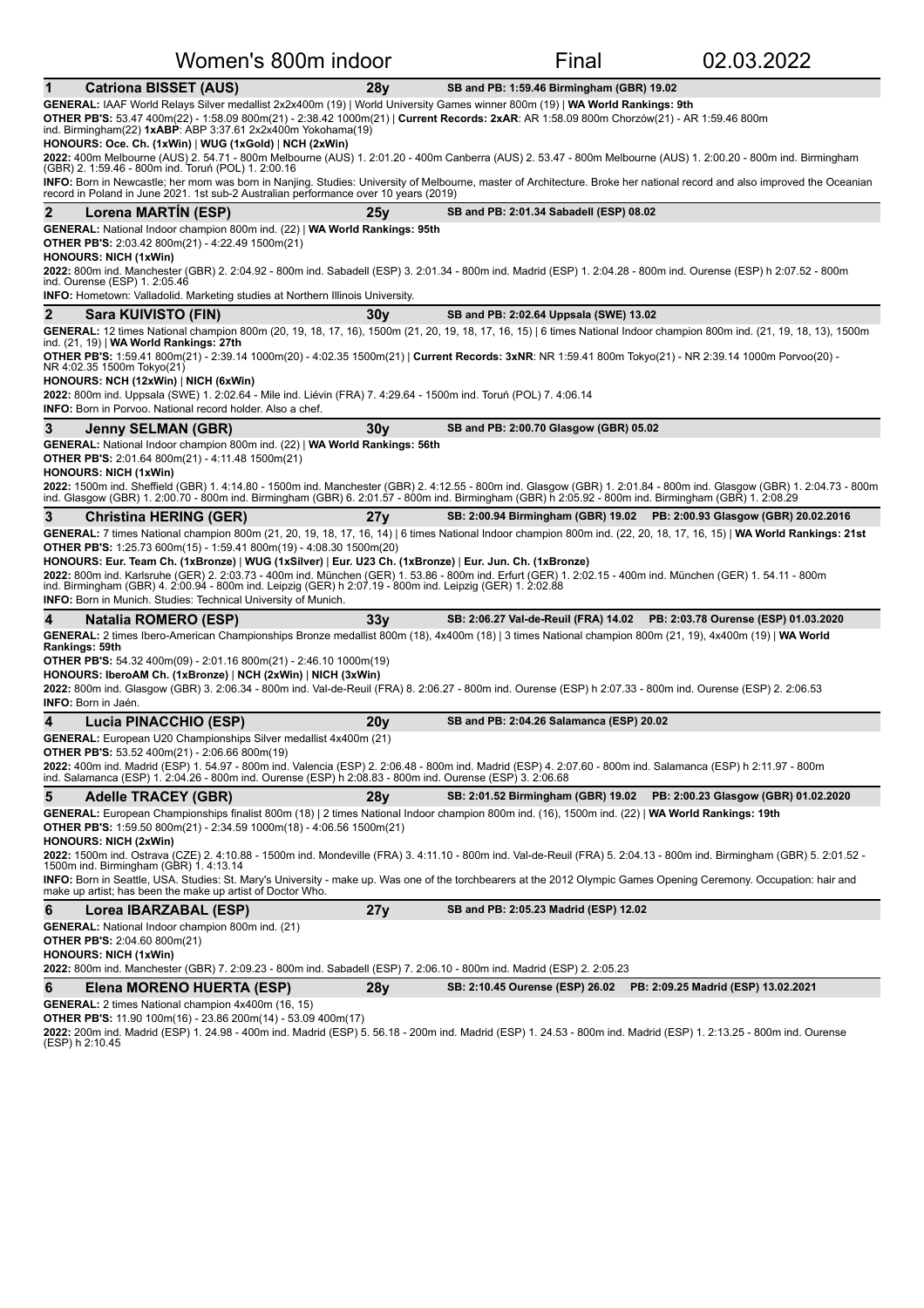# Women's 800m indoor — Final — 02.03.2022

## 1 Catriona BISSET (AUS) — 28y — SB and PB: 1:59.46 Birmingham (GBR) 19.02

**GENERAL:** IAAF World Relays Silver medallist 2x2x400m (19) | World University Games winner 800m (19) | **WA World Rankings: 9th**

**OTHER PB'S:** 53.47 400m(22) - 1:58.09 800m(21) - 2:38.42 1000m(21) | **Current Records: 2xAR**: AR 1:58.09 800m Chorzów(21) - AR 1:59.46 800m ind. Birmingham(22) **1xABP**: ABP 3:37.61 2x2x400m Yokohama(19)

**HONOURS: Oce. Ch. (1xWin) | WUG (1xGold) | NCH (2xWin)**

**2022:** 400m Melbourne (AUS) 2. 54.71 - 800m Melbourne (AUS) 1. 2:01.20 - 400m Canberra (AUS) 2. 53.47 - 800m Melbourne (AUS) 1. 2:00.20 - 800m ind. Birmingham (GBR) 2. 1:59.46 - 800m ind. Toruń (POL) 1. 2:00.16

**INFO:** Born in Newcastle; her mom was born in Nanjing. Studies: University of Melbourne, master of Architecture. Broke her national record and also improved the Oceanian record in Poland in June 2021. 1st sub-2 Australian performance over 10 years (2019)

## 2 Lorena MARTÍN (ESP) — 25y — SB and PB: 2:01.34 Sabadell (ESP) 08.02

**GENERAL:** National Indoor champion 800m ind. (22) | **WA World Rankings: 95th**

**OTHER PB'S:** 2:03.42 800m(21) - 4:22.49 1500m(21)

**HONOURS: NICH (1xWin)**

**2022:** 800m ind. Manchester (GBR) 2. 2:04.92 - 800m ind. Sabadell (ESP) 3. 2:01.34 - 800m ind. Madrid (ESP) 1. 2:04.28 - 800m ind. Ourense (ESP) h 2:07.52 - 800m ind. Ourense (ESP) 1. 2:05.46

**INFO:** Hometown: Valladolid. Marketing studies at Northern Illinois University.

## 2 Sara KUIVISTO (FIN) — 30y — SB and PB: 2:02.64 Uppsala (SWE) 13.02

**GENERAL:** 12 times National champion 800m (20, 19, 18, 17, 16), 1500m (21, 20, 19, 18, 17, 16, 15) | 6 times National Indoor champion 800m ind. (21, 19, 18, 13), 1500m ind. (21, 19) | **WA World Rankings: 27th**

**OTHER PB'S:** 1:59.41 800m(21) - 2:39.14 1000m(20) - 4:02.35 1500m(21) | **Current Records: 3xNR**: NR 1:59.41 800m Tokyo(21) - NR 2:39.14 1000m Porvoo(20) - NR 4:02.35 1500m Tokyo(21)

**HONOURS: NCH (12xWin) | NICH (6xWin)**

**2022:** 800m ind. Uppsala (SWE) 1. 2:02.64 - Mile ind. Liévin (FRA) 7. 4:29.64 - 1500m ind. Toruń (POL) 7. 4:06.14

**INFO:** Born in Porvoo. National record holder. Also a chef.

## 3 Jenny SELMAN (GBR) — 30y — SB and PB: 2:00.70 Glasgow (GBR) 05.02

**GENERAL:** National Indoor champion 800m ind. (22) | **WA World Rankings: 56th**

**OTHER PB'S:** 2:01.64 800m(21) - 4:11.48 1500m(21)

**HONOURS: NICH (1xWin)**

**2022:** 1500m ind. Sheffield (GBR) 1. 4:14.80 - 1500m ind. Manchester (GBR) 2. 4:12.55 - 800m ind. Glasgow (GBR) 1. 2:01.84 - 800m ind. Glasgow (GBR) 1. 2:04.73 - 800m ind. Glasgow (GBR) 1. 2:00.70 - 800m ind. Birmingham (GBR) 6. 2:01.57 - 800m ind. Birmingham (GBR) h 2:05.92 - 800m ind. Birmingham (GBR) 1. 2:08.29

## 3 Christina HERING (GER) — 27y — SB: 2:00.94 Birmingham (GBR) 19.02 — PB: 2:00.93 Glasgow (GBR) 20.02.2016

**GENERAL:** 7 times National champion 800m (21, 20, 19, 18, 17, 16, 14) | 6 times National Indoor champion 800m ind. (22, 20, 18, 17, 16, 15) | **WA World Rankings: 21st**

**OTHER PB'S:** 1:25.73 600m(15) - 1:59.41 800m(19) - 4:08.30 1500m(20)

**HONOURS: Eur. Team Ch. (1xBronze) | WUG (1xSilver) | Eur. U23 Ch. (1xBronze) | Eur. Jun. Ch. (1xBronze)**

**2022:** 800m ind. Karlsruhe (GER) 2. 2:03.73 - 400m ind. München (GER) 1. 53.86 - 800m ind. Erfurt (GER) 1. 2:02.15 - 400m ind. München (GER) 1. 54.11 - 800m ind. Birmingham (GBR) 4. 2:00.94 - 800m ind. Leipzig (GER) h 2:07.19 - 800m ind. Leipzig (GER) 1. 2:02.88

**INFO:** Born in Munich. Studies: Technical University of Munich.

## 4 Natalia ROMERO (ESP) — 33y — SB: 2:06.27 Val-de-Reuil (FRA) 14.02 — PB: 2:03.78 Ourense (ESP) 01.03.2020

**GENERAL:** 2 times Ibero-American Championships Bronze medallist 800m (18), 4x400m (18) | 3 times National champion 800m (21, 19), 4x400m (19) | **WA World Rankings: 59th**

**OTHER PB'S:** 54.32 400m(09) - 2:01.16 800m(21) - 2:46.10 1000m(19)

**HONOURS: IberoAM Ch. (1xBronze) | NCH (2xWin) | NICH (3xWin)**

**2022:** 800m ind. Glasgow (GBR) 3. 2:06.34 - 800m ind. Val-de-Reuil (FRA) 8. 2:06.27 - 800m ind. Ourense (ESP) h 2:07.33 - 800m ind. Ourense (ESP) 2. 2:06.53

**INFO:** Born in Jaén.

## 4 Lucia PINACCHIO (ESP) — 20y — SB and PB: 2:04.26 Salamanca (ESP) 20.02

**GENERAL:** European U20 Championships Silver medallist 4x400m (21)

**OTHER PB'S:** 53.52 400m(21) - 2:06.66 800m(19)

**2022:** 400m ind. Madrid (ESP) 1. 54.97 - 800m ind. Valencia (ESP) 2. 2:06.48 - 800m ind. Madrid (ESP) 4. 2:07.60 - 800m ind. Salamanca (ESP) h 2:11.97 - 800m ind. Salamanca (ESP) 1. 2:04.26 - 800m ind. Ourense (ESP) h 2:08.83 - 800m ind. Ourense (ESP) 3. 2:06.68

## 5 Adelle TRACEY (GBR) — 28y — SB: 2:01.52 Birmingham (GBR) 19.02 — PB: 2:00.23 Glasgow (GBR) 01.02.2020

**GENERAL:** European Championships finalist 800m (18) | 2 times National Indoor champion 800m ind. (16), 1500m ind. (22) | **WA World Rankings: 19th**

**OTHER PB'S:** 1:59.50 800m(21) - 2:34.59 1000m(18) - 4:06.56 1500m(21)

**HONOURS: NICH (2xWin)**

**2022:** 1500m ind. Ostrava (CZE) 2. 4:10.88 - 1500m ind. Mondeville (FRA) 3. 4:11.10 - 800m ind. Val-de-Reuil (FRA) 5. 2:04.13 - 800m ind. Birmingham (GBR) 5. 2:01.52 - 1500m ind. Birmingham (GBR) 1. 4:13.14

**INFO:** Born in Seattle, USA. Studies: St. Mary's University - make up. Was one of the torchbearers at the 2012 Olympic Games Opening Ceremony. Occupation: hair and make up artist; has been the make up artist of Doctor Who.

## 6 Lorea IBARZABAL (ESP) — 27y — SB and PB: 2:05.23 Madrid (ESP) 12.02

**GENERAL:** National Indoor champion 800m ind. (21)

**OTHER PB'S:** 2:04.60 800m(21)

**HONOURS: NICH (1xWin)**

**2022:** 800m ind. Manchester (GBR) 7. 2:09.23 - 800m ind. Sabadell (ESP) 7. 2:06.10 - 800m ind. Madrid (ESP) 2. 2:05.23

## 6 Elena MORENO HUERTA (ESP) — 28y — SB: 2:10.45 Ourense (ESP) 26.02 — PB: 2:09.25 Madrid (ESP) 13.02.2021

**GENERAL:** 2 times National champion 4x400m (16, 15)

**OTHER PB'S:** 11.90 100m(16) - 23.86 200m(14) - 53.09 400m(17)

**2022:** 200m ind. Madrid (ESP) 1. 24.98 - 400m ind. Madrid (ESP) 5. 56.18 - 200m ind. Madrid (ESP) 1. 24.53 - 800m ind. Madrid (ESP) 1. 2:13.25 - 800m ind. Ourense (ESP) h 2:10.45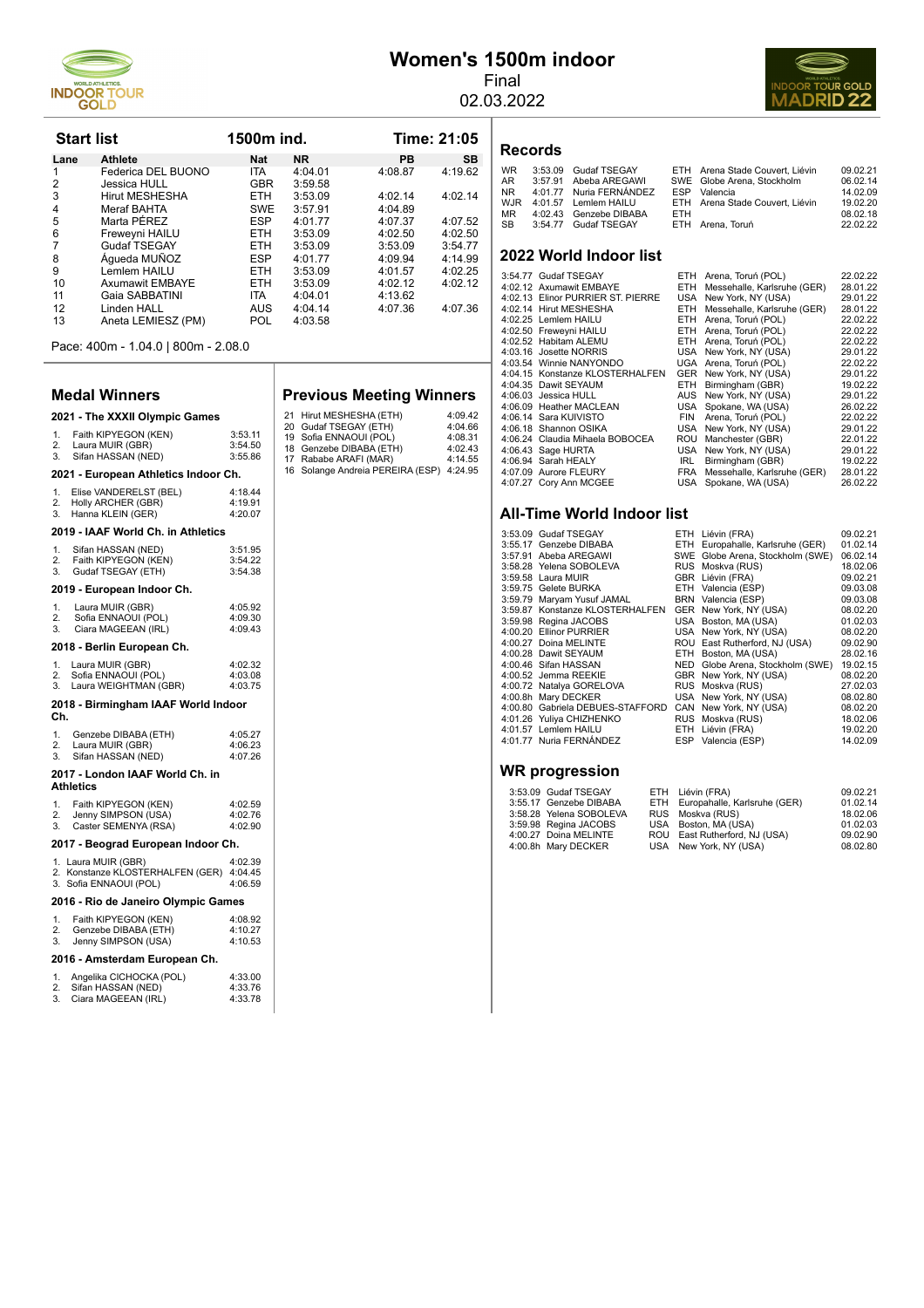# Women's 1500m indoor

Final

02.03.2022

## Start list

1500m ind. — Time: 21:05

| Lane | Athlete | Nat | NR | PB | SB |
|---|---|---|---|---|---|
| 1 | Federica DEL BUONO | ITA | 4:04.01 | 4:08.87 | 4:19.62 |
| 2 | Jessica HULL | GBR | 3:59.58 | | |
| 3 | Hirut MESHESHA | ETH | 3:53.09 | 4:02.14 | 4:02.14 |
| 4 | Meraf BAHTA | SWE | 3:57.91 | 4:04.89 | |
| 5 | Marta PÉREZ | ESP | 4:01.77 | 4:07.37 | 4:07.52 |
| 6 | Freweyni HAILU | ETH | 3:53.09 | 4:02.50 | 4:02.50 |
| 7 | Gudaf TSEGAY | ETH | 3:53.09 | 3:53.09 | 3:54.77 |
| 8 | Águeda MUÑOZ | ESP | 4:01.77 | 4:09.94 | 4:14.99 |
| 9 | Lemlem HAILU | ETH | 3:53.09 | 4:01.57 | 4:02.25 |
| 10 | Axumawit EMBAYE | ETH | 3:53.09 | 4:02.12 | 4:02.12 |
| 11 | Gaia SABBATINI | ITA | 4:04.01 | 4:13.62 | |
| 12 | Linden HALL | AUS | 4:04.14 | 4:07.36 | 4:07.36 |
| 13 | Aneta LEMIESZ (PM) | POL | 4:03.58 | | |

Pace: 400m - 1.04.0 | 800m - 2.08.0

## Medal Winners

### 2021 - The XXXII Olympic Games

| | | |
|---|---|---|
| 1. | Faith KIPYEGON (KEN) | 3:53.11 |
| 2. | Laura MUIR (GBR) | 3:54.50 |
| 3. | Sifan HASSAN (NED) | 3:55.86 |

### 2021 - European Athletics Indoor Ch.

| | | |
|---|---|---|
| 1. | Elise VANDERELST (BEL) | 4:18.44 |
| 2. | Holly ARCHER (GBR) | 4:19.91 |
| 3. | Hanna KLEIN (GER) | 4:20.07 |

### 2019 - IAAF World Ch. in Athletics

| | | |
|---|---|---|
| 1. | Sifan HASSAN (NED) | 3:51.95 |
| 2. | Faith KIPYEGON (KEN) | 3:54.22 |
| 3. | Gudaf TSEGAY (ETH) | 3:54.38 |

### 2019 - European Indoor Ch.

| | | |
|---|---|---|
| 1. | Laura MUIR (GBR) | 4:05.92 |
| 2. | Sofia ENNAOUI (POL) | 4:09.30 |
| 3. | Ciara MAGEEAN (IRL) | 4:09.43 |

### 2018 - Berlin European Ch.

| | | |
|---|---|---|
| 1. | Laura MUIR (GBR) | 4:02.32 |
| 2. | Sofia ENNAOUI (POL) | 4:03.08 |
| 3. | Laura WEIGHTMAN (GBR) | 4:03.75 |

### 2018 - Birmingham IAAF World Indoor Ch.

| | | |
|---|---|---|
| 1. | Genzebe DIBABA (ETH) | 4:05.27 |
| 2. | Laura MUIR (GBR) | 4:06.23 |
| 3. | Sifan HASSAN (NED) | 4:07.26 |

### 2017 - London IAAF World Ch. in Athletics

| | | |
|---|---|---|
| 1. | Faith KIPYEGON (KEN) | 4:02.59 |
| 2. | Jenny SIMPSON (USA) | 4:02.76 |
| 3. | Caster SEMENYA (RSA) | 4:02.90 |

### 2017 - Beograd European Indoor Ch.

| | | |
|---|---|---|
| 1. | Laura MUIR (GBR) | 4:02.39 |
| 2. | Konstanze KLOSTERHALFEN (GER) | 4:04.45 |
| 3. | Sofia ENNAOUI (POL) | 4:06.59 |

### 2016 - Rio de Janeiro Olympic Games

| | | |
|---|---|---|
| 1. | Faith KIPYEGON (KEN) | 4:08.92 |
| 2. | Genzebe DIBABA (ETH) | 4:10.27 |
| 3. | Jenny SIMPSON (USA) | 4:10.53 |

### 2016 - Amsterdam European Ch.

| | | |
|---|---|---|
| 1. | Angelika CICHOCKA (POL) | 4:33.00 |
| 2. | Sifan HASSAN (NED) | 4:33.76 |
| 3. | Ciara MAGEEAN (IRL) | 4:33.78 |

## Previous Meeting Winners

| | | |
|---|---|---|
| 21 | Hirut MESHESHA (ETH) | 4:09.42 |
| 20 | Gudaf TSEGAY (ETH) | 4:04.66 |
| 19 | Sofia ENNAOUI (POL) | 4:08.31 |
| 18 | Genzebe DIBABA (ETH) | 4:02.43 |
| 17 | Rababe ARAFI (MAR) | 4:14.55 |
| 16 | Solange Andreia PEREIRA (ESP) | 4:24.95 |

## Records

| | | | | | |
|---|---|---|---|---|---|
| WR | 3:53.09 | Gudaf TSEGAY | ETH | Arena Stade Couvert, Liévin | 09.02.21 |
| AR | 3:57.91 | Abeba AREGAWI | SWE | Globe Arena, Stockholm | 06.02.14 |
| NR | 4:01.77 | Nuria FERNÁNDEZ | ESP | Valencia | 14.02.09 |
| WJR | 4:01.57 | Lemlem HAILU | ETH | Arena Stade Couvert, Liévin | 19.02.20 |
| MR | 4:02.43 | Genzebe DIBABA | ETH | | 08.02.18 |
| SB | 3:54.77 | Gudaf TSEGAY | ETH | Arena, Toruń | 22.02.22 |

## 2022 World Indoor list

| | | | | |
|---|---|---|---|---|
| 3:54.77 | Gudaf TSEGAY | ETH | Arena, Toruń (POL) | 22.02.22 |
| 4:02.12 | Axumawit EMBAYE | ETH | Messehalle, Karlsruhe (GER) | 28.01.22 |
| 4:02.13 | Elinor PURRIER ST. PIERRE | USA | New York, NY (USA) | 29.01.22 |
| 4:02.14 | Hirut MESHESHA | ETH | Messehalle, Karlsruhe (GER) | 28.01.22 |
| 4:02.25 | Lemlem HAILU | ETH | Arena, Toruń (POL) | 22.02.22 |
| 4:02.50 | Freweyni HAILU | ETH | Arena, Toruń (POL) | 22.02.22 |
| 4:02.52 | Habitam ALEMU | ETH | Arena, Toruń (POL) | 22.02.22 |
| 4:03.16 | Josette NORRIS | USA | New York, NY (USA) | 29.01.22 |
| 4:03.54 | Winnie NANYONDO | UGA | Arena, Toruń (POL) | 22.02.22 |
| 4:04.15 | Konstanze KLOSTERHALFEN | GER | New York, NY (USA) | 29.01.22 |
| 4:04.35 | Dawit SEYAUM | ETH | Birmingham (GBR) | 19.02.22 |
| 4:06.03 | Jessica HULL | AUS | New York, NY (USA) | 29.01.22 |
| 4:06.09 | Heather MACLEAN | USA | Spokane, WA (USA) | 26.02.22 |
| 4:06.14 | Sara KUIVISTO | FIN | Arena, Toruń (POL) | 22.02.22 |
| 4:06.18 | Shannon OSIKA | USA | New York, NY (USA) | 29.01.22 |
| 4:06.24 | Claudia Mihaela BOBOCEA | ROU | Manchester (GBR) | 22.01.22 |
| 4:06.43 | Sage HURTA | USA | New York, NY (USA) | 29.01.22 |
| 4:06.94 | Sarah HEALY | IRL | Birmingham (GBR) | 19.02.22 |
| 4:07.09 | Aurore FLEURY | FRA | Messehalle, Karlsruhe (GER) | 28.01.22 |
| 4:07.27 | Cory Ann MCGEE | USA | Spokane, WA (USA) | 26.02.22 |

## All-Time World Indoor list

| | | | | |
|---|---|---|---|---|
| 3:53.09 | Gudaf TSEGAY | ETH | Liévin (FRA) | 09.02.21 |
| 3:55.17 | Genzebe DIBABA | ETH | Europahalle, Karlsruhe (GER) | 01.02.14 |
| 3:57.91 | Abeba AREGAWI | SWE | Globe Arena, Stockholm (SWE) | 06.02.14 |
| 3:58.28 | Yelena SOBOLEVA | RUS | Moskva (RUS) | 18.02.06 |
| 3:59.58 | Laura MUIR | GBR | Liévin (FRA) | 09.02.21 |
| 3:59.75 | Gelete BURKA | ETH | Valencia (ESP) | 09.03.08 |
| 3:59.79 | Maryam Yusuf JAMAL | BRN | Valencia (ESP) | 09.03.08 |
| 3:59.87 | Konstanze KLOSTERHALFEN | GER | New York, NY (USA) | 08.02.20 |
| 3:59.98 | Regina JACOBS | USA | Boston, MA (USA) | 01.02.03 |
| 4:00.20 | Ellinor PURRIER | USA | New York, NY (USA) | 08.02.20 |
| 4:00.27 | Doina MELINTE | ROU | East Rutherford, NJ (USA) | 09.02.90 |
| 4:00.28 | Dawit SEYAUM | ETH | Boston, MA (USA) | 28.02.16 |
| 4:00.46 | Sifan HASSAN | NED | Globe Arena, Stockholm (SWE) | 19.02.15 |
| 4:00.52 | Jemma REEKIE | GBR | New York, NY (USA) | 08.02.20 |
| 4:00.72 | Natalya GORELOVA | RUS | Moskva (RUS) | 27.02.03 |
| 4:00.8h | Mary DECKER | USA | New York, NY (USA) | 08.02.80 |
| 4:00.80 | Gabriela DEBUES-STAFFORD | CAN | New York, NY (USA) | 08.02.20 |
| 4:01.26 | Yuliya CHIZHENKO | RUS | Moskva (RUS) | 18.02.06 |
| 4:01.57 | Lemlem HAILU | ETH | Liévin (FRA) | 19.02.20 |
| 4:01.77 | Nuria FERNÁNDEZ | ESP | Valencia (ESP) | 14.02.09 |

## WR progression

| | | | | |
|---|---|---|---|---|
| 3:53.09 | Gudaf TSEGAY | ETH | Liévin (FRA) | 09.02.21 |
| 3:55.17 | Genzebe DIBABA | ETH | Europahalle, Karlsruhe (GER) | 01.02.14 |
| 3:58.28 | Yelena SOBOLEVA | RUS | Moskva (RUS) | 18.02.06 |
| 3:59.98 | Regina JACOBS | USA | Boston, MA (USA) | 01.02.03 |
| 4:00.27 | Doina MELINTE | ROU | East Rutherford, NJ (USA) | 09.02.90 |
| 4:00.8h | Mary DECKER | USA | New York, NY (USA) | 08.02.80 |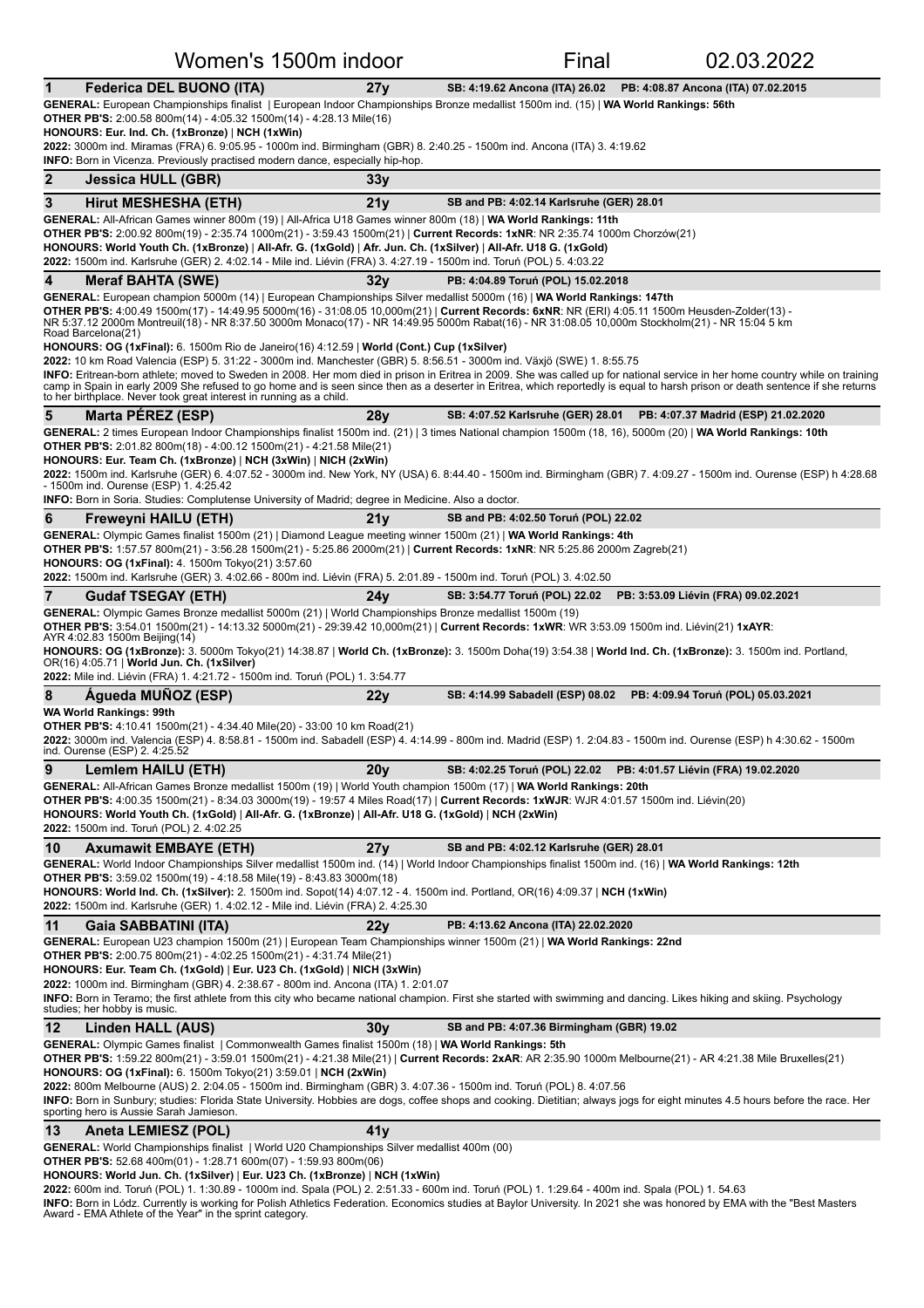# Women's 1500m indoor — Final — 02.03.2022

## 1 Federica DEL BUONO (ITA) — 27y — SB: 4:19.62 Ancona (ITA) 26.02 — PB: 4:08.87 Ancona (ITA) 07.02.2015

**GENERAL:** European Championships finalist | European Indoor Championships Bronze medallist 1500m ind. (15) | **WA World Rankings: 56th**
**OTHER PB'S:** 2:00.58 800m(14) - 4:05.32 1500m(14) - 4:28.13 Mile(16)
**HONOURS: Eur. Ind. Ch. (1xBronze)** | **NCH (1xWin)**
**2022:** 3000m ind. Miramas (FRA) 6. 9:05.95 - 1000m ind. Birmingham (GBR) 8. 2:40.25 - 1500m ind. Ancona (ITA) 3. 4:19.62
**INFO:** Born in Vicenza. Previously practised modern dance, especially hip-hop.

## 2 Jessica HULL (GBR) — 33y

## 3 Hirut MESHESHA (ETH) — 21y — SB and PB: 4:02.14 Karlsruhe (GER) 28.01

**GENERAL:** All-African Games winner 800m (19) | All-Africa U18 Games winner 800m (18) | **WA World Rankings: 11th**
**OTHER PB'S:** 2:00.92 800m(19) - 2:35.74 1000m(21) - 3:59.43 1500m(21) | **Current Records: 1xNR**: NR 2:35.74 1000m Chorzów(21)
**HONOURS: World Youth Ch. (1xBronze)** | **All-Afr. G. (1xGold)** | **Afr. Jun. Ch. (1xSilver)** | **All-Afr. U18 G. (1xGold)**
**2022:** 1500m ind. Karlsruhe (GER) 2. 4:02.14 - Mile ind. Liévin (FRA) 3. 4:27.19 - 1500m ind. Toruń (POL) 5. 4:03.22

## 4 Meraf BAHTA (SWE) — 32y — PB: 4:04.89 Toruń (POL) 15.02.2018

**GENERAL:** European champion 5000m (14) | European Championships Silver medallist 5000m (16) | **WA World Rankings: 147th**
**OTHER PB'S:** 4:00.49 1500m(17) - 14:49.95 5000m(16) - 31:08.05 10,000m(21) | **Current Records: 6xNR**: NR (ERI) 4:05.11 1500m Heusden-Zolder(13) - NR 5:37.12 2000m Montreuil(18) - NR 8:37.50 3000m Monaco(17) - NR 14:49.95 5000m Rabat(16) - NR 31:08.05 10,000m Stockholm(21) - NR 15:04 5 km Road Barcelona(21)
**HONOURS: OG (1xFinal):** 6. 1500m Rio de Janeiro(16) 4:12.59 | **World (Cont.) Cup (1xSilver)**
**2022:** 10 km Road Valencia (ESP) 5. 31:22 - 3000m ind. Manchester (GBR) 5. 8:56.51 - 3000m ind. Växjö (SWE) 1. 8:55.75
**INFO:** Eritrean-born athlete; moved to Sweden in 2008. Her mom died in prison in Eritrea in 2009. She was called up for national service in her home country while on training camp in Spain in early 2009 She refused to go home and is seen since then as a deserter in Eritrea, which reportedly is equal to harsh prison or death sentence if she returns to her birthplace. Never took great interest in running as a child.

## 5 Marta PÉREZ (ESP) — 28y — SB: 4:07.52 Karlsruhe (GER) 28.01 — PB: 4:07.37 Madrid (ESP) 21.02.2020

**GENERAL:** 2 times European Indoor Championships finalist 1500m ind. (21) | 3 times National champion 1500m (18, 16), 5000m (20) | **WA World Rankings: 10th**
**OTHER PB'S:** 2:01.82 800m(18) - 4:00.12 1500m(21) - 4:21.58 Mile(21)
**HONOURS: Eur. Team Ch. (1xBronze)** | **NCH (3xWin)** | **NICH (2xWin)**
**2022:** 1500m ind. Karlsruhe (GER) 6. 4:07.52 - 3000m ind. New York, NY (USA) 6. 8:44.40 - 1500m ind. Birmingham (GBR) 7. 4:09.27 - 1500m ind. Ourense (ESP) h 4:28.68 - 1500m ind. Ourense (ESP) 1. 4:25.42
**INFO:** Born in Soria. Studies: Complutense University of Madrid; degree in Medicine. Also a doctor.

## 6 Freweyni HAILU (ETH) — 21y — SB and PB: 4:02.50 Toruń (POL) 22.02

**GENERAL:** Olympic Games finalist 1500m (21) | Diamond League meeting winner 1500m (21) | **WA World Rankings: 4th**
**OTHER PB'S:** 1:57.57 800m(21) - 3:56.28 1500m(21) - 5:25.86 2000m(21) | **Current Records: 1xNR**: NR 5:25.86 2000m Zagreb(21)
**HONOURS: OG (1xFinal):** 4. 1500m Tokyo(21) 3:57.60
**2022:** 1500m ind. Karlsruhe (GER) 3. 4:02.66 - 800m ind. Liévin (FRA) 5. 2:01.89 - 1500m ind. Toruń (POL) 3. 4:02.50

## 7 Gudaf TSEGAY (ETH) — 24y — SB: 3:54.77 Toruń (POL) 22.02 — PB: 3:53.09 Liévin (FRA) 09.02.2021

**GENERAL:** Olympic Games Bronze medallist 5000m (21) | World Championships Bronze medallist 1500m (19)
**OTHER PB'S:** 3:54.01 1500m(21) - 14:13.32 5000m(21) - 29:39.42 10,000m(21) | **Current Records: 1xWR**: WR 3:53.09 1500m ind. Liévin(21) **1xAYR**: AYR 4:02.83 1500m Beijing(14)
**HONOURS: OG (1xBronze):** 3. 5000m Tokyo(21) 14:38.87 | **World Ch. (1xBronze):** 3. 1500m Doha(19) 3:54.38 | **World Ind. Ch. (1xBronze):** 3. 1500m ind. Portland, OR(16) 4:05.71 | **World Jun. Ch. (1xSilver)**
**2022:** Mile ind. Liévin (FRA) 1. 4:21.72 - 1500m ind. Toruń (POL) 1. 3:54.77

## 8 Águeda MUÑOZ (ESP) — 22y — SB: 4:14.99 Sabadell (ESP) 08.02 — PB: 4:09.94 Toruń (POL) 05.03.2021

**WA World Rankings: 99th**
**OTHER PB'S:** 4:10.41 1500m(21) - 4:34.40 Mile(20) - 33:00 10 km Road(21)
**2022:** 3000m ind. Valencia (ESP) 4. 8:58.81 - 1500m ind. Sabadell (ESP) 4. 4:14.99 - 800m ind. Madrid (ESP) 1. 2:04.83 - 1500m ind. Ourense (ESP) h 4:30.62 - 1500m ind. Ourense (ESP) 2. 4:25.52

## 9 Lemlem HAILU (ETH) — 20y — SB: 4:02.25 Toruń (POL) 22.02 — PB: 4:01.57 Liévin (FRA) 19.02.2020

**GENERAL:** All-African Games Bronze medallist 1500m (19) | World Youth champion 1500m (17) | **WA World Rankings: 20th**
**OTHER PB'S:** 4:00.35 1500m(21) - 8:34.03 3000m(19) - 19:57 4 Miles Road(17) | **Current Records: 1xWJR**: WJR 4:01.57 1500m ind. Liévin(20)
**HONOURS: World Youth Ch. (1xGold)** | **All-Afr. G. (1xBronze)** | **All-Afr. U18 G. (1xGold)** | **NCH (2xWin)**
**2022:** 1500m ind. Toruń (POL) 2. 4:02.25

## 10 Axumawit EMBAYE (ETH) — 27y — SB and PB: 4:02.12 Karlsruhe (GER) 28.01

**GENERAL:** World Indoor Championships Silver medallist 1500m ind. (14) | World Indoor Championships finalist 1500m ind. (16) | **WA World Rankings: 12th**
**OTHER PB'S:** 3:59.02 1500m(19) - 4:18.58 Mile(19) - 8:43.83 3000m(18)
**HONOURS: World Ind. Ch. (1xSilver):** 2. 1500m ind. Sopot(14) 4:07.12 - 4. 1500m ind. Portland, OR(16) 4:09.37 | **NCH (1xWin)**
**2022:** 1500m ind. Karlsruhe (GER) 1. 4:02.12 - Mile ind. Liévin (FRA) 2. 4:25.30

## 11 Gaia SABBATINI (ITA) — 22y — PB: 4:13.62 Ancona (ITA) 22.02.2020

**GENERAL:** European U23 champion 1500m (21) | European Team Championships winner 1500m (21) | **WA World Rankings: 22nd**
**OTHER PB'S:** 2:00.75 800m(21) - 4:02.25 1500m(21) - 4:31.74 Mile(21)
**HONOURS: Eur. Team Ch. (1xGold)** | **Eur. U23 Ch. (1xGold)** | **NICH (3xWin)**
**2022:** 1000m ind. Birmingham (GBR) 4. 2:38.67 - 800m ind. Ancona (ITA) 1. 2:01.07
**INFO:** Born in Teramo; the first athlete from this city who became national champion. First she started with swimming and dancing. Likes hiking and skiing. Psychology studies; her hobby is music.

## 12 Linden HALL (AUS) — 30y — SB and PB: 4:07.36 Birmingham (GBR) 19.02

**GENERAL:** Olympic Games finalist | Commonwealth Games finalist 1500m (18) | **WA World Rankings: 5th**
**OTHER PB'S:** 1:59.22 800m(21) - 3:59.01 1500m(21) - 4:21.38 Mile(21) | **Current Records: 2xAR**: AR 2:35.90 1000m Melbourne(21) - AR 4:21.38 Mile Bruxelles(21)
**HONOURS: OG (1xFinal):** 6. 1500m Tokyo(21) 3:59.01 | **NCH (2xWin)**
**2022:** 800m Melbourne (AUS) 2. 2:04.05 - 1500m ind. Birmingham (GBR) 3. 4:07.36 - 1500m ind. Toruń (POL) 8. 4:07.56
**INFO:** Born in Sunbury; studies: Florida State University. Hobbies are dogs, coffee shops and cooking. Dietitian; always jogs for eight minutes 4.5 hours before the race. Her sporting hero is Aussie Sarah Jamieson.

## 13 Aneta LEMIESZ (POL) — 41y

**GENERAL:** World Championships finalist | World U20 Championships Silver medallist 400m (00)
**OTHER PB'S:** 52.68 400m(01) - 1:28.71 600m(07) - 1:59.93 800m(06)
**HONOURS: World Jun. Ch. (1xSilver)** | **Eur. U23 Ch. (1xBronze)** | **NCH (1xWin)**
**2022:** 600m ind. Toruń (POL) 1. 1:30.89 - 1000m ind. Spala (POL) 2. 2:51.33 - 600m ind. Toruń (POL) 1. 1:29.64 - 400m ind. Spala (POL) 1. 54.63
**INFO:** Born in Łódz. Currently is working for Polish Athletics Federation. Economics studies at Baylor University. In 2021 she was honored by EMA with the "Best Masters Award - EMA Athlete of the Year" in the sprint category.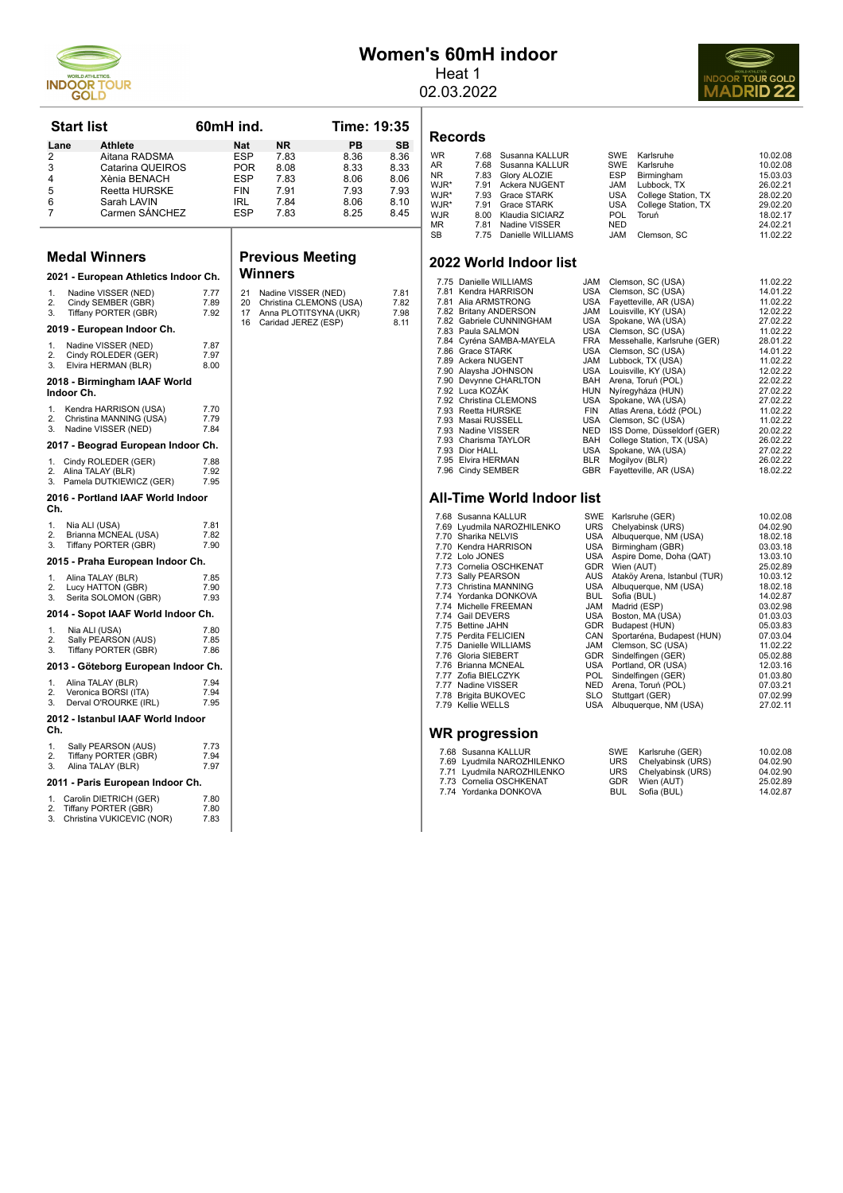# Women's 60mH indoor

Heat 1

02.03.2022

## Start list

60mH ind. — Time: 19:35

| Lane | Athlete | Nat | NR | PB | SB |
|---|---|---|---|---|---|
| 2 | Aitana RADSMA | ESP | 7.83 | 8.36 | 8.36 |
| 3 | Catarina QUEIROS | POR | 8.08 | 8.33 | 8.33 |
| 4 | Xènia BENACH | ESP | 7.83 | 8.06 | 8.06 |
| 5 | Reetta HURSKE | FIN | 7.91 | 7.93 | 7.93 |
| 6 | Sarah LAVIN | IRL | 7.84 | 8.06 | 8.10 |
| 7 | Carmen SÁNCHEZ | ESP | 7.83 | 8.25 | 8.45 |

## Medal Winners

### 2021 - European Athletics Indoor Ch.

1. Nadine VISSER (NED) 7.77
2. Cindy SEMBER (GBR) 7.89
3. Tiffany PORTER (GBR) 7.92

### 2019 - European Indoor Ch.

1. Nadine VISSER (NED) 7.87
2. Cindy ROLEDER (GER) 7.97
3. Elvira HERMAN (BLR) 8.00

### 2018 - Birmingham IAAF World Indoor Ch.

1. Kendra HARRISON (USA) 7.70
2. Christina MANNING (USA) 7.79
3. Nadine VISSER (NED) 7.84

### 2017 - Beograd European Indoor Ch.

1. Cindy ROLEDER (GER) 7.88
2. Alina TALAY (BLR) 7.92
3. Pamela DUTKIEWICZ (GER) 7.95

### 2016 - Portland IAAF World Indoor Ch.

1. Nia ALI (USA) 7.81
2. Brianna MCNEAL (USA) 7.82
3. Tiffany PORTER (GBR) 7.90

### 2015 - Praha European Indoor Ch.

1. Alina TALAY (BLR) 7.85
2. Lucy HATTON (GBR) 7.90
3. Serita SOLOMON (GBR) 7.93

### 2014 - Sopot IAAF World Indoor Ch.

1. Nia ALI (USA) 7.80
2. Sally PEARSON (AUS) 7.85
3. Tiffany PORTER (GBR) 7.86

### 2013 - Göteborg European Indoor Ch.

1. Alina TALAY (BLR) 7.94
2. Veronica BORSI (ITA) 7.94
3. Derval O'ROURKE (IRL) 7.95

### 2012 - Istanbul IAAF World Indoor Ch.

1. Sally PEARSON (AUS) 7.73
2. Tiffany PORTER (GBR) 7.94
3. Alina TALAY (BLR) 7.97

### 2011 - Paris European Indoor Ch.

1. Carolin DIETRICH (GER) 7.80
2. Tiffany PORTER (GBR) 7.80
3. Christina VUKICEVIC (NOR) 7.83

## Previous Meeting Winners

| Year | Athlete | Result |
|---|---|---|
| 21 | Nadine VISSER (NED) | 7.81 |
| 20 | Christina CLEMONS (USA) | 7.82 |
| 17 | Anna PLOTITSYNA (UKR) | 7.98 |
| 16 | Caridad JEREZ (ESP) | 8.11 |

## Records

| Record | Result | Athlete | Nat | Venue | Date |
|---|---|---|---|---|---|
| WR | 7.68 | Susanna KALLUR | SWE | Karlsruhe | 10.02.08 |
| AR | 7.68 | Susanna KALLUR | SWE | Karlsruhe | 10.02.08 |
| NR | 7.83 | Glory ALOZIE | ESP | Birmingham | 15.03.03 |
| WJR* | 7.91 | Ackera NUGENT | JAM | Lubbock, TX | 26.02.21 |
| WJR* | 7.93 | Grace STARK | USA | College Station, TX | 28.02.20 |
| WJR* | 7.91 | Grace STARK | USA | College Station, TX | 29.02.20 |
| WJR | 8.00 | Klaudia SICIARZ | POL | Toruń | 18.02.17 |
| MR | 7.81 | Nadine VISSER | NED | | 24.02.21 |
| SB | 7.75 | Danielle WILLIAMS | JAM | Clemson, SC | 11.02.22 |

## 2022 World Indoor list

| Result | Athlete | Nat | Venue | Date |
|---|---|---|---|---|
| 7.75 | Danielle WILLIAMS | JAM | Clemson, SC (USA) | 11.02.22 |
| 7.81 | Kendra HARRISON | USA | Clemson, SC (USA) | 14.01.22 |
| 7.81 | Alia ARMSTRONG | USA | Fayetteville, AR (USA) | 11.02.22 |
| 7.82 | Britany ANDERSON | JAM | Louisville, KY (USA) | 12.02.22 |
| 7.82 | Gabriele CUNNINGHAM | USA | Spokane, WA (USA) | 27.02.22 |
| 7.83 | Paula SALMON | USA | Clemson, SC (USA) | 11.02.22 |
| 7.84 | Cyréna SAMBA-MAYELA | FRA | Messehalle, Karlsruhe (GER) | 28.01.22 |
| 7.86 | Grace STARK | USA | Clemson, SC (USA) | 14.01.22 |
| 7.89 | Ackera NUGENT | JAM | Lubbock, TX (USA) | 11.02.22 |
| 7.90 | Alaysha JOHNSON | USA | Louisville, KY (USA) | 12.02.22 |
| 7.90 | Devynne CHARLTON | BAH | Arena, Toruń (POL) | 22.02.22 |
| 7.92 | Luca KOZÁK | HUN | Nyíregyháza (HUN) | 27.02.22 |
| 7.92 | Christina CLEMONS | USA | Spokane, WA (USA) | 27.02.22 |
| 7.93 | Reetta HURSKE | FIN | Atlas Arena, Łódź (POL) | 11.02.22 |
| 7.93 | Masai RUSSELL | USA | Clemson, SC (USA) | 11.02.22 |
| 7.93 | Nadine VISSER | NED | ISS Dome, Düsseldorf (GER) | 20.02.22 |
| 7.93 | Charisma TAYLOR | BAH | College Station, TX (USA) | 26.02.22 |
| 7.93 | Dior HALL | USA | Spokane, WA (USA) | 27.02.22 |
| 7.95 | Elvira HERMAN | BLR | Mogilyov (BLR) | 26.02.22 |
| 7.96 | Cindy SEMBER | GBR | Fayetteville, AR (USA) | 18.02.22 |

## All-Time World Indoor list

| Result | Athlete | Nat | Venue | Date |
|---|---|---|---|---|
| 7.68 | Susanna KALLUR | SWE | Karlsruhe (GER) | 10.02.08 |
| 7.69 | Lyudmila NAROZHILENKO | URS | Chelyabinsk (URS) | 04.02.90 |
| 7.70 | Sharika NELVIS | USA | Albuquerque, NM (USA) | 18.02.18 |
| 7.70 | Kendra HARRISON | USA | Birmingham (GBR) | 03.03.18 |
| 7.72 | Lolo JONES | USA | Aspire Dome, Doha (QAT) | 13.03.10 |
| 7.73 | Cornelia OSCHKENAT | GDR | Wien (AUT) | 25.02.89 |
| 7.73 | Sally PEARSON | AUS | Ataköy Arena, Istanbul (TUR) | 10.03.12 |
| 7.73 | Christina MANNING | USA | Albuquerque, NM (USA) | 18.02.18 |
| 7.74 | Yordanka DONKOVA | BUL | Sofia (BUL) | 14.02.87 |
| 7.74 | Michelle FREEMAN | JAM | Madrid (ESP) | 03.02.98 |
| 7.74 | Gail DEVERS | USA | Boston, MA (USA) | 01.03.03 |
| 7.75 | Bettine JAHN | GDR | Budapest (HUN) | 05.03.83 |
| 7.75 | Perdita FELICIEN | CAN | Sportaréna, Budapest (HUN) | 07.03.04 |
| 7.75 | Danielle WILLIAMS | JAM | Clemson, SC (USA) | 11.02.22 |
| 7.76 | Gloria SIEBERT | GDR | Sindelfingen (GER) | 05.02.88 |
| 7.76 | Brianna MCNEAL | USA | Portland, OR (USA) | 12.03.16 |
| 7.77 | Zofia BIELCZYK | POL | Sindelfingen (GER) | 01.03.80 |
| 7.77 | Nadine VISSER | NED | Arena, Toruń (POL) | 07.03.21 |
| 7.78 | Brigita BUKOVEC | SLO | Stuttgart (GER) | 07.02.99 |
| 7.79 | Kellie WELLS | USA | Albuquerque, NM (USA) | 27.02.11 |

## WR progression

| Result | Athlete | Nat | Venue | Date |
|---|---|---|---|---|
| 7.68 | Susanna KALLUR | SWE | Karlsruhe (GER) | 10.02.08 |
| 7.69 | Lyudmila NAROZHILENKO | URS | Chelyabinsk (URS) | 04.02.90 |
| 7.71 | Lyudmila NAROZHILENKO | URS | Chelyabinsk (URS) | 04.02.90 |
| 7.73 | Cornelia OSCHKENAT | GDR | Wien (AUT) | 25.02.89 |
| 7.74 | Yordanka DONKOVA | BUL | Sofia (BUL) | 14.02.87 |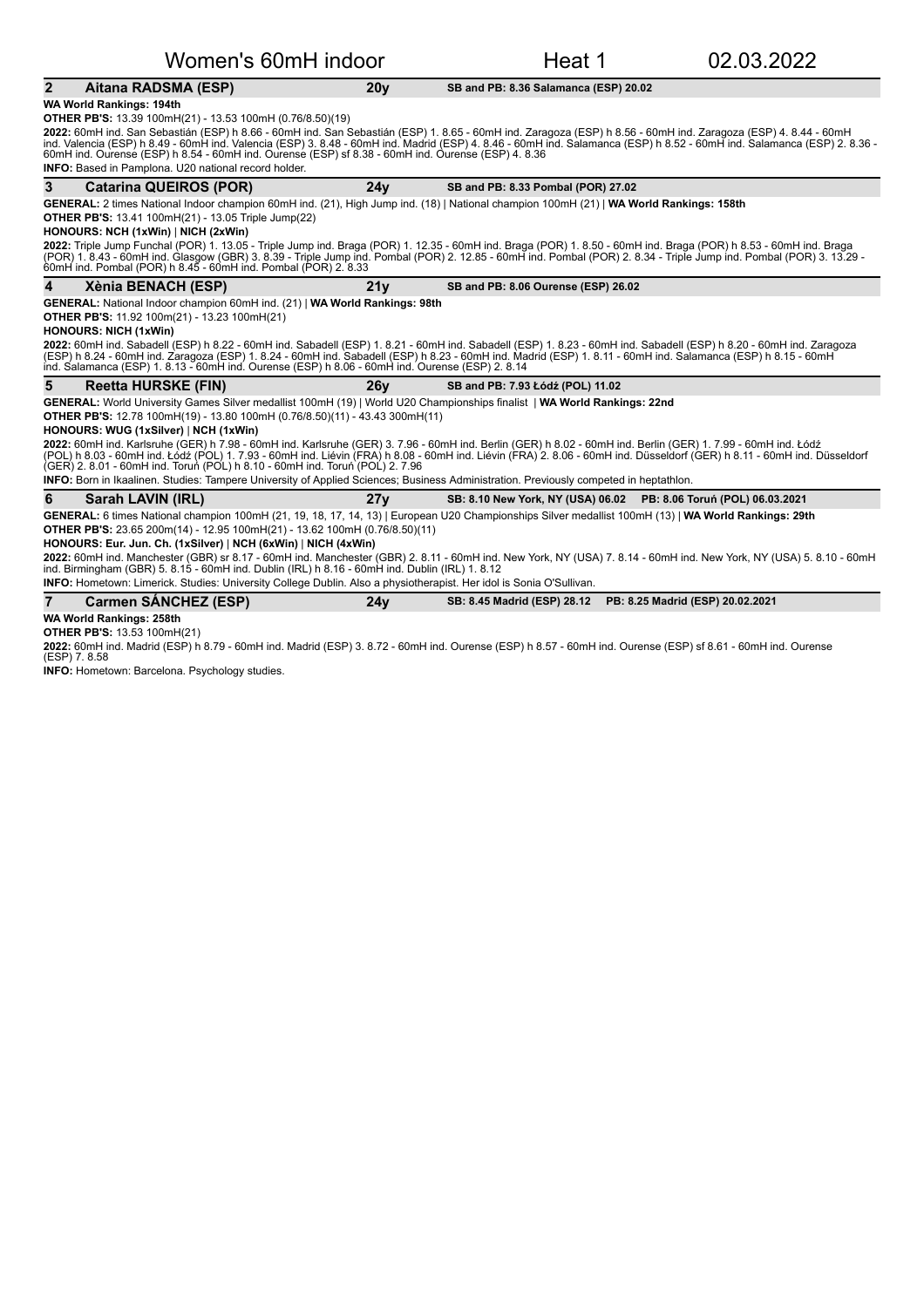# Women's 60mH indoor — Heat 1 — 02.03.2022

## 2 Aitana RADSMA (ESP) — 20y — SB and PB: 8.36 Salamanca (ESP) 20.02

**WA World Rankings: 194th**

**OTHER PB'S:** 13.39 100mH(21) - 13.53 100mH (0.76/8.50)(19)

**2022:** 60mH ind. San Sebastián (ESP) h 8.66 - 60mH ind. San Sebastián (ESP) 1. 8.65 - 60mH ind. Zaragoza (ESP) h 8.56 - 60mH ind. Zaragoza (ESP) 4. 8.44 - 60mH ind. Valencia (ESP) h 8.49 - 60mH ind. Valencia (ESP) 3. 8.48 - 60mH ind. Madrid (ESP) 4. 8.46 - 60mH ind. Salamanca (ESP) h 8.52 - 60mH ind. Salamanca (ESP) 2. 8.36 - 60mH ind. Ourense (ESP) h 8.54 - 60mH ind. Ourense (ESP) sf 8.38 - 60mH ind. Ourense (ESP) 4. 8.36

**INFO:** Based in Pamplona. U20 national record holder.

## 3 Catarina QUEIROS (POR) — 24y — SB and PB: 8.33 Pombal (POR) 27.02

**GENERAL:** 2 times National Indoor champion 60mH ind. (21), High Jump ind. (18) | National champion 100mH (21) | **WA World Rankings: 158th**

**OTHER PB'S:** 13.41 100mH(21) - 13.05 Triple Jump(22)

**HONOURS: NCH (1xWin) | NICH (2xWin)**

**2022:** Triple Jump Funchal (POR) 1. 13.05 - Triple Jump ind. Braga (POR) 1. 12.35 - 60mH ind. Braga (POR) 1. 8.50 - 60mH ind. Braga (POR) h 8.53 - 60mH ind. Braga (POR) 1. 8.43 - 60mH ind. Glasgow (GBR) 3. 8.39 - Triple Jump ind. Pombal (POR) 2. 12.85 - 60mH ind. Pombal (POR) 2. 8.34 - Triple Jump ind. Pombal (POR) 3. 13.29 - 60mH ind. Pombal (POR) h 8.45 - 60mH ind. Pombal (POR) 2. 8.33

## 4 Xènia BENACH (ESP) — 21y — SB and PB: 8.06 Ourense (ESP) 26.02

**GENERAL:** National Indoor champion 60mH ind. (21) | **WA World Rankings: 98th**

**OTHER PB'S:** 11.92 100m(21) - 13.23 100mH(21)

**HONOURS: NICH (1xWin)**

**2022:** 60mH ind. Sabadell (ESP) h 8.22 - 60mH ind. Sabadell (ESP) 1. 8.21 - 60mH ind. Sabadell (ESP) 1. 8.23 - 60mH ind. Sabadell (ESP) h 8.20 - 60mH ind. Zaragoza (ESP) h 8.24 - 60mH ind. Zaragoza (ESP) 1. 8.24 - 60mH ind. Sabadell (ESP) h 8.23 - 60mH ind. Madrid (ESP) 1. 8.11 - 60mH ind. Salamanca (ESP) h 8.15 - 60mH ind. Salamanca (ESP) 1. 8.13 - 60mH ind. Ourense (ESP) h 8.06 - 60mH ind. Ourense (ESP) 2. 8.14

## 5 Reetta HURSKE (FIN) — 26y — SB and PB: 7.93 Łódź (POL) 11.02

**GENERAL:** World University Games Silver medallist 100mH (19) | World U20 Championships finalist | **WA World Rankings: 22nd**

**OTHER PB'S:** 12.78 100mH(19) - 13.80 100mH (0.76/8.50)(11) - 43.43 300mH(11)

**HONOURS: WUG (1xSilver) | NCH (1xWin)**

**2022:** 60mH ind. Karlsruhe (GER) h 7.98 - 60mH ind. Karlsruhe (GER) 3. 7.96 - 60mH ind. Berlin (GER) h 8.02 - 60mH ind. Berlin (GER) 1. 7.99 - 60mH ind. Łódź (POL) h 8.03 - 60mH ind. Łódź (POL) 1. 7.93 - 60mH ind. Liévin (FRA) h 8.08 - 60mH ind. Liévin (FRA) 2. 8.06 - 60mH ind. Düsseldorf (GER) h 8.11 - 60mH ind. Düsseldorf (GER) 2. 8.01 - 60mH ind. Toruń (POL) h 8.10 - 60mH ind. Toruń (POL) 2. 7.96

**INFO:** Born in Ikaalinen. Studies: Tampere University of Applied Sciences; Business Administration. Previously competed in heptathlon.

## 6 Sarah LAVIN (IRL) — 27y — SB: 8.10 New York, NY (USA) 06.02 — PB: 8.06 Toruń (POL) 06.03.2021

**GENERAL:** 6 times National champion 100mH (21, 19, 18, 17, 14, 13) | European U20 Championships Silver medallist 100mH (13) | **WA World Rankings: 29th**

**OTHER PB'S:** 23.65 200m(14) - 12.95 100mH(21) - 13.62 100mH (0.76/8.50)(11)

**HONOURS: Eur. Jun. Ch. (1xSilver) | NCH (6xWin) | NICH (4xWin)**

**2022:** 60mH ind. Manchester (GBR) sr 8.17 - 60mH ind. Manchester (GBR) 2. 8.11 - 60mH ind. New York, NY (USA) 7. 8.14 - 60mH ind. New York, NY (USA) 5. 8.10 - 60mH ind. Birmingham (GBR) 5. 8.15 - 60mH ind. Dublin (IRL) h 8.16 - 60mH ind. Dublin (IRL) 1. 8.12

**INFO:** Hometown: Limerick. Studies: University College Dublin. Also a physiotherapist. Her idol is Sonia O'Sullivan.

## 7 Carmen SÁNCHEZ (ESP) — 24y — SB: 8.45 Madrid (ESP) 28.12 — PB: 8.25 Madrid (ESP) 20.02.2021

**WA World Rankings: 258th**

**OTHER PB'S:** 13.53 100mH(21)

**2022:** 60mH ind. Madrid (ESP) h 8.79 - 60mH ind. Madrid (ESP) 3. 8.72 - 60mH ind. Ourense (ESP) h 8.57 - 60mH ind. Ourense (ESP) sf 8.61 - 60mH ind. Ourense (ESP) 7. 8.58

**INFO:** Hometown: Barcelona. Psychology studies.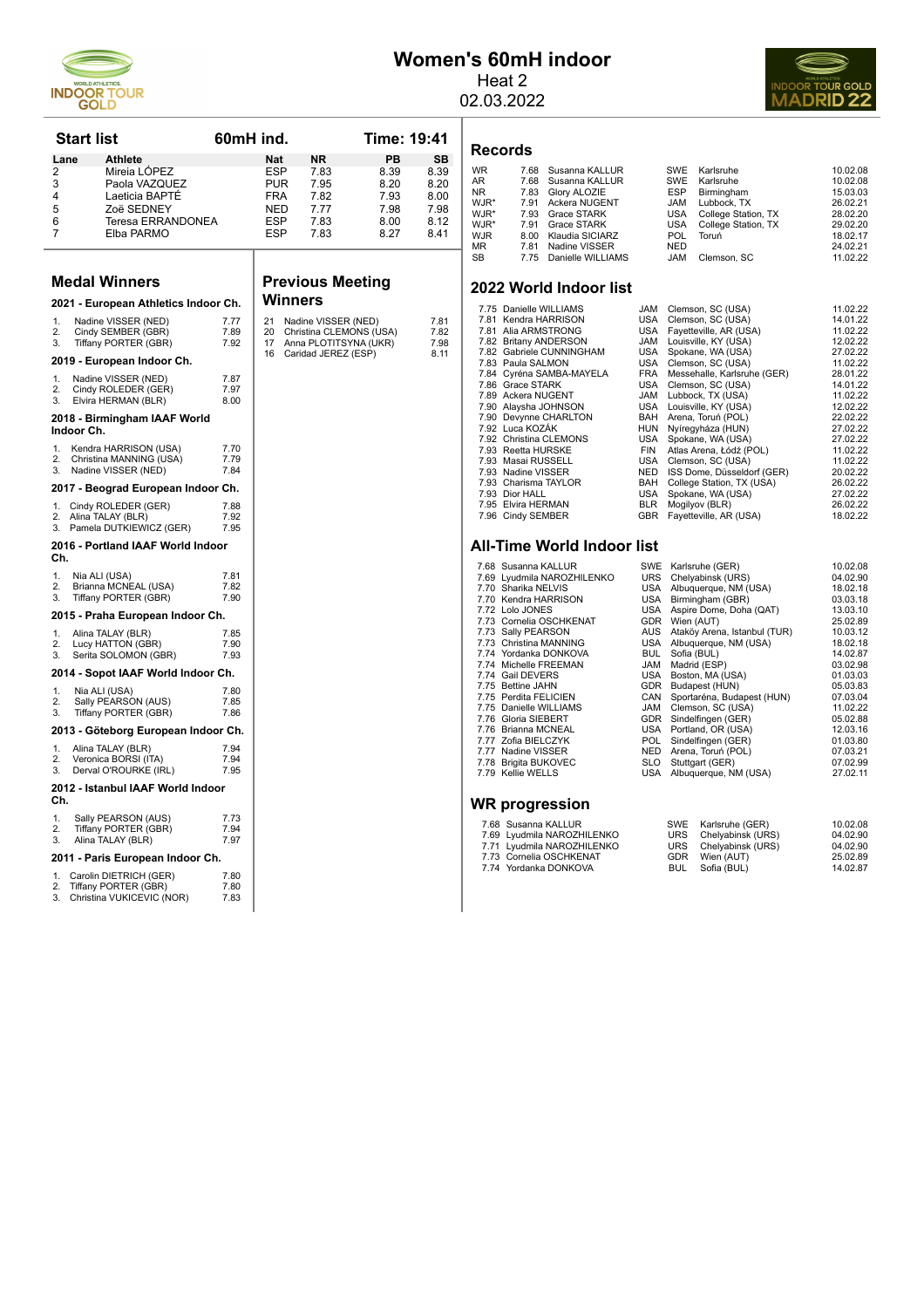# Women's 60mH indoor

Heat 2

02.03.2022

## Start list

60mH ind. — Time: 19:41

| Lane | Athlete | Nat | NR | PB | SB |
|---|---|---|---|---|---|
| 2 | Mireia LÓPEZ | ESP | 7.83 | 8.39 | 8.39 |
| 3 | Paola VAZQUEZ | PUR | 7.95 | 8.20 | 8.20 |
| 4 | Laeticia BAPTÉ | FRA | 7.82 | 7.93 | 8.00 |
| 5 | Zoë SEDNEY | NED | 7.77 | 7.98 | 7.98 |
| 6 | Teresa ERRANDONEA | ESP | 7.83 | 8.00 | 8.12 |
| 7 | Elba PARMO | ESP | 7.83 | 8.27 | 8.41 |

## Medal Winners

### 2021 - European Athletics Indoor Ch.

1. Nadine VISSER (NED) 7.77
2. Cindy SEMBER (GBR) 7.89
3. Tiffany PORTER (GBR) 7.92

### 2019 - European Indoor Ch.

1. Nadine VISSER (NED) 7.87
2. Cindy ROLEDER (GER) 7.97
3. Elvira HERMAN (BLR) 8.00

### 2018 - Birmingham IAAF World Indoor Ch.

1. Kendra HARRISON (USA) 7.70
2. Christina MANNING (USA) 7.79
3. Nadine VISSER (NED) 7.84

### 2017 - Beograd European Indoor Ch.

1. Cindy ROLEDER (GER) 7.88
2. Alina TALAY (BLR) 7.92
3. Pamela DUTKIEWICZ (GER) 7.95

### 2016 - Portland IAAF World Indoor Ch.

1. Nia ALI (USA) 7.81
2. Brianna MCNEAL (USA) 7.82
3. Tiffany PORTER (GBR) 7.90

### 2015 - Praha European Indoor Ch.

1. Alina TALAY (BLR) 7.85
2. Lucy HATTON (GBR) 7.90
3. Serita SOLOMON (GBR) 7.93

### 2014 - Sopot IAAF World Indoor Ch.

1. Nia ALI (USA) 7.80
2. Sally PEARSON (AUS) 7.85
3. Tiffany PORTER (GBR) 7.86

### 2013 - Göteborg European Indoor Ch.

1. Alina TALAY (BLR) 7.94
2. Veronica BORSI (ITA) 7.94
3. Derval O'ROURKE (IRL) 7.95

### 2012 - Istanbul IAAF World Indoor Ch.

1. Sally PEARSON (AUS) 7.73
2. Tiffany PORTER (GBR) 7.94
3. Alina TALAY (BLR) 7.97

### 2011 - Paris European Indoor Ch.

1. Carolin DIETRICH (GER) 7.80
2. Tiffany PORTER (GBR) 7.80
3. Christina VUKICEVIC (NOR) 7.83

## Previous Meeting Winners

| Year | Athlete | Result |
|---|---|---|
| 21 | Nadine VISSER (NED) | 7.81 |
| 20 | Christina CLEMONS (USA) | 7.82 |
| 17 | Anna PLOTITSYNA (UKR) | 7.98 |
| 16 | Caridad JEREZ (ESP) | 8.11 |

## Records

| | Result | Athlete | Nat | Venue | Date |
|---|---|---|---|---|---|
| WR | 7.68 | Susanna KALLUR | SWE | Karlsruhe | 10.02.08 |
| AR | 7.68 | Susanna KALLUR | SWE | Karlsruhe | 10.02.08 |
| NR | 7.83 | Glory ALOZIE | ESP | Birmingham | 15.03.03 |
| WJR* | 7.91 | Ackera NUGENT | JAM | Lubbock, TX | 26.02.21 |
| WJR* | 7.93 | Grace STARK | USA | College Station, TX | 28.02.20 |
| WJR* | 7.91 | Grace STARK | USA | College Station, TX | 29.02.20 |
| WJR | 8.00 | Klaudia SICIARZ | POL | Toruń | 18.02.17 |
| MR | 7.81 | Nadine VISSER | NED | | 24.02.21 |
| SB | 7.75 | Danielle WILLIAMS | JAM | Clemson, SC | 11.02.22 |

## 2022 World Indoor list

| Result | Athlete | Nat | Venue | Date |
|---|---|---|---|---|
| 7.75 | Danielle WILLIAMS | JAM | Clemson, SC (USA) | 11.02.22 |
| 7.81 | Kendra HARRISON | USA | Clemson, SC (USA) | 14.01.22 |
| 7.81 | Alia ARMSTRONG | USA | Fayetteville, AR (USA) | 11.02.22 |
| 7.82 | Britany ANDERSON | JAM | Louisville, KY (USA) | 12.02.22 |
| 7.82 | Gabriele CUNNINGHAM | USA | Spokane, WA (USA) | 27.02.22 |
| 7.83 | Paula SALMON | USA | Clemson, SC (USA) | 11.02.22 |
| 7.84 | Cyréna SAMBA-MAYELA | FRA | Messehalle, Karlsruhe (GER) | 28.01.22 |
| 7.86 | Grace STARK | USA | Clemson, SC (USA) | 14.01.22 |
| 7.89 | Ackera NUGENT | JAM | Lubbock, TX (USA) | 11.02.22 |
| 7.90 | Alaysha JOHNSON | USA | Louisville, KY (USA) | 12.02.22 |
| 7.90 | Devynne CHARLTON | BAH | Arena, Toruń (POL) | 22.02.22 |
| 7.92 | Luca KOZÁK | HUN | Nyíregyháza (HUN) | 27.02.22 |
| 7.92 | Christina CLEMONS | USA | Spokane, WA (USA) | 27.02.22 |
| 7.93 | Reetta HURSKE | FIN | Atlas Arena, Łódź (POL) | 11.02.22 |
| 7.93 | Masai RUSSELL | USA | Clemson, SC (USA) | 11.02.22 |
| 7.93 | Nadine VISSER | NED | ISS Dome, Düsseldorf (GER) | 20.02.22 |
| 7.93 | Charisma TAYLOR | BAH | College Station, TX (USA) | 26.02.22 |
| 7.93 | Dior HALL | USA | Spokane, WA (USA) | 27.02.22 |
| 7.95 | Elvira HERMAN | BLR | Mogilyov (BLR) | 26.02.22 |
| 7.96 | Cindy SEMBER | GBR | Fayetteville, AR (USA) | 18.02.22 |

## All-Time World Indoor list

| Result | Athlete | Nat | Venue | Date |
|---|---|---|---|---|
| 7.68 | Susanna KALLUR | SWE | Karlsruhe (GER) | 10.02.08 |
| 7.69 | Lyudmila NAROZHILENKO | URS | Chelyabinsk (URS) | 04.02.90 |
| 7.70 | Sharika NELVIS | USA | Albuquerque, NM (USA) | 18.02.18 |
| 7.70 | Kendra HARRISON | USA | Birmingham (GBR) | 03.03.18 |
| 7.72 | Lolo JONES | USA | Aspire Dome, Doha (QAT) | 13.03.10 |
| 7.73 | Cornelia OSCHKENAT | GDR | Wien (AUT) | 25.02.89 |
| 7.73 | Sally PEARSON | AUS | Ataköy Arena, Istanbul (TUR) | 10.03.12 |
| 7.73 | Christina MANNING | USA | Albuquerque, NM (USA) | 18.02.18 |
| 7.74 | Yordanka DONKOVA | BUL | Sofia (BUL) | 14.02.87 |
| 7.74 | Michelle FREEMAN | JAM | Madrid (ESP) | 03.02.98 |
| 7.74 | Gail DEVERS | USA | Boston, MA (USA) | 01.03.03 |
| 7.75 | Bettine JAHN | GDR | Budapest (HUN) | 05.03.83 |
| 7.75 | Perdita FELICIEN | CAN | Sportaréna, Budapest (HUN) | 07.03.04 |
| 7.75 | Danielle WILLIAMS | JAM | Clemson, SC (USA) | 11.02.22 |
| 7.76 | Gloria SIEBERT | GDR | Sindelfingen (GER) | 05.02.88 |
| 7.76 | Brianna MCNEAL | USA | Portland, OR (USA) | 12.03.16 |
| 7.77 | Zofia BIELCZYK | POL | Sindelfingen (GER) | 01.03.80 |
| 7.77 | Nadine VISSER | NED | Arena, Toruń (POL) | 07.03.21 |
| 7.78 | Brigita BUKOVEC | SLO | Stuttgart (GER) | 07.02.99 |
| 7.79 | Kellie WELLS | USA | Albuquerque, NM (USA) | 27.02.11 |

## WR progression

| Result | Athlete | Nat | Venue | Date |
|---|---|---|---|---|
| 7.68 | Susanna KALLUR | SWE | Karlsruhe (GER) | 10.02.08 |
| 7.69 | Lyudmila NAROZHILENKO | URS | Chelyabinsk (URS) | 04.02.90 |
| 7.71 | Lyudmila NAROZHILENKO | URS | Chelyabinsk (URS) | 04.02.90 |
| 7.73 | Cornelia OSCHKENAT | GDR | Wien (AUT) | 25.02.89 |
| 7.74 | Yordanka DONKOVA | BUL | Sofia (BUL) | 14.02.87 |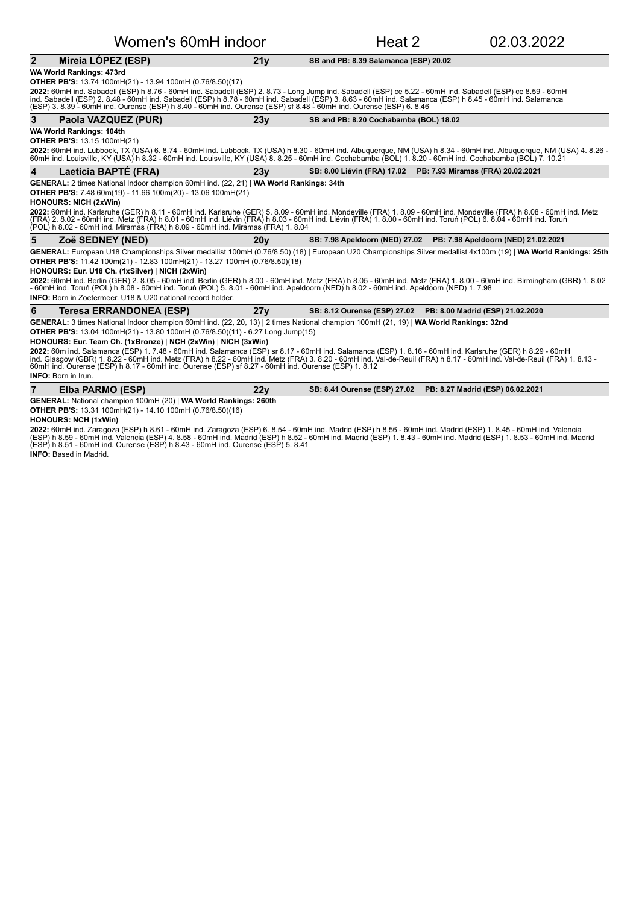# Women's 60mH indoor — Heat 2 — 02.03.2022

## 2 Mireia LÓPEZ (ESP) — 21y — SB and PB: 8.39 Salamanca (ESP) 20.02

**WA World Rankings: 473rd**

**OTHER PB'S:** 13.74 100mH(21) - 13.94 100mH (0.76/8.50)(17)

**2022:** 60mH ind. Sabadell (ESP) h 8.76 - 60mH ind. Sabadell (ESP) 2. 8.73 - Long Jump ind. Sabadell (ESP) ce 5.22 - 60mH ind. Sabadell (ESP) ce 8.59 - 60mH ind. Sabadell (ESP) 2. 8.48 - 60mH ind. Sabadell (ESP) h 8.78 - 60mH ind. Sabadell (ESP) 3. 8.63 - 60mH ind. Salamanca (ESP) h 8.45 - 60mH ind. Salamanca (ESP) 3. 8.39 - 60mH ind. Ourense (ESP) h 8.40 - 60mH ind. Ourense (ESP) sf 8.48 - 60mH ind. Ourense (ESP) 6. 8.46

## 3 Paola VAZQUEZ (PUR) — 23y — SB and PB: 8.20 Cochabamba (BOL) 18.02

**WA World Rankings: 104th**

**OTHER PB'S:** 13.15 100mH(21)

**2022:** 60mH ind. Lubbock, TX (USA) 6. 8.74 - 60mH ind. Lubbock, TX (USA) h 8.30 - 60mH ind. Albuquerque, NM (USA) h 8.34 - 60mH ind. Albuquerque, NM (USA) 4. 8.26 - 60mH ind. Louisville, KY (USA) h 8.32 - 60mH ind. Louisville, KY (USA) 8. 8.25 - 60mH ind. Cochabamba (BOL) 1. 8.20 - 60mH ind. Cochabamba (BOL) 7. 10.21

## 4 Laeticia BAPTÉ (FRA) — 23y — SB: 8.00 Liévin (FRA) 17.02 — PB: 7.93 Miramas (FRA) 20.02.2021

**GENERAL:** 2 times National Indoor champion 60mH ind. (22, 21) | **WA World Rankings: 34th**

**OTHER PB'S:** 7.48 60m(19) - 11.66 100m(20) - 13.06 100mH(21)

**HONOURS: NICH (2xWin)**

**2022:** 60mH ind. Karlsruhe (GER) h 8.11 - 60mH ind. Karlsruhe (GER) 5. 8.09 - 60mH ind. Mondeville (FRA) 1. 8.09 - 60mH ind. Mondeville (FRA) h 8.08 - 60mH ind. Metz (FRA) 2. 8.02 - 60mH ind. Metz (FRA) h 8.01 - 60mH ind. Liévin (FRA) h 8.03 - 60mH ind. Liévin (FRA) 1. 8.00 - 60mH ind. Toruń (POL) 6. 8.04 - 60mH ind. Toruń (POL) h 8.02 - 60mH ind. Miramas (FRA) h 8.09 - 60mH ind. Miramas (FRA) 1. 8.04

## 5 Zoë SEDNEY (NED) — 20y — SB: 7.98 Apeldoorn (NED) 27.02 — PB: 7.98 Apeldoorn (NED) 21.02.2021

**GENERAL:** European U18 Championships Silver medallist 100mH (0.76/8.50) (18) | European U20 Championships Silver medallist 4x100m (19) | **WA World Rankings: 25th**

**OTHER PB'S:** 11.42 100m(21) - 12.83 100mH(21) - 13.27 100mH (0.76/8.50)(18)

**HONOURS: Eur. U18 Ch. (1xSilver) | NICH (2xWin)**

**2022:** 60mH ind. Berlin (GER) 2. 8.05 - 60mH ind. Berlin (GER) h 8.00 - 60mH ind. Metz (FRA) h 8.05 - 60mH ind. Metz (FRA) 1. 8.00 - 60mH ind. Birmingham (GBR) 1. 8.02 - 60mH ind. Toruń (POL) h 8.08 - 60mH ind. Toruń (POL) 5. 8.01 - 60mH ind. Apeldoorn (NED) h 8.02 - 60mH ind. Apeldoorn (NED) 1. 7.98

**INFO:** Born in Zoetermeer. U18 & U20 national record holder.

## 6 Teresa ERRANDONEA (ESP) — 27y — SB: 8.12 Ourense (ESP) 27.02 — PB: 8.00 Madrid (ESP) 21.02.2020

**GENERAL:** 3 times National Indoor champion 60mH ind. (22, 20, 13) | 2 times National champion 100mH (21, 19) | **WA World Rankings: 32nd**

**OTHER PB'S:** 13.04 100mH(21) - 13.80 100mH (0.76/8.50)(11) - 6.27 Long Jump(15)

**HONOURS: Eur. Team Ch. (1xBronze) | NCH (2xWin) | NICH (3xWin)**

**2022:** 60m ind. Salamanca (ESP) 1. 7.48 - 60mH ind. Salamanca (ESP) sr 8.17 - 60mH ind. Salamanca (ESP) 1. 8.16 - 60mH ind. Karlsruhe (GER) h 8.29 - 60mH ind. Glasgow (GBR) 1. 8.22 - 60mH ind. Metz (FRA) h 8.22 - 60mH ind. Metz (FRA) 3. 8.20 - 60mH ind. Val-de-Reuil (FRA) h 8.17 - 60mH ind. Val-de-Reuil (FRA) 1. 8.13 - 60mH ind. Ourense (ESP) h 8.17 - 60mH ind. Ourense (ESP) sf 8.27 - 60mH ind. Ourense (ESP) 1. 8.12

**INFO:** Born in Irun.

## 7 Elba PARMO (ESP) — 22y — SB: 8.41 Ourense (ESP) 27.02 — PB: 8.27 Madrid (ESP) 06.02.2021

**GENERAL:** National champion 100mH (20) | **WA World Rankings: 260th**

**OTHER PB'S:** 13.31 100mH(21) - 14.10 100mH (0.76/8.50)(16)

**HONOURS: NCH (1xWin)**

**2022:** 60mH ind. Zaragoza (ESP) h 8.61 - 60mH ind. Zaragoza (ESP) 6. 8.54 - 60mH ind. Madrid (ESP) h 8.56 - 60mH ind. Madrid (ESP) 1. 8.45 - 60mH ind. Valencia (ESP) h 8.59 - 60mH ind. Valencia (ESP) 4. 8.58 - 60mH ind. Madrid (ESP) h 8.52 - 60mH ind. Madrid (ESP) 1. 8.43 - 60mH ind. Madrid (ESP) 1. 8.53 - 60mH ind. Madrid (ESP) h 8.51 - 60mH ind. Ourense (ESP) h 8.43 - 60mH ind. Ourense (ESP) 5. 8.41

**INFO:** Based in Madrid.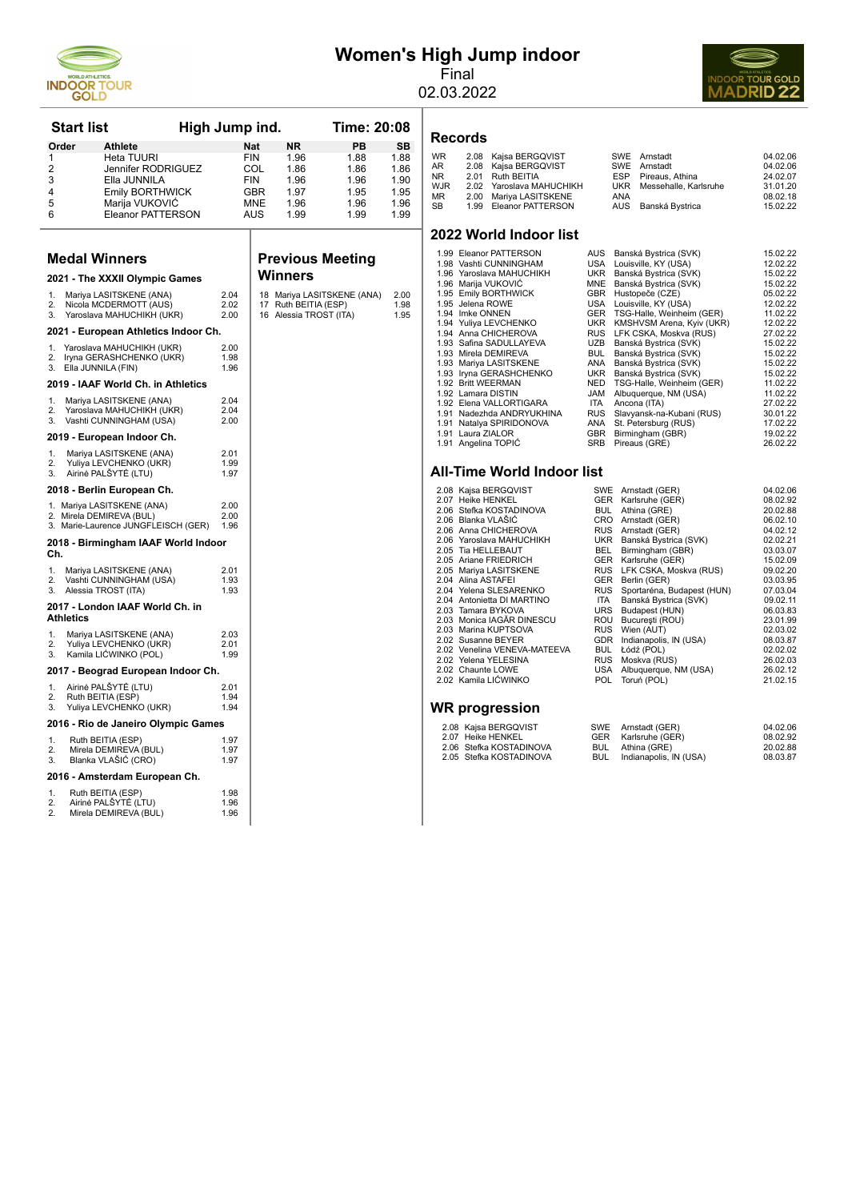# Women's High Jump indoor

Final

02.03.2022

## Start list — High Jump ind. — Time: 20:08

| Order | Athlete | Nat | NR | PB | SB |
|---|---|---|---|---|---|
| 1 | Heta TUURI | FIN | 1.96 | 1.88 | 1.88 |
| 2 | Jennifer RODRIGUEZ | COL | 1.86 | 1.86 | 1.86 |
| 3 | Ella JUNNILA | FIN | 1.96 | 1.96 | 1.90 |
| 4 | Emily BORTHWICK | GBR | 1.97 | 1.95 | 1.95 |
| 5 | Marija VUKOVIĆ | MNE | 1.96 | 1.96 | 1.96 |
| 6 | Eleanor PATTERSON | AUS | 1.99 | 1.99 | 1.99 |

## Medal Winners

### 2021 - The XXXII Olympic Games

1. Mariya LASITSKENE (ANA) 2.04
2. Nicola MCDERMOTT (AUS) 2.02
3. Yaroslava MAHUCHIKH (UKR) 2.00

### 2021 - European Athletics Indoor Ch.

1. Yaroslava MAHUCHIKH (UKR) 2.00
2. Iryna GERASHCHENKO (UKR) 1.98
3. Ella JUNNILA (FIN) 1.96

### 2019 - IAAF World Ch. in Athletics

1. Mariya LASITSKENE (ANA) 2.04
2. Yaroslava MAHUCHIKH (UKR) 2.04
3. Vashti CUNNINGHAM (USA) 2.00

### 2019 - European Indoor Ch.

1. Mariya LASITSKENE (ANA) 2.01
2. Yuliya LEVCHENKO (UKR) 1.99
3. Airinė PALŠYTĖ (LTU) 1.97

### 2018 - Berlin European Ch.

1. Mariya LASITSKENE (ANA) 2.00
2. Mirela DEMIREVA (BUL) 2.00
3. Marie-Laurence JUNGFLEISCH (GER) 1.96

### 2018 - Birmingham IAAF World Indoor Ch.

1. Mariya LASITSKENE (ANA) 2.01
2. Vashti CUNNINGHAM (USA) 1.93
3. Alessia TROST (ITA) 1.93

### 2017 - London IAAF World Ch. in Athletics

1. Mariya LASITSKENE (ANA) 2.03
2. Yuliya LEVCHENKO (UKR) 2.01
3. Kamila LIĆWINKO (POL) 1.99

### 2017 - Beograd European Indoor Ch.

1. Airinė PALŠYTĖ (LTU) 2.01
2. Ruth BEITIA (ESP) 1.94
3. Yuliya LEVCHENKO (UKR) 1.94

### 2016 - Rio de Janeiro Olympic Games

1. Ruth BEITIA (ESP) 1.97
2. Mirela DEMIREVA (BUL) 1.97
3. Blanka VLAŠIĆ (CRO) 1.97

### 2016 - Amsterdam European Ch.

1. Ruth BEITIA (ESP) 1.98
2. Airinė PALŠYTĖ (LTU) 1.96
2. Mirela DEMIREVA (BUL) 1.96

## Previous Meeting Winners

| | | |
|---|---|---|
| 18 | Mariya LASITSKENE (ANA) | 2.00 |
| 17 | Ruth BEITIA (ESP) | 1.98 |
| 16 | Alessia TROST (ITA) | 1.95 |

## Records

| | | | | | |
|---|---|---|---|---|---|
| WR | 2.08 | Kajsa BERGQVIST | SWE | Arnstadt | 04.02.06 |
| AR | 2.08 | Kajsa BERGQVIST | SWE | Arnstadt | 04.02.06 |
| NR | 2.01 | Ruth BEITIA | ESP | Pireaus, Athina | 24.02.07 |
| WJR | 2.02 | Yaroslava MAHUCHIKH | UKR | Messehalle, Karlsruhe | 31.01.20 |
| MR | 2.00 | Mariya LASITSKENE | ANA | | 08.02.18 |
| SB | 1.99 | Eleanor PATTERSON | AUS | Banská Bystrica | 15.02.22 |

## 2022 World Indoor list

| | | | | |
|---|---|---|---|---|
| 1.99 | Eleanor PATTERSON | AUS | Banská Bystrica (SVK) | 15.02.22 |
| 1.98 | Vashti CUNNINGHAM | USA | Louisville, KY (USA) | 12.02.22 |
| 1.96 | Yaroslava MAHUCHIKH | UKR | Banská Bystrica (SVK) | 15.02.22 |
| 1.96 | Marija VUKOVIĆ | MNE | Banská Bystrica (SVK) | 15.02.22 |
| 1.95 | Emily BORTHWICK | GBR | Hustopeče (CZE) | 05.02.22 |
| 1.95 | Jelena ROWE | USA | Louisville, KY (USA) | 12.02.22 |
| 1.94 | Imke ONNEN | GER | TSG-Halle, Weinheim (GER) | 11.02.22 |
| 1.94 | Yuliya LEVCHENKO | UKR | KMSHVSM Arena, Kyiv (UKR) | 12.02.22 |
| 1.94 | Anna CHICHEROVA | RUS | LFK CSKA, Moskva (RUS) | 27.02.22 |
| 1.93 | Safina SADULLAYEVA | UZB | Banská Bystrica (SVK) | 15.02.22 |
| 1.93 | Mirela DEMIREVA | BUL | Banská Bystrica (SVK) | 15.02.22 |
| 1.93 | Mariya LASITSKENE | ANA | Banská Bystrica (SVK) | 15.02.22 |
| 1.93 | Iryna GERASHCHENKO | UKR | Banská Bystrica (SVK) | 15.02.22 |
| 1.92 | Britt WEERMAN | NED | TSG-Halle, Weinheim (GER) | 11.02.22 |
| 1.92 | Lamara DISTIN | JAM | Albuquerque, NM (USA) | 11.02.22 |
| 1.92 | Elena VALLORTIGARA | ITA | Ancona (ITA) | 27.02.22 |
| 1.91 | Nadezhda ANDRYUKHINA | RUS | Slavyansk-na-Kubani (RUS) | 30.01.22 |
| 1.91 | Natalya SPIRIDONOVA | ANA | St. Petersburg (RUS) | 17.02.22 |
| 1.91 | Laura ZIALOR | GBR | Birmingham (GBR) | 19.02.22 |
| 1.91 | Angelina TOPIĆ | SRB | Pireaus (GRE) | 26.02.22 |

## All-Time World Indoor list

| | | | | |
|---|---|---|---|---|
| 2.08 | Kajsa BERGQVIST | SWE | Arnstadt (GER) | 04.02.06 |
| 2.07 | Heike HENKEL | GER | Karlsruhe (GER) | 08.02.92 |
| 2.06 | Stefka KOSTADINOVA | BUL | Athina (GRE) | 20.02.88 |
| 2.06 | Blanka VLAŠIĆ | CRO | Arnstadt (GER) | 06.02.10 |
| 2.06 | Anna CHICHEROVA | RUS | Arnstadt (GER) | 04.02.12 |
| 2.06 | Yaroslava MAHUCHIKH | UKR | Banská Bystrica (SVK) | 02.02.21 |
| 2.05 | Tia HELLEBAUT | BEL | Birmingham (GBR) | 03.03.07 |
| 2.05 | Ariane FRIEDRICH | GER | Karlsruhe (GER) | 15.02.09 |
| 2.05 | Mariya LASITSKENE | RUS | LFK CSKA, Moskva (RUS) | 09.02.20 |
| 2.04 | Alina ASTAFEI | GER | Berlin (GER) | 03.03.95 |
| 2.04 | Yelena SLESARENKO | RUS | Sportaréna, Budapest (HUN) | 07.03.04 |
| 2.04 | Antonietta DI MARTINO | ITA | Banská Bystrica (SVK) | 09.02.11 |
| 2.03 | Tamara BYKOVA | URS | Budapest (HUN) | 06.03.83 |
| 2.03 | Monica IAGĂR DINESCU | ROU | București (ROU) | 23.01.99 |
| 2.03 | Marina KUPTSOVA | RUS | Wien (AUT) | 02.03.02 |
| 2.02 | Susanne BEYER | GDR | Indianapolis, IN (USA) | 08.03.87 |
| 2.02 | Venelina VENEVA-MATEEVA | BUL | Łódź (POL) | 02.02.02 |
| 2.02 | Yelena YELESINA | RUS | Moskva (RUS) | 26.02.03 |
| 2.02 | Chaunte LOWE | USA | Albuquerque, NM (USA) | 26.02.12 |
| 2.02 | Kamila LIĆWINKO | POL | Toruń (POL) | 21.02.15 |

## WR progression

| | | | | |
|---|---|---|---|---|
| 2.08 | Kajsa BERGQVIST | SWE | Arnstadt (GER) | 04.02.06 |
| 2.07 | Heike HENKEL | GER | Karlsruhe (GER) | 08.02.92 |
| 2.06 | Stefka KOSTADINOVA | BUL | Athina (GRE) | 20.02.88 |
| 2.05 | Stefka KOSTADINOVA | BUL | Indianapolis, IN (USA) | 08.03.87 |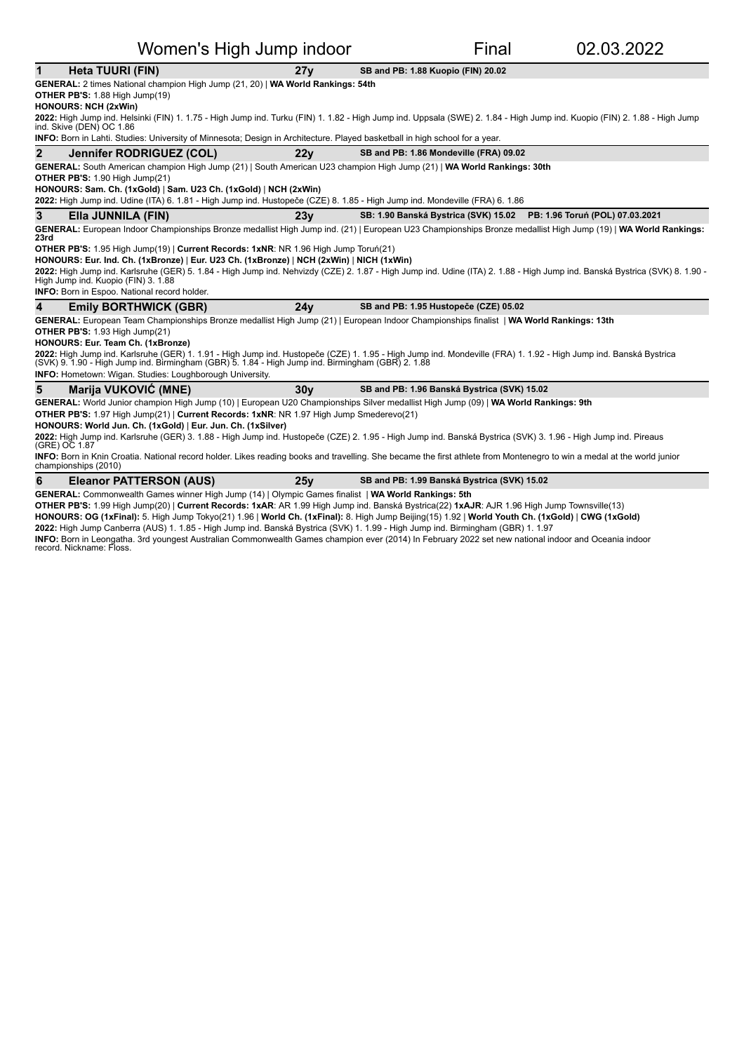# Women's High Jump indoor — Final — 02.03.2022

## 1 Heta TUURI (FIN) — 27y — SB and PB: 1.88 Kuopio (FIN) 20.02

**GENERAL:** 2 times National champion High Jump (21, 20) | **WA World Rankings: 54th**

**OTHER PB'S:** 1.88 High Jump(19)

**HONOURS: NCH (2xWin)**

**2022:** High Jump ind. Helsinki (FIN) 1. 1.75 - High Jump ind. Turku (FIN) 1. 1.82 - High Jump ind. Uppsala (SWE) 2. 1.84 - High Jump ind. Kuopio (FIN) 2. 1.88 - High Jump ind. Skive (DEN) OC 1.86

**INFO:** Born in Lahti. Studies: University of Minnesota; Design in Architecture. Played basketball in high school for a year.

## 2 Jennifer RODRIGUEZ (COL) — 22y — SB and PB: 1.86 Mondeville (FRA) 09.02

**GENERAL:** South American champion High Jump (21) | South American U23 champion High Jump (21) | **WA World Rankings: 30th**

**OTHER PB'S:** 1.90 High Jump(21)

**HONOURS: Sam. Ch. (1xGold) | Sam. U23 Ch. (1xGold) | NCH (2xWin)**

**2022:** High Jump ind. Udine (ITA) 6. 1.81 - High Jump ind. Hustopeče (CZE) 8. 1.85 - High Jump ind. Mondeville (FRA) 6. 1.86

## 3 Ella JUNNILA (FIN) — 23y — SB: 1.90 Banská Bystrica (SVK) 15.02 — PB: 1.96 Toruń (POL) 07.03.2021

**GENERAL:** European Indoor Championships Bronze medallist High Jump ind. (21) | European U23 Championships Bronze medallist High Jump (19) | **WA World Rankings: 23rd**

**OTHER PB'S:** 1.95 High Jump(19) | **Current Records: 1xNR**: NR 1.96 High Jump Toruń(21)

**HONOURS: Eur. Ind. Ch. (1xBronze) | Eur. U23 Ch. (1xBronze) | NCH (2xWin) | NICH (1xWin)**

**2022:** High Jump ind. Karlsruhe (GER) 5. 1.84 - High Jump ind. Nehvizdy (CZE) 2. 1.87 - High Jump ind. Udine (ITA) 2. 1.88 - High Jump ind. Banská Bystrica (SVK) 8. 1.90 - High Jump ind. Kuopio (FIN) 3. 1.88

**INFO:** Born in Espoo. National record holder.

## 4 Emily BORTHWICK (GBR) — 24y — SB and PB: 1.95 Hustopeče (CZE) 05.02

**GENERAL:** European Team Championships Bronze medallist High Jump (21) | European Indoor Championships finalist | **WA World Rankings: 13th**

**OTHER PB'S:** 1.93 High Jump(21)

**HONOURS: Eur. Team Ch. (1xBronze)**

**2022:** High Jump ind. Karlsruhe (GER) 1. 1.91 - High Jump ind. Hustopeče (CZE) 1. 1.95 - High Jump ind. Mondeville (FRA) 1. 1.92 - High Jump ind. Banská Bystrica (SVK) 9. 1.90 - High Jump ind. Birmingham (GBR) 5. 1.84 - High Jump ind. Birmingham (GBR) 2. 1.88

**INFO:** Hometown: Wigan. Studies: Loughborough University.

## 5 Marija VUKOVIĆ (MNE) — 30y — SB and PB: 1.96 Banská Bystrica (SVK) 15.02

**GENERAL:** World Junior champion High Jump (10) | European U20 Championships Silver medallist High Jump (09) | **WA World Rankings: 9th**

**OTHER PB'S:** 1.97 High Jump(21) | **Current Records: 1xNR**: NR 1.97 High Jump Smederevo(21)

**HONOURS: World Jun. Ch. (1xGold) | Eur. Jun. Ch. (1xSilver)**

**2022:** High Jump ind. Karlsruhe (GER) 3. 1.88 - High Jump ind. Hustopeče (CZE) 2. 1.95 - High Jump ind. Banská Bystrica (SVK) 3. 1.96 - High Jump ind. Pireaus (GRE) OC 1.87

**INFO:** Born in Knin Croatia. National record holder. Likes reading books and travelling. She became the first athlete from Montenegro to win a medal at the world junior championships (2010)

## 6 Eleanor PATTERSON (AUS) — 25y — SB and PB: 1.99 Banská Bystrica (SVK) 15.02

**GENERAL:** Commonwealth Games winner High Jump (14) | Olympic Games finalist | **WA World Rankings: 5th**

**OTHER PB'S:** 1.99 High Jump(20) | **Current Records: 1xAR**: AR 1.99 High Jump ind. Banská Bystrica(22) **1xAJR**: AJR 1.96 High Jump Townsville(13)

**HONOURS: OG (1xFinal):** 5. High Jump Tokyo(21) 1.96 | **World Ch. (1xFinal):** 8. High Jump Beijing(15) 1.92 | **World Youth Ch. (1xGold)** | **CWG (1xGold)**

**2022:** High Jump Canberra (AUS) 1. 1.85 - High Jump ind. Banská Bystrica (SVK) 1. 1.99 - High Jump ind. Birmingham (GBR) 1. 1.97

**INFO:** Born in Leongatha. 3rd youngest Australian Commonwealth Games champion ever (2014) In February 2022 set new national indoor and Oceania indoor record. Nickname: Floss.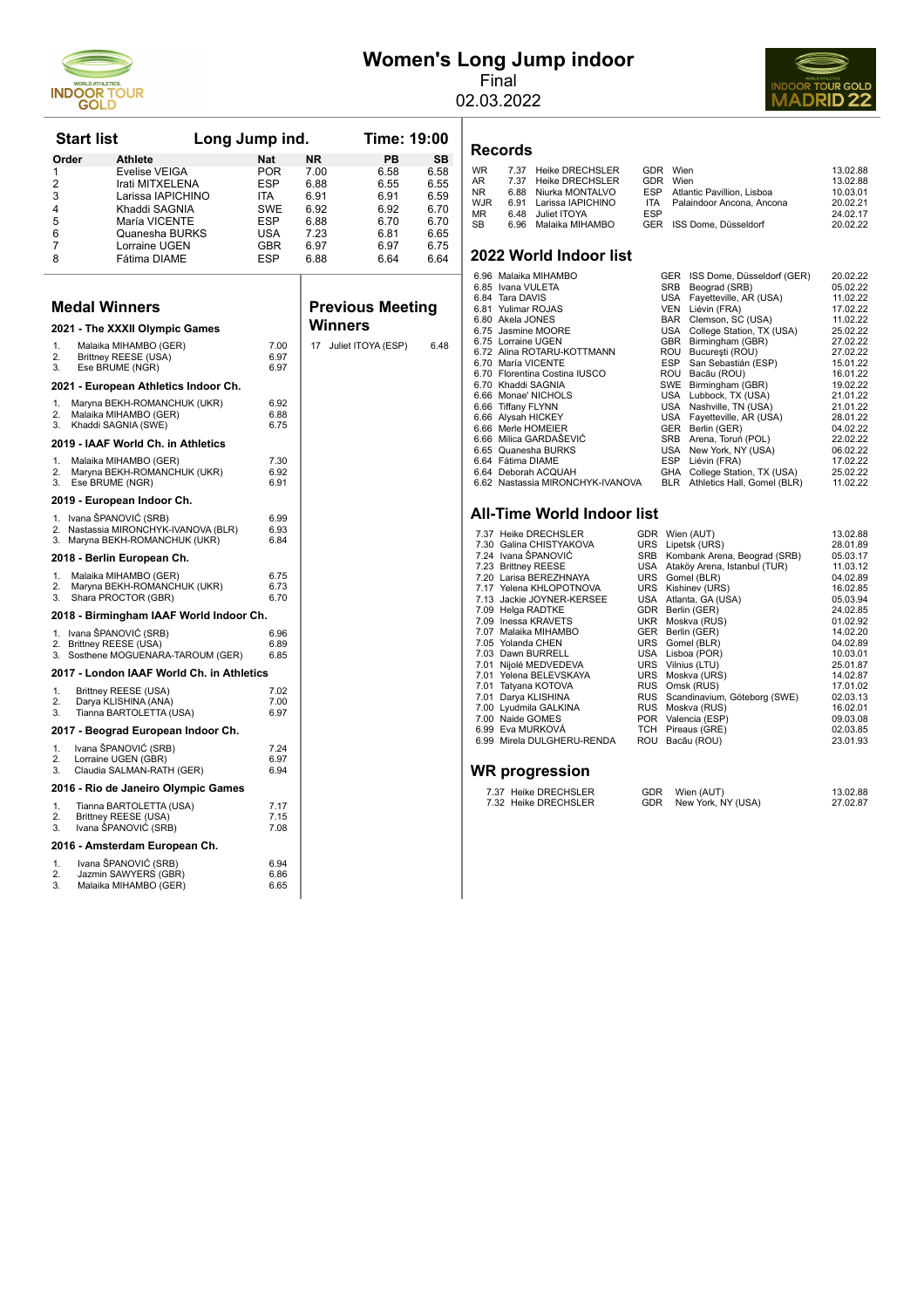# Women's Long Jump indoor

Final

02.03.2022

## Start list

**Long Jump ind.** **Time: 19:00**

| Order | Athlete | Nat | NR | PB | SB |
|---|---|---|---|---|---|
| 1 | Evelise VEIGA | POR | 7.00 | 6.58 | 6.58 |
| 2 | Irati MITXELENA | ESP | 6.88 | 6.55 | 6.55 |
| 3 | Larissa IAPICHINO | ITA | 6.91 | 6.91 | 6.59 |
| 4 | Khaddi SAGNIA | SWE | 6.92 | 6.92 | 6.70 |
| 5 | María VICENTE | ESP | 6.88 | 6.70 | 6.70 |
| 6 | Quanesha BURKS | USA | 7.23 | 6.81 | 6.65 |
| 7 | Lorraine UGEN | GBR | 6.97 | 6.97 | 6.75 |
| 8 | Fátima DIAME | ESP | 6.88 | 6.64 | 6.64 |

## Medal Winners

### 2021 - The XXXII Olympic Games

1. Malaika MIHAMBO (GER) 7.00
2. Brittney REESE (USA) 6.97
3. Ese BRUME (NGR) 6.97

### 2021 - European Athletics Indoor Ch.

1. Maryna BEKH-ROMANCHUK (UKR) 6.92
2. Malaika MIHAMBO (GER) 6.88
3. Khaddi SAGNIA (SWE) 6.75

### 2019 - IAAF World Ch. in Athletics

1. Malaika MIHAMBO (GER) 7.30
2. Maryna BEKH-ROMANCHUK (UKR) 6.92
3. Ese BRUME (NGR) 6.91

### 2019 - European Indoor Ch.

1. Ivana ŠPANOVIĆ (SRB) 6.99
2. Nastassia MIRONCHYK-IVANOVA (BLR) 6.93
3. Maryna BEKH-ROMANCHUK (UKR) 6.84

### 2018 - Berlin European Ch.

1. Malaika MIHAMBO (GER) 6.75
2. Maryna BEKH-ROMANCHUK (UKR) 6.73
3. Shara PROCTOR (GBR) 6.70

### 2018 - Birmingham IAAF World Indoor Ch.

1. Ivana ŠPANOVIĆ (SRB) 6.96
2. Brittney REESE (USA) 6.89
3. Sosthene MOGUENARA-TAROUM (GER) 6.85

### 2017 - London IAAF World Ch. in Athletics

1. Brittney REESE (USA) 7.02
2. Darya KLISHINA (ANA) 7.00
3. Tianna BARTOLETTA (USA) 6.97

### 2017 - Beograd European Indoor Ch.

1. Ivana ŠPANOVIĆ (SRB) 7.24
2. Lorraine UGEN (GBR) 6.97
3. Claudia SALMAN-RATH (GER) 6.94

### 2016 - Rio de Janeiro Olympic Games

1. Tianna BARTOLETTA (USA) 7.17
2. Brittney REESE (USA) 7.15
3. Ivana ŠPANOVIĆ (SRB) 7.08

### 2016 - Amsterdam European Ch.

1. Ivana ŠPANOVIĆ (SRB) 6.94
2. Jazmin SAWYERS (GBR) 6.86
3. Malaika MIHAMBO (GER) 6.65

## Previous Meeting Winners

| | | |
|---|---|---|
| 17 | Juliet ITOYA (ESP) | 6.48 |

## Records

| | | | | | |
|---|---|---|---|---|---|
| WR | 7.37 | Heike DRECHSLER | GDR | Wien | 13.02.88 |
| AR | 7.37 | Heike DRECHSLER | GDR | Wien | 13.02.88 |
| NR | 6.88 | Niurka MONTALVO | ESP | Atlantic Pavillion, Lisboa | 10.03.01 |
| WJR | 6.91 | Larissa IAPICHINO | ITA | Palaindoor Ancona, Ancona | 20.02.21 |
| MR | 6.48 | Juliet ITOYA | ESP | | 24.02.17 |
| SB | 6.96 | Malaika MIHAMBO | GER | ISS Dome, Düsseldorf | 20.02.22 |

## 2022 World Indoor list

| | | | | |
|---|---|---|---|---|
| 6.96 | Malaika MIHAMBO | GER | ISS Dome, Düsseldorf (GER) | 20.02.22 |
| 6.85 | Ivana VULETA | SRB | Beograd (SRB) | 05.02.22 |
| 6.84 | Tara DAVIS | USA | Fayetteville, AR (USA) | 11.02.22 |
| 6.81 | Yulimar ROJAS | VEN | Liévin (FRA) | 17.02.22 |
| 6.80 | Akela JONES | BAR | Clemson, SC (USA) | 11.02.22 |
| 6.75 | Jasmine MOORE | USA | College Station, TX (USA) | 25.02.22 |
| 6.75 | Lorraine UGEN | GBR | Birmingham (GBR) | 27.02.22 |
| 6.72 | Alina ROTARU-KOTTMANN | ROU | București (ROU) | 27.02.22 |
| 6.70 | María VICENTE | ESP | San Sebastián (ESP) | 15.01.22 |
| 6.70 | Florentina Costina IUSCO | ROU | Bacău (ROU) | 16.01.22 |
| 6.70 | Khaddi SAGNIA | SWE | Birmingham (GBR) | 19.02.22 |
| 6.66 | Monae' NICHOLS | USA | Lubbock, TX (USA) | 21.01.22 |
| 6.66 | Tiffany FLYNN | USA | Nashville, TN (USA) | 21.01.22 |
| 6.66 | Alysah HICKEY | USA | Fayetteville, AR (USA) | 28.01.22 |
| 6.66 | Merle HOMEIER | GER | Berlin (GER) | 04.02.22 |
| 6.66 | Milica GARDAŠEVIĆ | SRB | Arena, Toruń (POL) | 22.02.22 |
| 6.65 | Quanesha BURKS | USA | New York, NY (USA) | 06.02.22 |
| 6.64 | Fátima DIAME | ESP | Liévin (FRA) | 17.02.22 |
| 6.64 | Deborah ACQUAH | GHA | College Station, TX (USA) | 25.02.22 |
| 6.62 | Nastassia MIRONCHYK-IVANOVA | BLR | Athletics Hall, Gomel (BLR) | 11.02.22 |

## All-Time World Indoor list

| | | | | |
|---|---|---|---|---|
| 7.37 | Heike DRECHSLER | GDR | Wien (AUT) | 13.02.88 |
| 7.30 | Galina CHISTYAKOVA | URS | Lipetsk (URS) | 28.01.89 |
| 7.24 | Ivana ŠPANOVIĆ | SRB | Kombank Arena, Beograd (SRB) | 05.03.17 |
| 7.23 | Brittney REESE | USA | Ataköy Arena, Istanbul (TUR) | 11.03.12 |
| 7.20 | Larisa BEREZHNAYA | URS | Gomel (BLR) | 04.02.89 |
| 7.17 | Yelena KHLOPOTNOVA | URS | Kishinev (URS) | 16.02.85 |
| 7.13 | Jackie JOYNER-KERSEE | USA | Atlanta, GA (USA) | 05.03.94 |
| 7.09 | Helga RADTKE | GDR | Berlin (GER) | 24.02.85 |
| 7.09 | Inessa KRAVETS | UKR | Moskva (RUS) | 01.02.92 |
| 7.07 | Malaika MIHAMBO | GER | Berlin (GER) | 14.02.20 |
| 7.05 | Yolanda CHEN | URS | Gomel (BLR) | 04.02.89 |
| 7.03 | Dawn BURRELL | USA | Lisboa (POR) | 10.03.01 |
| 7.01 | Nijolė MEDVEDEVA | URS | Vilnius (LTU) | 25.01.87 |
| 7.01 | Yelena BELEVSKAYA | URS | Moskva (URS) | 14.02.87 |
| 7.01 | Tatyana KOTOVA | RUS | Omsk (RUS) | 17.01.02 |
| 7.01 | Darya KLISHINA | RUS | Scandinavium, Göteborg (SWE) | 02.03.13 |
| 7.00 | Lyudmila GALKINA | RUS | Moskva (RUS) | 16.02.01 |
| 7.00 | Naide GOMES | POR | Valencia (ESP) | 09.03.08 |
| 6.99 | Eva MURKOVÁ | TCH | Pireaus (GRE) | 02.03.85 |
| 6.99 | Mirela DULGHERU-RENDA | ROU | Bacău (ROU) | 23.01.93 |

## WR progression

| | | | | |
|---|---|---|---|---|
| 7.37 | Heike DRECHSLER | GDR | Wien (AUT) | 13.02.88 |
| 7.32 | Heike DRECHSLER | GDR | New York, NY (USA) | 27.02.87 |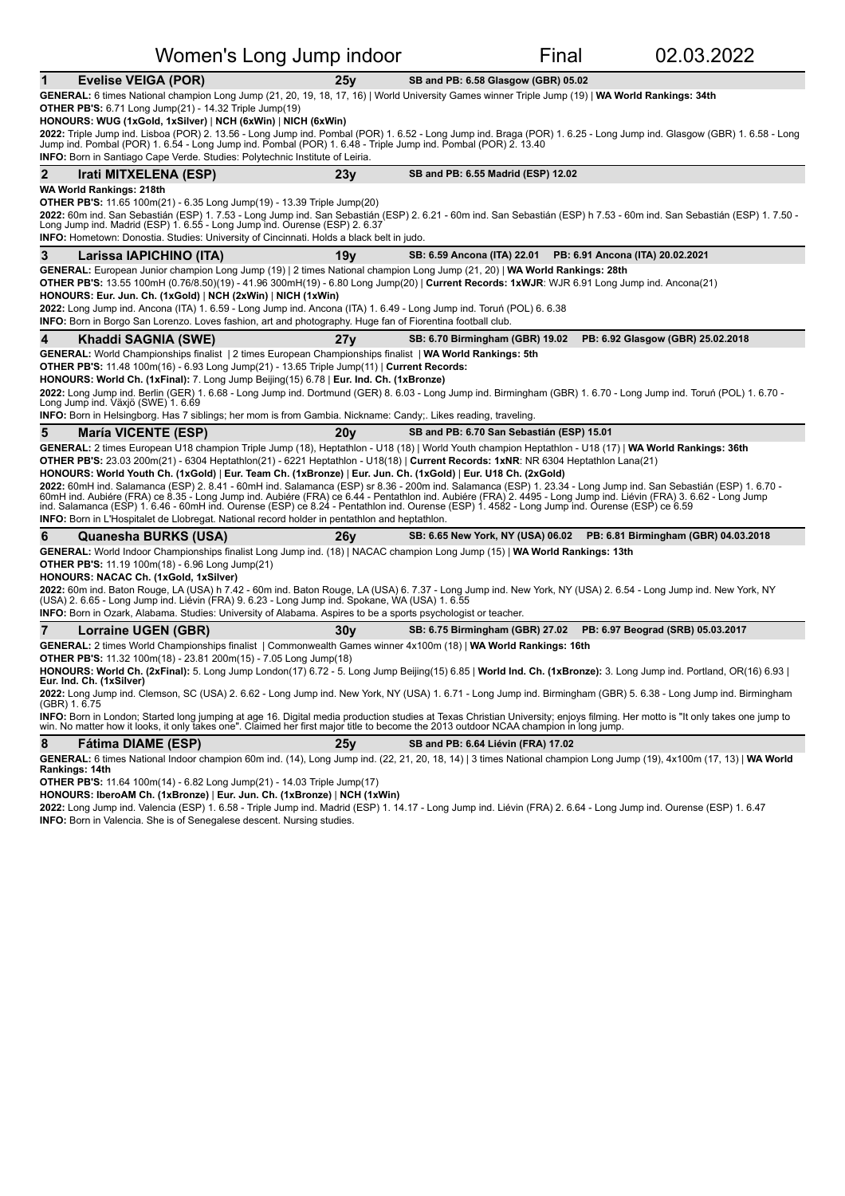# Women's Long Jump indoor — Final — 02.03.2022

## 1 Evelise VEIGA (POR) — 25y — SB and PB: 6.58 Glasgow (GBR) 05.02

**GENERAL:** 6 times National champion Long Jump (21, 20, 19, 18, 17, 16) | World University Games winner Triple Jump (19) | **WA World Rankings: 34th**

**OTHER PB'S:** 6.71 Long Jump(21) - 14.32 Triple Jump(19)

**HONOURS: WUG (1xGold, 1xSilver) | NCH (6xWin) | NICH (6xWin)**

**2022:** Triple Jump ind. Lisboa (POR) 2. 13.56 - Long Jump ind. Pombal (POR) 1. 6.52 - Long Jump ind. Braga (POR) 1. 6.25 - Long Jump ind. Glasgow (GBR) 1. 6.58 - Long Jump ind. Pombal (POR) 1. 6.54 - Long Jump ind. Pombal (POR) 1. 6.48 - Triple Jump ind. Pombal (POR) 2. 13.40

**INFO:** Born in Santiago Cape Verde. Studies: Polytechnic Institute of Leiria.

## 2 Irati MITXELENA (ESP) — 23y — SB and PB: 6.55 Madrid (ESP) 12.02

**WA World Rankings: 218th**

**OTHER PB'S:** 11.65 100m(21) - 6.35 Long Jump(19) - 13.39 Triple Jump(20)

**2022:** 60m ind. San Sebastián (ESP) 1. 7.53 - Long Jump ind. San Sebastián (ESP) 2. 6.21 - 60m ind. San Sebastián (ESP) h 7.53 - 60m ind. San Sebastián (ESP) 1. 7.50 - Long Jump ind. Madrid (ESP) 1. 6.55 - Long Jump ind. Ourense (ESP) 2. 6.37

**INFO:** Hometown: Donostia. Studies: University of Cincinnati. Holds a black belt in judo.

## 3 Larissa IAPICHINO (ITA) — 19y — SB: 6.59 Ancona (ITA) 22.01 — PB: 6.91 Ancona (ITA) 20.02.2021

**GENERAL:** European Junior champion Long Jump (19) | 2 times National champion Long Jump (21, 20) | **WA World Rankings: 28th**

**OTHER PB'S:** 13.55 100mH (0.76/8.50)(19) - 41.96 300mH(19) - 6.80 Long Jump(20) | **Current Records: 1xWJR**: WJR 6.91 Long Jump ind. Ancona(21)

**HONOURS: Eur. Jun. Ch. (1xGold) | NCH (2xWin) | NICH (1xWin)**

**2022:** Long Jump ind. Ancona (ITA) 1. 6.59 - Long Jump ind. Ancona (ITA) 1. 6.49 - Long Jump ind. Toruń (POL) 6. 6.38

**INFO:** Born in Borgo San Lorenzo. Loves fashion, art and photography. Huge fan of Fiorentina football club.

## 4 Khaddi SAGNIA (SWE) — 27y — SB: 6.70 Birmingham (GBR) 19.02 — PB: 6.92 Glasgow (GBR) 25.02.2018

**GENERAL:** World Championships finalist | 2 times European Championships finalist | **WA World Rankings: 5th**

**OTHER PB'S:** 11.48 100m(16) - 6.93 Long Jump(21) - 13.65 Triple Jump(11) | **Current Records:**

**HONOURS: World Ch. (1xFinal):** 7. Long Jump Beijing(15) 6.78 | **Eur. Ind. Ch. (1xBronze)**

**2022:** Long Jump ind. Berlin (GER) 1. 6.68 - Long Jump ind. Dortmund (GER) 8. 6.03 - Long Jump ind. Birmingham (GBR) 1. 6.70 - Long Jump ind. Toruń (POL) 1. 6.70 - Long Jump ind. Växjö (SWE) 1. 6.69

**INFO:** Born in Helsingborg. Has 7 siblings; her mom is from Gambia. Nickname: Candy;. Likes reading, traveling.

## 5 María VICENTE (ESP) — 20y — SB and PB: 6.70 San Sebastián (ESP) 15.01

**GENERAL:** 2 times European U18 champion Triple Jump (18), Heptathlon - U18 (18) | World Youth champion Heptathlon - U18 (17) | **WA World Rankings: 36th**

**OTHER PB'S:** 23.03 200m(21) - 6304 Heptathlon(21) - 6221 Heptathlon - U18(18) | **Current Records: 1xNR**: NR 6304 Heptathlon Lana(21)

**HONOURS: World Youth Ch. (1xGold) | Eur. Team Ch. (1xBronze) | Eur. Jun. Ch. (1xGold) | Eur. U18 Ch. (2xGold)**

**2022:** 60mH ind. Salamanca (ESP) 2. 8.41 - 60mH ind. Salamanca (ESP) sr 8.36 - 200m ind. Salamanca (ESP) 1. 23.34 - Long Jump ind. San Sebastián (ESP) 1. 6.70 - 60mH ind. Aubiére (FRA) ce 8.35 - Long Jump ind. Aubiére (FRA) ce 6.44 - Pentathlon ind. Aubiére (FRA) 2. 4495 - Long Jump ind. Liévin (FRA) 3. 6.62 - Long Jump ind. Salamanca (ESP) 1. 6.46 - 60mH ind. Ourense (ESP) ce 8.24 - Pentathlon ind. Ourense (ESP) 1. 4582 - Long Jump ind. Ourense (ESP) ce 6.59

**INFO:** Born in L'Hospitalet de Llobregat. National record holder in pentathlon and heptathlon.

## 6 Quanesha BURKS (USA) — 26y — SB: 6.65 New York, NY (USA) 06.02 — PB: 6.81 Birmingham (GBR) 04.03.2018

**GENERAL:** World Indoor Championships finalist Long Jump ind. (18) | NACAC champion Long Jump (15) | **WA World Rankings: 13th**

**OTHER PB'S:** 11.19 100m(18) - 6.96 Long Jump(21)

**HONOURS: NACAC Ch. (1xGold, 1xSilver)**

**2022:** 60m ind. Baton Rouge, LA (USA) h 7.42 - 60m ind. Baton Rouge, LA (USA) 6. 7.37 - Long Jump ind. New York, NY (USA) 2. 6.54 - Long Jump ind. New York, NY (USA) 2. 6.65 - Long Jump ind. Liévin (FRA) 9. 6.23 - Long Jump ind. Spokane, WA (USA) 1. 6.55

**INFO:** Born in Ozark, Alabama. Studies: University of Alabama. Aspires to be a sports psychologist or teacher.

## 7 Lorraine UGEN (GBR) — 30y — SB: 6.75 Birmingham (GBR) 27.02 — PB: 6.97 Beograd (SRB) 05.03.2017

**GENERAL:** 2 times World Championships finalist | Commonwealth Games winner 4x100m (18) | **WA World Rankings: 16th**

**OTHER PB'S:** 11.32 100m(18) - 23.81 200m(15) - 7.05 Long Jump(18)

**HONOURS: World Ch. (2xFinal):** 5. Long Jump London(17) 6.72 - 5. Long Jump Beijing(15) 6.85 | **World Ind. Ch. (1xBronze):** 3. Long Jump ind. Portland, OR(16) 6.93 | **Eur. Ind. Ch. (1xSilver)**

**2022:** Long Jump ind. Clemson, SC (USA) 2. 6.62 - Long Jump ind. New York, NY (USA) 1. 6.71 - Long Jump ind. Birmingham (GBR) 5. 6.38 - Long Jump ind. Birmingham (GBR) 1. 6.75

**INFO:** Born in London; Started long jumping at age 16. Digital media production studies at Texas Christian University; enjoys filming. Her motto is "It only takes one jump to win. No matter how it looks, it only takes one". Claimed her first major title to become the 2013 outdoor NCAA champion in long jump.

## 8 Fátima DIAME (ESP) — 25y — SB and PB: 6.64 Liévin (FRA) 17.02

**GENERAL:** 6 times National Indoor champion 60m ind. (14), Long Jump ind. (22, 21, 20, 18, 14) | 3 times National champion Long Jump (19), 4x100m (17, 13) | **WA World Rankings: 14th**

**OTHER PB'S:** 11.64 100m(14) - 6.82 Long Jump(21) - 14.03 Triple Jump(17)

**HONOURS: IberoAM Ch. (1xBronze) | Eur. Jun. Ch. (1xBronze) | NCH (1xWin)**

**2022:** Long Jump ind. Valencia (ESP) 1. 6.58 - Triple Jump ind. Madrid (ESP) 1. 14.17 - Long Jump ind. Liévin (FRA) 2. 6.64 - Long Jump ind. Ourense (ESP) 1. 6.47

**INFO:** Born in Valencia. She is of Senegalese descent. Nursing studies.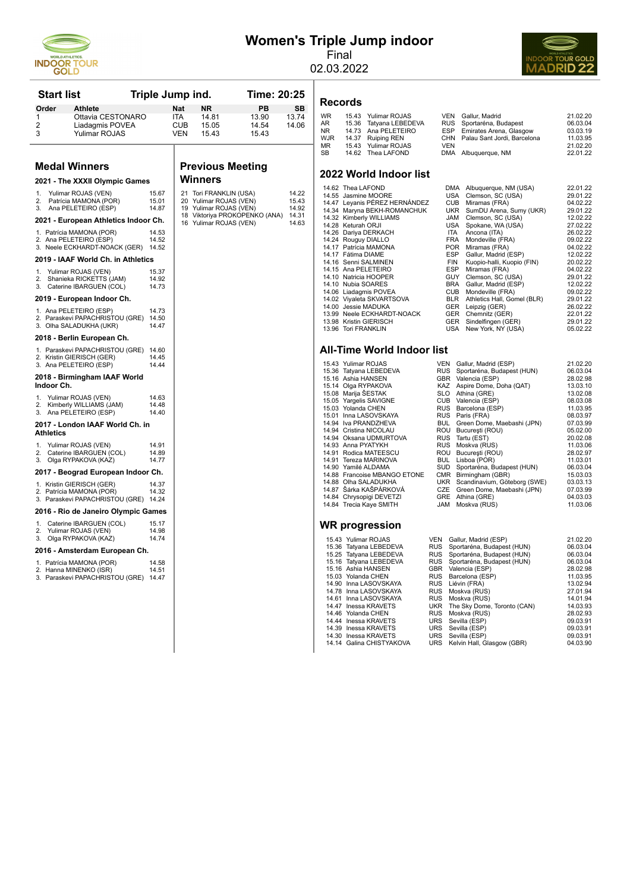# Women's Triple Jump indoor

Final

02.03.2022

## Start list

Triple Jump ind. — Time: 20:25

| Order | Athlete | Nat | NR | PB | SB |
|---|---|---|---|---|---|
| 1 | Ottavia CESTONARO | ITA | 14.81 | 13.90 | 13.74 |
| 2 | Liadagmis POVEA | CUB | 15.05 | 14.54 | 14.06 |
| 3 | Yulimar ROJAS | VEN | 15.43 | 15.43 | |

## Medal Winners

### 2021 - The XXXII Olympic Games

1. Yulimar ROJAS (VEN) 15.67
2. Patrícia MAMONA (POR) 15.01
3. Ana PELETEIRO (ESP) 14.87

### 2021 - European Athletics Indoor Ch.

1. Patrícia MAMONA (POR) 14.53
2. Ana PELETEIRO (ESP) 14.52
3. Neele ECKHARDT-NOACK (GER) 14.52

### 2019 - IAAF World Ch. in Athletics

1. Yulimar ROJAS (VEN) 15.37
2. Shanieka RICKETTS (JAM) 14.92
3. Caterine IBARGUEN (COL) 14.73

### 2019 - European Indoor Ch.

1. Ana PELETEIRO (ESP) 14.73
2. Paraskevi PAPACHRISTOU (GRE) 14.50
3. Olha SALADUKHA (UKR) 14.47

### 2018 - Berlin European Ch.

1. Paraskevi PAPACHRISTOU (GRE) 14.60
2. Kristin GIERISCH (GER) 14.45
3. Ana PELETEIRO (ESP) 14.44

### 2018 - Birmingham IAAF World Indoor Ch.

1. Yulimar ROJAS (VEN) 14.63
2. Kimberly WILLIAMS (JAM) 14.48
3. Ana PELETEIRO (ESP) 14.40

### 2017 - London IAAF World Ch. in Athletics

1. Yulimar ROJAS (VEN) 14.91
2. Caterine IBARGUEN (COL) 14.89
3. Olga RYPAKOVA (KAZ) 14.77

### 2017 - Beograd European Indoor Ch.

1. Kristin GIERISCH (GER) 14.37
2. Patrícia MAMONA (POR) 14.32
3. Paraskevi PAPACHRISTOU (GRE) 14.24

### 2016 - Rio de Janeiro Olympic Games

1. Caterine IBARGUEN (COL) 15.17
2. Yulimar ROJAS (VEN) 14.98
3. Olga RYPAKOVA (KAZ) 14.74

### 2016 - Amsterdam European Ch.

1. Patrícia MAMONA (POR) 14.58
2. Hanna MINENKO (ISR) 14.51
3. Paraskevi PAPACHRISTOU (GRE) 14.47

## Previous Meeting Winners

| Year | Athlete | Mark |
|---|---|---|
| 21 | Tori FRANKLIN (USA) | 14.22 |
| 20 | Yulimar ROJAS (VEN) | 15.43 |
| 19 | Yulimar ROJAS (VEN) | 14.92 |
| 18 | Viktoriya PROKOPENKO (ANA) | 14.31 |
| 16 | Yulimar ROJAS (VEN) | 14.63 |

## Records

| | Mark | Athlete | Nat | Venue | Date |
|---|---|---|---|---|---|
| WR | 15.43 | Yulimar ROJAS | VEN | Gallur, Madrid | 21.02.20 |
| AR | 15.36 | Tatyana LEBEDEVA | RUS | Sportaréna, Budapest | 06.03.04 |
| NR | 14.73 | Ana PELETEIRO | ESP | Emirates Arena, Glasgow | 03.03.19 |
| WJR | 14.37 | Ruiping REN | CHN | Palau Sant Jordi, Barcelona | 11.03.95 |
| MR | 15.43 | Yulimar ROJAS | VEN | | 21.02.20 |
| SB | 14.62 | Thea LAFOND | DMA | Albuquerque, NM | 22.01.22 |

## 2022 World Indoor list

| Mark | Athlete | Nat | Venue | Date |
|---|---|---|---|---|
| 14.62 | Thea LAFOND | DMA | Albuquerque, NM (USA) | 22.01.22 |
| 14.55 | Jasmine MOORE | USA | Clemson, SC (USA) | 29.01.22 |
| 14.47 | Leyanis PÉREZ HERNÁNDEZ | CUB | Miramas (FRA) | 04.02.22 |
| 14.34 | Maryna BEKH-ROMANCHUK | UKR | SumDU Arena, Sumy (UKR) | 29.01.22 |
| 14.32 | Kimberly WILLIAMS | JAM | Clemson, SC (USA) | 12.02.22 |
| 14.28 | Keturah ORJI | USA | Spokane, WA (USA) | 27.02.22 |
| 14.26 | Dariya DERKACH | ITA | Ancona (ITA) | 26.02.22 |
| 14.20 | Rouguy DIALLO | FRA | Mondeville (FRA) | 09.02.22 |
| 14.17 | Patrícia MAMONA | POR | Miramas (FRA) | 04.02.22 |
| 14.17 | Fátima DIAME | ESP | Gallur, Madrid (ESP) | 12.02.22 |
| 14.16 | Senni SALMINEN | FIN | Kuopio-halli, Kuopio (FIN) | 20.02.22 |
| 14.15 | Ana PELETEIRO | ESP | Miramas (FRA) | 04.02.22 |
| 14.10 | Natricia HOOPER | GUY | Clemson, SC (USA) | 29.01.22 |
| 14.10 | Nubia SOARES | BRA | Gallur, Madrid (ESP) | 12.02.22 |
| 14.06 | Liadagmis POVEA | CUB | Mondeville (FRA) | 09.02.22 |
| 14.02 | Viyaleta SKVARTSOVA | BLR | Athletics Hall, Gomel (BLR) | 29.01.22 |
| 14.00 | Jessie MADUKA | GER | Leipzig (GER) | 26.02.22 |
| 13.99 | Neele ECKHARDT-NOACK | GER | Chemnitz (GER) | 22.01.22 |
| 13.98 | Kristin GIERISCH | GER | Sindelfingen (GER) | 29.01.22 |
| 13.96 | Tori FRANKLIN | USA | New York, NY (USA) | 05.02.22 |

## All-Time World Indoor list

| Mark | Athlete | Nat | Venue | Date |
|---|---|---|---|---|
| 15.43 | Yulimar ROJAS | VEN | Gallur, Madrid (ESP) | 21.02.20 |
| 15.36 | Tatyana LEBEDEVA | RUS | Sportaréna, Budapest (HUN) | 06.03.04 |
| 15.16 | Ashia HANSEN | GBR | Valencia (ESP) | 28.02.98 |
| 15.14 | Olga RYPAKOVA | KAZ | Aspire Dome, Doha (QAT) | 13.03.10 |
| 15.08 | Marija ŠESTAK | SLO | Athina (GRE) | 13.02.08 |
| 15.05 | Yargelis SAVIGNE | CUB | Valencia (ESP) | 08.03.08 |
| 15.03 | Yolanda CHEN | RUS | Barcelona (ESP) | 11.03.95 |
| 15.01 | Inna LASOVSKAYA | RUS | Paris (FRA) | 08.03.97 |
| 14.94 | Iva PRANDZHEVA | BUL | Green Dome, Maebashi (JPN) | 07.03.99 |
| 14.94 | Cristina NICOLAU | ROU | Bucureşti (ROU) | 05.02.00 |
| 14.94 | Oksana UDMURTOVA | RUS | Tartu (EST) | 20.02.08 |
| 14.93 | Anna PYATYKH | RUS | Moskva (RUS) | 11.03.06 |
| 14.91 | Rodica MATEESCU | ROU | Bucureşti (ROU) | 28.02.97 |
| 14.91 | Tereza MARINOVA | BUL | Lisboa (POR) | 11.03.01 |
| 14.90 | Yamilé ALDAMA | SUD | Sportaréna, Budapest (HUN) | 06.03.04 |
| 14.88 | Francoise MBANGO ETONE | CMR | Birmingham (GBR) | 15.03.03 |
| 14.88 | Olha SALADUKHA | UKR | Scandinavium, Göteborg (SWE) | 03.03.13 |
| 14.87 | Šárka KAŠPÁRKOVÁ | CZE | Green Dome, Maebashi (JPN) | 07.03.99 |
| 14.84 | Chrysopigi DEVETZI | GRE | Athina (GRE) | 04.03.03 |
| 14.84 | Trecia Kaye SMITH | JAM | Moskva (RUS) | 11.03.06 |

## WR progression

| Mark | Athlete | Nat | Venue | Date |
|---|---|---|---|---|
| 15.43 | Yulimar ROJAS | VEN | Gallur, Madrid (ESP) | 21.02.20 |
| 15.36 | Tatyana LEBEDEVA | RUS | Sportaréna, Budapest (HUN) | 06.03.04 |
| 15.25 | Tatyana LEBEDEVA | RUS | Sportaréna, Budapest (HUN) | 06.03.04 |
| 15.16 | Tatyana LEBEDEVA | RUS | Sportaréna, Budapest (HUN) | 06.03.04 |
| 15.16 | Ashia HANSEN | GBR | Valencia (ESP) | 28.02.98 |
| 15.03 | Yolanda CHEN | RUS | Barcelona (ESP) | 11.03.95 |
| 14.90 | Inna LASOVSKAYA | RUS | Liévin (FRA) | 13.02.94 |
| 14.78 | Inna LASOVSKAYA | RUS | Moskva (RUS) | 27.01.94 |
| 14.61 | Inna LASOVSKAYA | RUS | Moskva (RUS) | 14.01.94 |
| 14.47 | Inessa KRAVETS | UKR | The Sky Dome, Toronto (CAN) | 14.03.93 |
| 14.46 | Yolanda CHEN | RUS | Moskva (RUS) | 28.02.93 |
| 14.44 | Inessa KRAVETS | URS | Sevilla (ESP) | 09.03.91 |
| 14.39 | Inessa KRAVETS | URS | Sevilla (ESP) | 09.03.91 |
| 14.30 | Inessa KRAVETS | URS | Sevilla (ESP) | 09.03.91 |
| 14.14 | Galina CHISTYAKOVA | URS | Kelvin Hall, Glasgow (GBR) | 04.03.90 |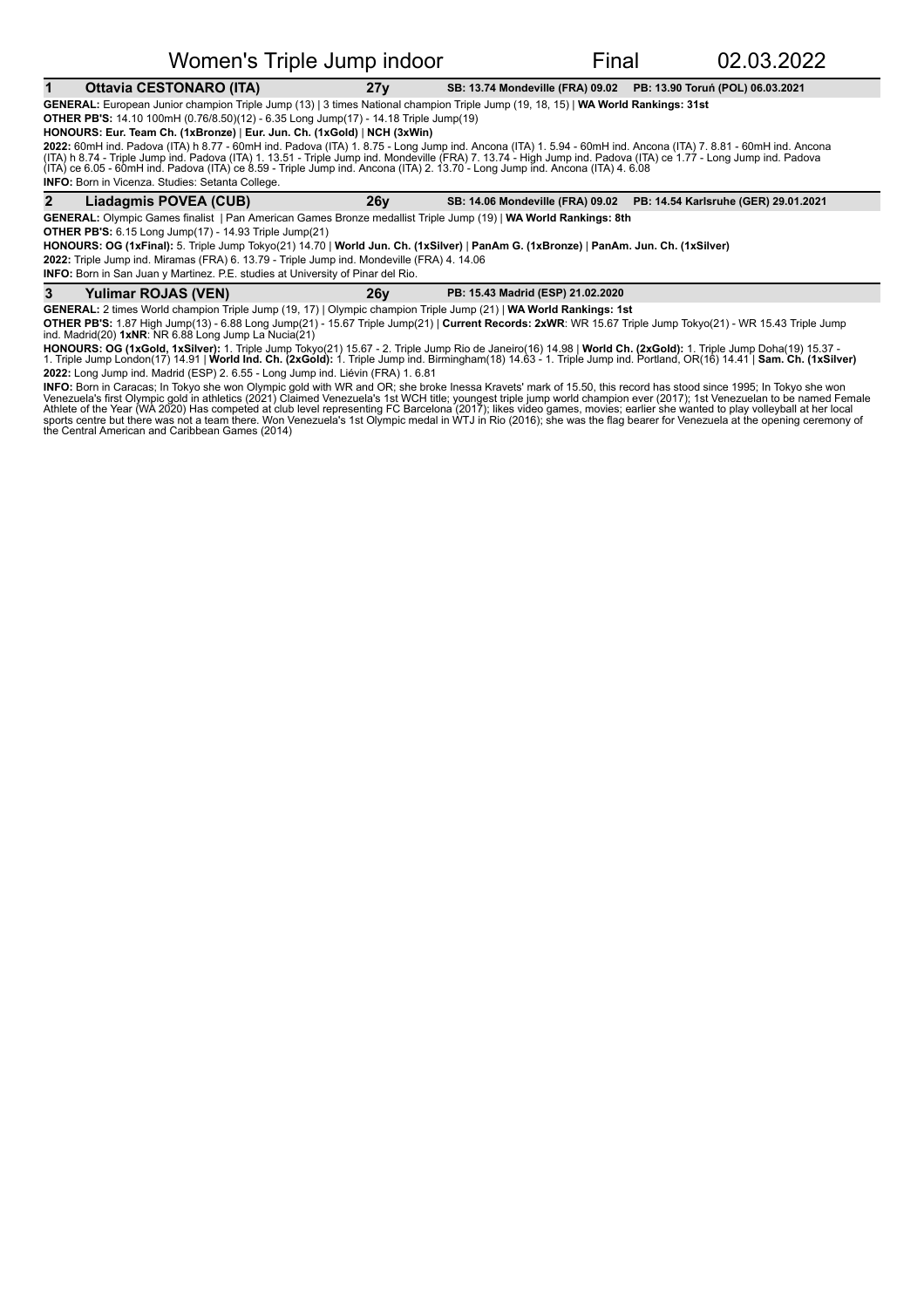# Women's Triple Jump indoor — Final — 02.03.2022

## 1 Ottavia CESTONARO (ITA) — 27y — SB: 13.74 Mondeville (FRA) 09.02 — PB: 13.90 Toruń (POL) 06.03.2021

**GENERAL:** European Junior champion Triple Jump (13) | 3 times National champion Triple Jump (19, 18, 15) | **WA World Rankings: 31st**

**OTHER PB'S:** 14.10 100mH (0.76/8.50)(12) - 6.35 Long Jump(17) - 14.18 Triple Jump(19)

**HONOURS: Eur. Team Ch. (1xBronze)** | **Eur. Jun. Ch. (1xGold)** | **NCH (3xWin)**

**2022:** 60mH ind. Padova (ITA) h 8.77 - 60mH ind. Padova (ITA) 1. 8.75 - Long Jump ind. Ancona (ITA) 1. 5.94 - 60mH ind. Ancona (ITA) 7. 8.81 - 60mH ind. Ancona (ITA) h 8.74 - Triple Jump ind. Padova (ITA) 1. 13.51 - Triple Jump ind. Mondeville (FRA) 7. 13.74 - High Jump ind. Padova (ITA) ce 1.77 - Long Jump ind. Padova (ITA) ce 6.05 - 60mH ind. Padova (ITA) ce 8.59 - Triple Jump ind. Ancona (ITA) 2. 13.70 - Long Jump ind. Ancona (ITA) 4. 6.08

**INFO:** Born in Vicenza. Studies: Setanta College.

## 2 Liadagmis POVEA (CUB) — 26y — SB: 14.06 Mondeville (FRA) 09.02 — PB: 14.54 Karlsruhe (GER) 29.01.2021

**GENERAL:** Olympic Games finalist | Pan American Games Bronze medallist Triple Jump (19) | **WA World Rankings: 8th**

**OTHER PB'S:** 6.15 Long Jump(17) - 14.93 Triple Jump(21)

**HONOURS: OG (1xFinal):** 5. Triple Jump Tokyo(21) 14.70 | **World Jun. Ch. (1xSilver)** | **PanAm G. (1xBronze)** | **PanAm. Jun. Ch. (1xSilver)**

**2022:** Triple Jump ind. Miramas (FRA) 6. 13.79 - Triple Jump ind. Mondeville (FRA) 4. 14.06

**INFO:** Born in San Juan y Martinez. P.E. studies at University of Pinar del Rio.

## 3 Yulimar ROJAS (VEN) — 26y — PB: 15.43 Madrid (ESP) 21.02.2020

**GENERAL:** 2 times World champion Triple Jump (19, 17) | Olympic champion Triple Jump (21) | **WA World Rankings: 1st**

**OTHER PB'S:** 1.87 High Jump(13) - 6.88 Long Jump(21) - 15.67 Triple Jump(21) | **Current Records: 2xWR**: WR 15.67 Triple Jump Tokyo(21) - WR 15.43 Triple Jump ind. Madrid(20) **1xNR**: NR 6.88 Long Jump La Nucia(21)

**HONOURS: OG (1xGold, 1xSilver):** 1. Triple Jump Tokyo(21) 15.67 - 2. Triple Jump Rio de Janeiro(16) 14.98 | **World Ch. (2xGold):** 1. Triple Jump Doha(19) 15.37 - 1. Triple Jump London(17) 14.91 | **World Ind. Ch. (2xGold):** 1. Triple Jump ind. Birmingham(18) 14.63 - 1. Triple Jump ind. Portland, OR(16) 14.41 | **Sam. Ch. (1xSilver)**

**2022:** Long Jump ind. Madrid (ESP) 2. 6.55 - Long Jump ind. Liévin (FRA) 1. 6.81

**INFO:** Born in Caracas; In Tokyo she won Olympic gold with WR and OR; she broke Inessa Kravets' mark of 15.50, this record has stood since 1995; In Tokyo she won Venezuela's first Olympic gold in athletics (2021) Claimed Venezuela's 1st WCH title; youngest triple jump world champion ever (2017); 1st Venezuelan to be named Female Athlete of the Year (WA 2020) Has competed at club level representing FC Barcelona (2017); likes video games, movies; earlier she wanted to play volleyball at her local sports centre but there was not a team there. Won Venezuela's 1st Olympic medal in WTJ in Rio (2016); she was the flag bearer for Venezuela at the opening ceremony of the Central American and Caribbean Games (2014)